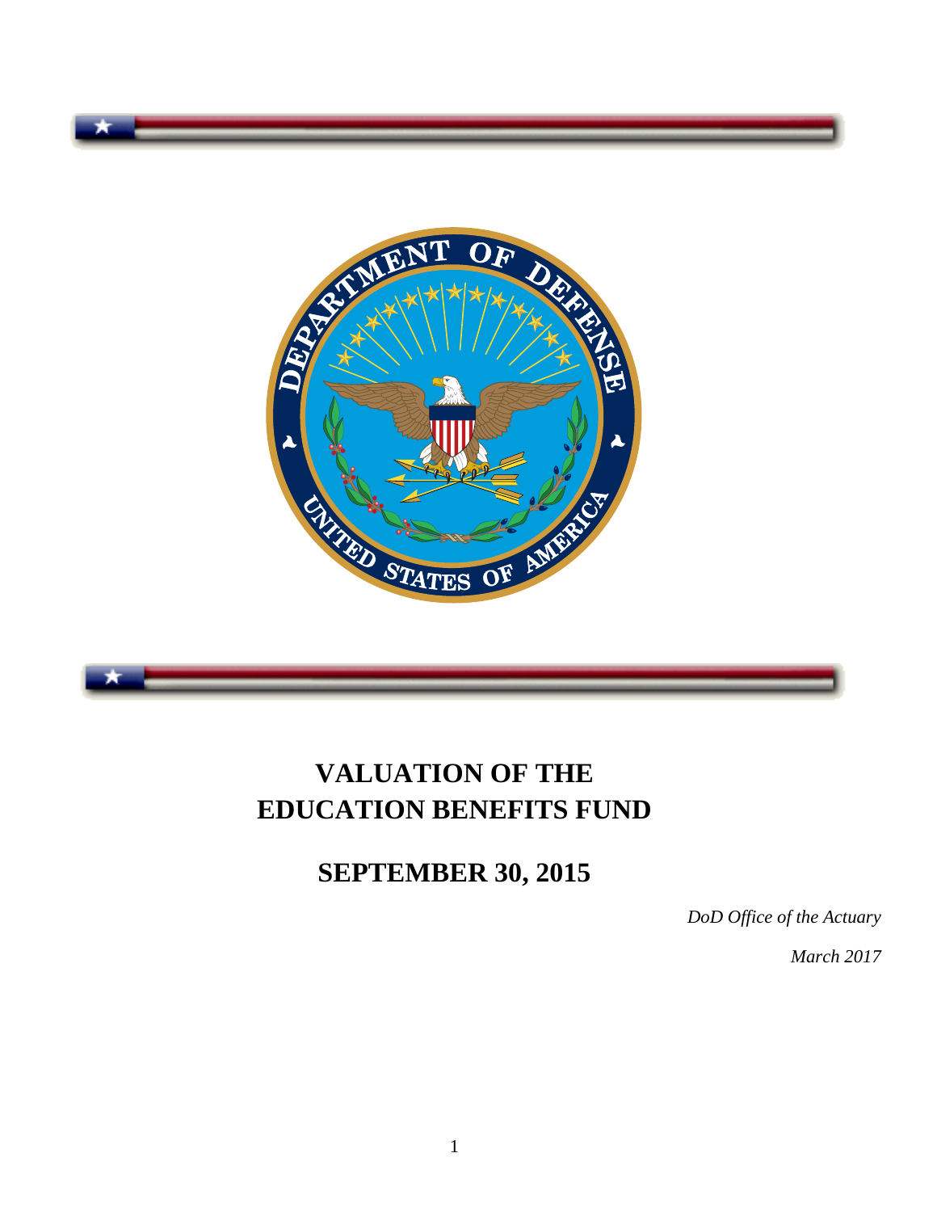# VALUATION OF THE EDUCATION BENEFITS FUND

## SEPTEMBER 30, 2015

*DoD Office of the Actuary*

*March 2017*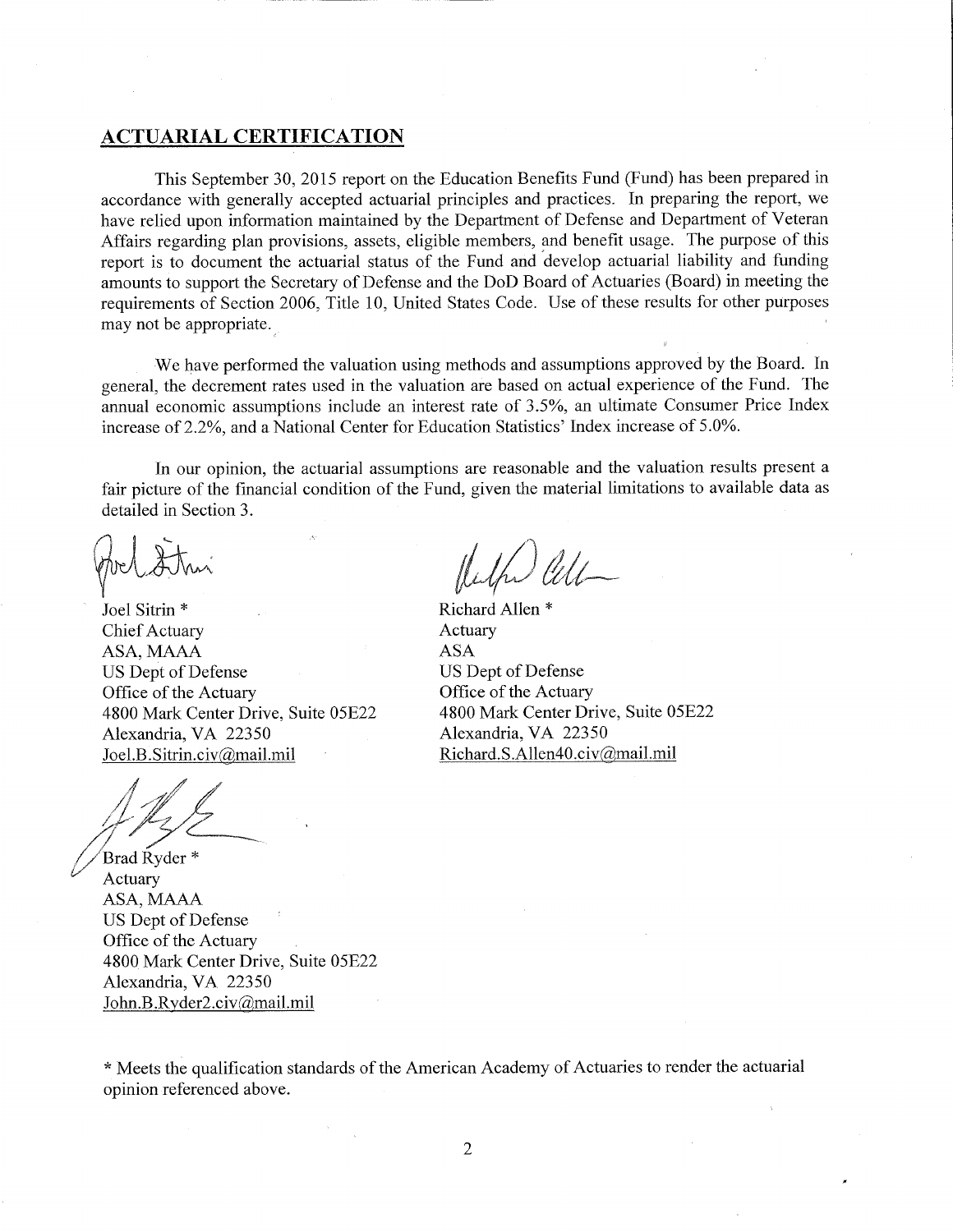## ACTUARIAL CERTIFICATION

This September 30, 2015 report on the Education Benefits Fund (Fund) has been prepared in accordance with generally accepted actuarial principles and practices. In preparing the report, we have relied upon information maintained by the Department of Defense and Department of Veteran Affairs regarding plan provisions, assets, eligible members, and benefit usage. The purpose of this report is to document the actuarial status of the Fund and develop actuarial liability and funding amounts to support the Secretary of Defense and the DoD Board of Actuaries (Board) in meeting the requirements of Section 2006, Title 10, United States Code. Use of these results for other purposes may not be appropriate.

We have performed the valuation using methods and assumptions approved by the Board. In general, the decrement rates used in the valuation are based on actual experience of the Fund. The annual economic assumptions include an interest rate of 3.5%, an ultimate Consumer Price Index increase of 2.2%, and a National Center for Education Statistics' Index increase of 5.0%.

In our opinion, the actuarial assumptions are reasonable and the valuation results present a fair picture of the financial condition of the Fund, given the material limitations to available data as detailed in Section 3.

Joel Sitrin *
Chief Actuary
ASA, MAAA
US Dept of Defense
Office of the Actuary
4800 Mark Center Drive, Suite 05E22
Alexandria, VA 22350
Joel.B.Sitrin.civ@mail.mil

Richard Allen *
Actuary
ASA
US Dept of Defense
Office of the Actuary
4800 Mark Center Drive, Suite 05E22
Alexandria, VA 22350
Richard.S.Allen40.civ@mail.mil

Brad Ryder *
Actuary
ASA, MAAA
US Dept of Defense
Office of the Actuary
4800 Mark Center Drive, Suite 05E22
Alexandria, VA 22350
John.B.Ryder2.civ@mail.mil

* Meets the qualification standards of the American Academy of Actuaries to render the actuarial opinion referenced above.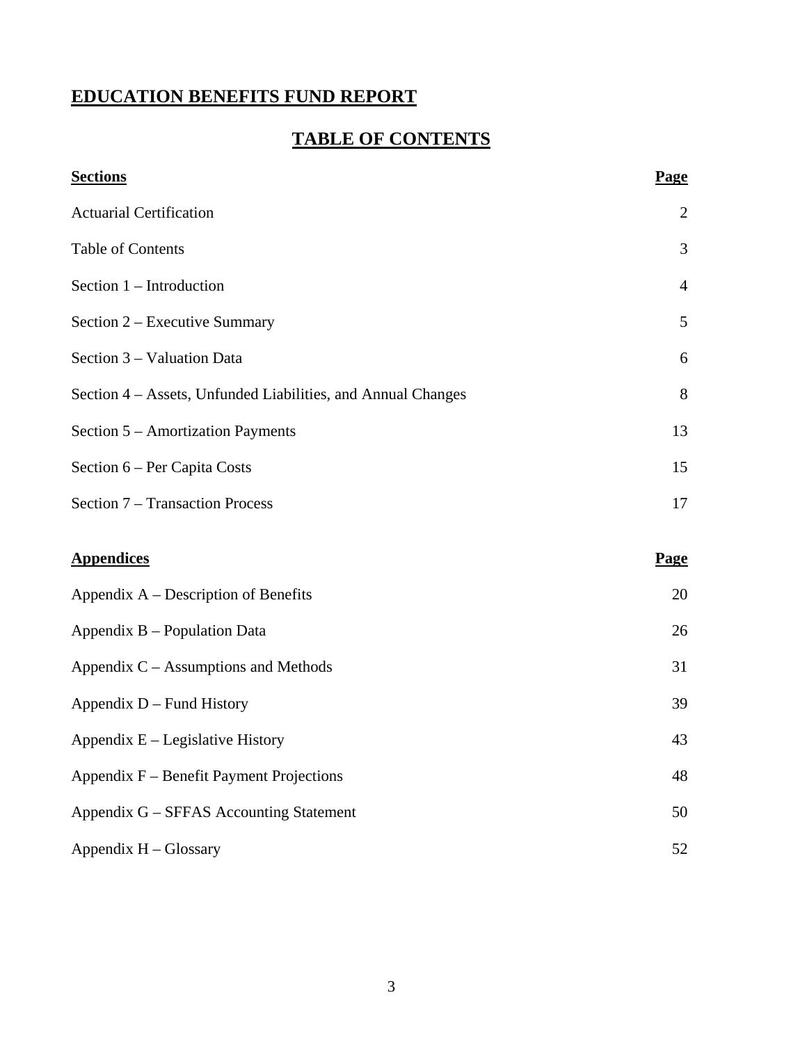# EDUCATION BENEFITS FUND REPORT

## TABLE OF CONTENTS

| Sections | Page |
|---|---|
| Actuarial Certification | 2 |
| Table of Contents | 3 |
| Section 1 – Introduction | 4 |
| Section 2 – Executive Summary | 5 |
| Section 3 – Valuation Data | 6 |
| Section 4 – Assets, Unfunded Liabilities, and Annual Changes | 8 |
| Section 5 – Amortization Payments | 13 |
| Section 6 – Per Capita Costs | 15 |
| Section 7 – Transaction Process | 17 |

| Appendices | Page |
|---|---|
| Appendix A – Description of Benefits | 20 |
| Appendix B – Population Data | 26 |
| Appendix C – Assumptions and Methods | 31 |
| Appendix D – Fund History | 39 |
| Appendix E – Legislative History | 43 |
| Appendix F – Benefit Payment Projections | 48 |
| Appendix G – SFFAS Accounting Statement | 50 |
| Appendix H – Glossary | 52 |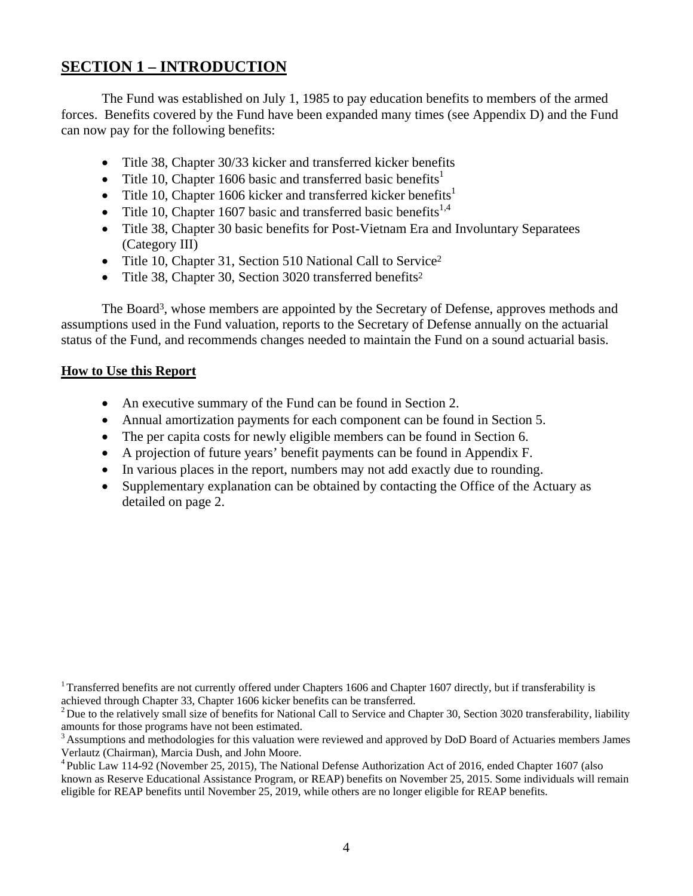## SECTION 1 – INTRODUCTION

The Fund was established on July 1, 1985 to pay education benefits to members of the armed forces. Benefits covered by the Fund have been expanded many times (see Appendix D) and the Fund can now pay for the following benefits:

- Title 38, Chapter 30/33 kicker and transferred kicker benefits
- Title 10, Chapter 1606 basic and transferred basic benefits[1]
- Title 10, Chapter 1606 kicker and transferred kicker benefits[1]
- Title 10, Chapter 1607 basic and transferred basic benefits[1,4]
- Title 38, Chapter 30 basic benefits for Post-Vietnam Era and Involuntary Separatees (Category III)
- Title 10, Chapter 31, Section 510 National Call to Service[2]
- Title 38, Chapter 30, Section 3020 transferred benefits[2]

The Board[3], whose members are appointed by the Secretary of Defense, approves methods and assumptions used in the Fund valuation, reports to the Secretary of Defense annually on the actuarial status of the Fund, and recommends changes needed to maintain the Fund on a sound actuarial basis.

### How to Use this Report

- An executive summary of the Fund can be found in Section 2.
- Annual amortization payments for each component can be found in Section 5.
- The per capita costs for newly eligible members can be found in Section 6.
- A projection of future years' benefit payments can be found in Appendix F.
- In various places in the report, numbers may not add exactly due to rounding.
- Supplementary explanation can be obtained by contacting the Office of the Actuary as detailed on page 2.

[1] Transferred benefits are not currently offered under Chapters 1606 and Chapter 1607 directly, but if transferability is achieved through Chapter 33, Chapter 1606 kicker benefits can be transferred.

[2] Due to the relatively small size of benefits for National Call to Service and Chapter 30, Section 3020 transferability, liability amounts for those programs have not been estimated.

[3] Assumptions and methodologies for this valuation were reviewed and approved by DoD Board of Actuaries members James Verlautz (Chairman), Marcia Dush, and John Moore.

[4] Public Law 114-92 (November 25, 2015), The National Defense Authorization Act of 2016, ended Chapter 1607 (also known as Reserve Educational Assistance Program, or REAP) benefits on November 25, 2015. Some individuals will remain eligible for REAP benefits until November 25, 2019, while others are no longer eligible for REAP benefits.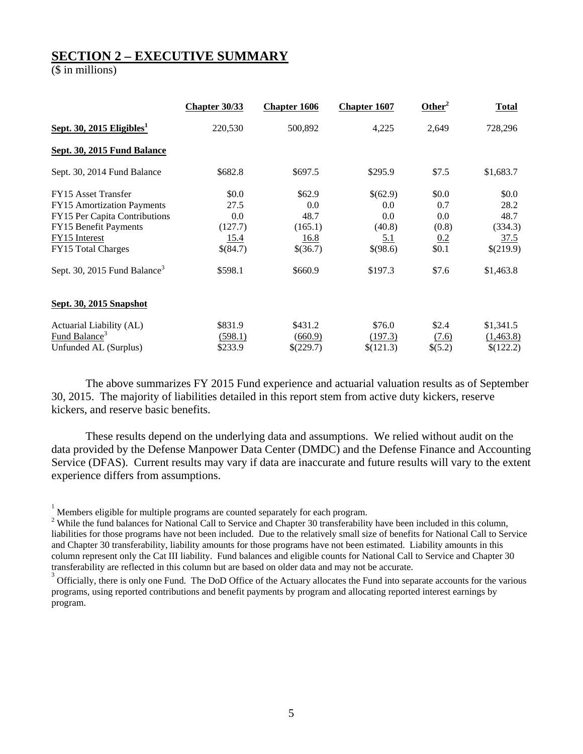## SECTION 2 – EXECUTIVE SUMMARY

($ in millions)

| | Chapter 30/33 | Chapter 1606 | Chapter 1607 | Other[2] | Total |
|---|---|---|---|---|---|
| **Sept. 30, 2015 Eligibles[1]** | 220,530 | 500,892 | 4,225 | 2,649 | 728,296 |
| **Sept. 30, 2015 Fund Balance** | | | | | |
| Sept. 30, 2014 Fund Balance | $682.8 | $697.5 | $295.9 | $7.5 | $1,683.7 |
| FY15 Asset Transfer | $0.0 | $62.9 | $(62.9) | $0.0 | $0.0 |
| FY15 Amortization Payments | 27.5 | 0.0 | 0.0 | 0.7 | 28.2 |
| FY15 Per Capita Contributions | 0.0 | 48.7 | 0.0 | 0.0 | 48.7 |
| FY15 Benefit Payments | (127.7) | (165.1) | (40.8) | (0.8) | (334.3) |
| FY15 Interest | 15.4 | 16.8 | 5.1 | 0.2 | 37.5 |
| FY15 Total Charges | $(84.7) | $(36.7) | $(98.6) | $0.1 | $(219.9) |
| Sept. 30, 2015 Fund Balance[3] | $598.1 | $660.9 | $197.3 | $7.6 | $1,463.8 |
| **Sept. 30, 2015 Snapshot** | | | | | |
| Actuarial Liability (AL) | $831.9 | $431.2 | $76.0 | $2.4 | $1,341.5 |
| Fund Balance[3] | (598.1) | (660.9) | (197.3) | (7.6) | (1,463.8) |
| Unfunded AL (Surplus) | $233.9 | $(229.7) | $(121.3) | $(5.2) | $(122.2) |

The above summarizes FY 2015 Fund experience and actuarial valuation results as of September 30, 2015. The majority of liabilities detailed in this report stem from active duty kickers, reserve kickers, and reserve basic benefits.

These results depend on the underlying data and assumptions. We relied without audit on the data provided by the Defense Manpower Data Center (DMDC) and the Defense Finance and Accounting Service (DFAS). Current results may vary if data are inaccurate and future results will vary to the extent experience differs from assumptions.

[1] Members eligible for multiple programs are counted separately for each program.

[2] While the fund balances for National Call to Service and Chapter 30 transferability have been included in this column, liabilities for those programs have not been included. Due to the relatively small size of benefits for National Call to Service and Chapter 30 transferability, liability amounts for those programs have not been estimated. Liability amounts in this column represent only the Cat III liability. Fund balances and eligible counts for National Call to Service and Chapter 30 transferability are reflected in this column but are based on older data and may not be accurate.

[3] Officially, there is only one Fund. The DoD Office of the Actuary allocates the Fund into separate accounts for the various programs, using reported contributions and benefit payments by program and allocating reported interest earnings by program.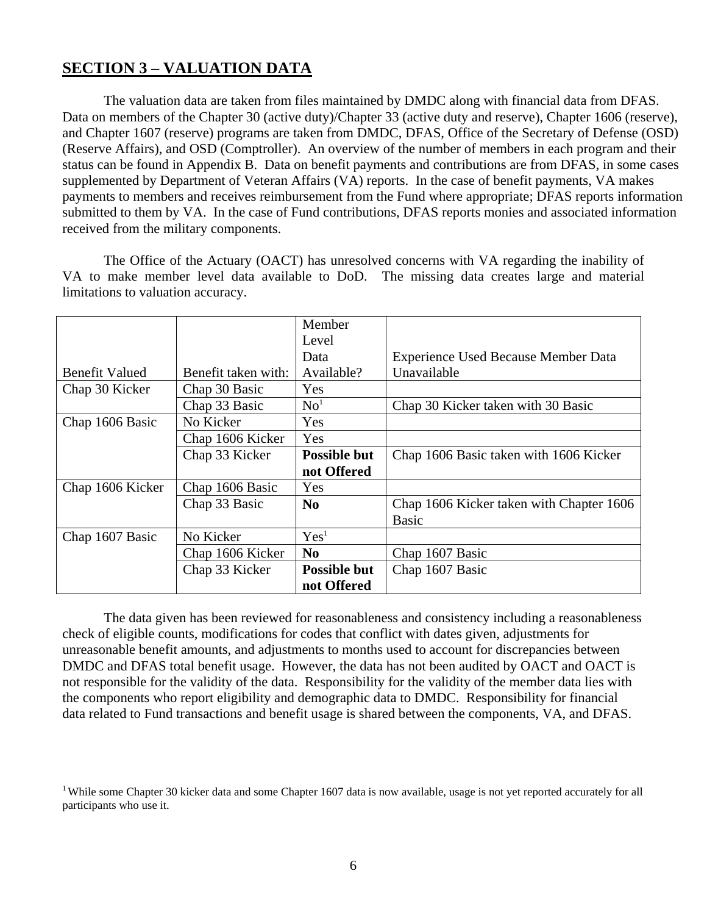## SECTION 3 – VALUATION DATA

The valuation data are taken from files maintained by DMDC along with financial data from DFAS. Data on members of the Chapter 30 (active duty)/Chapter 33 (active duty and reserve), Chapter 1606 (reserve), and Chapter 1607 (reserve) programs are taken from DMDC, DFAS, Office of the Secretary of Defense (OSD) (Reserve Affairs), and OSD (Comptroller). An overview of the number of members in each program and their status can be found in Appendix B. Data on benefit payments and contributions are from DFAS, in some cases supplemented by Department of Veteran Affairs (VA) reports. In the case of benefit payments, VA makes payments to members and receives reimbursement from the Fund where appropriate; DFAS reports information submitted to them by VA. In the case of Fund contributions, DFAS reports monies and associated information received from the military components.

The Office of the Actuary (OACT) has unresolved concerns with VA regarding the inability of VA to make member level data available to DoD. The missing data creates large and material limitations to valuation accuracy.

| Benefit Valued | Benefit taken with: | Member Level Data Available? | Experience Used Because Member Data Unavailable |
|---|---|---|---|
| Chap 30 Kicker | Chap 30 Basic | Yes | |
| | Chap 33 Basic | No[1] | Chap 30 Kicker taken with 30 Basic |
| Chap 1606 Basic | No Kicker | Yes | |
| | Chap 1606 Kicker | Yes | |
| | Chap 33 Kicker | **Possible but not Offered** | Chap 1606 Basic taken with 1606 Kicker |
| Chap 1606 Kicker | Chap 1606 Basic | Yes | |
| | Chap 33 Basic | **No** | Chap 1606 Kicker taken with Chapter 1606 Basic |
| Chap 1607 Basic | No Kicker | Yes[1] | |
| | Chap 1606 Kicker | **No** | Chap 1607 Basic |
| | Chap 33 Kicker | **Possible but not Offered** | Chap 1607 Basic |

The data given has been reviewed for reasonableness and consistency including a reasonableness check of eligible counts, modifications for codes that conflict with dates given, adjustments for unreasonable benefit amounts, and adjustments to months used to account for discrepancies between DMDC and DFAS total benefit usage. However, the data has not been audited by OACT and OACT is not responsible for the validity of the data. Responsibility for the validity of the member data lies with the components who report eligibility and demographic data to DMDC. Responsibility for financial data related to Fund transactions and benefit usage is shared between the components, VA, and DFAS.

[1] While some Chapter 30 kicker data and some Chapter 1607 data is now available, usage is not yet reported accurately for all participants who use it.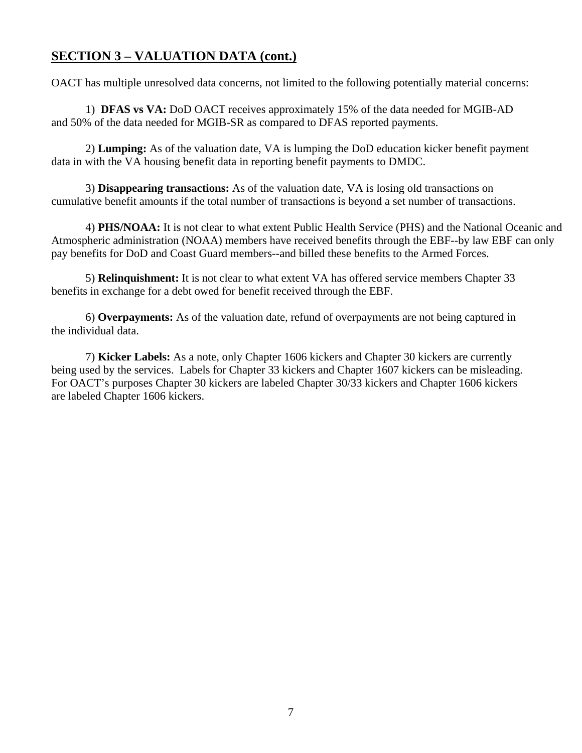## SECTION 3 – VALUATION DATA (cont.)

OACT has multiple unresolved data concerns, not limited to the following potentially material concerns:

1) **DFAS vs VA:** DoD OACT receives approximately 15% of the data needed for MGIB-AD and 50% of the data needed for MGIB-SR as compared to DFAS reported payments.

2) **Lumping:** As of the valuation date, VA is lumping the DoD education kicker benefit payment data in with the VA housing benefit data in reporting benefit payments to DMDC.

3) **Disappearing transactions:** As of the valuation date, VA is losing old transactions on cumulative benefit amounts if the total number of transactions is beyond a set number of transactions.

4) **PHS/NOAA:** It is not clear to what extent Public Health Service (PHS) and the National Oceanic and Atmospheric administration (NOAA) members have received benefits through the EBF--by law EBF can only pay benefits for DoD and Coast Guard members--and billed these benefits to the Armed Forces.

5) **Relinquishment:** It is not clear to what extent VA has offered service members Chapter 33 benefits in exchange for a debt owed for benefit received through the EBF.

6) **Overpayments:** As of the valuation date, refund of overpayments are not being captured in the individual data.

7) **Kicker Labels:** As a note, only Chapter 1606 kickers and Chapter 30 kickers are currently being used by the services. Labels for Chapter 33 kickers and Chapter 1607 kickers can be misleading. For OACT's purposes Chapter 30 kickers are labeled Chapter 30/33 kickers and Chapter 1606 kickers are labeled Chapter 1606 kickers.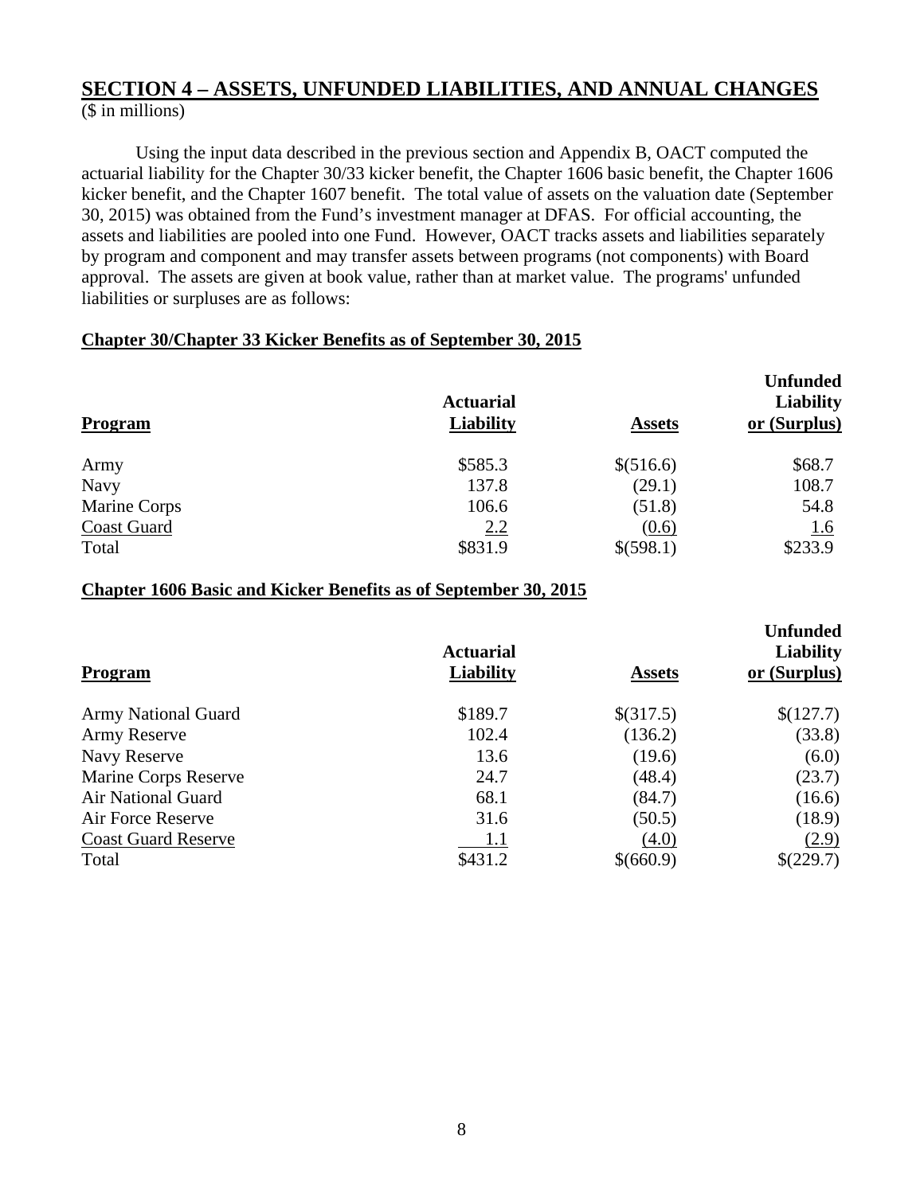## SECTION 4 – ASSETS, UNFUNDED LIABILITIES, AND ANNUAL CHANGES

($ in millions)

Using the input data described in the previous section and Appendix B, OACT computed the actuarial liability for the Chapter 30/33 kicker benefit, the Chapter 1606 basic benefit, the Chapter 1606 kicker benefit, and the Chapter 1607 benefit. The total value of assets on the valuation date (September 30, 2015) was obtained from the Fund's investment manager at DFAS. For official accounting, the assets and liabilities are pooled into one Fund. However, OACT tracks assets and liabilities separately by program and component and may transfer assets between programs (not components) with Board approval. The assets are given at book value, rather than at market value. The programs' unfunded liabilities or surpluses are as follows:

**Chapter 30/Chapter 33 Kicker Benefits as of September 30, 2015**

| Program | Actuarial Liability | Assets | Unfunded Liability or (Surplus) |
|---|---|---|---|
| Army | $585.3 | $(516.6) | $68.7 |
| Navy | 137.8 | (29.1) | 108.7 |
| Marine Corps | 106.6 | (51.8) | 54.8 |
| Coast Guard | 2.2 | (0.6) | 1.6 |
| Total | $831.9 | $(598.1) | $233.9 |

**Chapter 1606 Basic and Kicker Benefits as of September 30, 2015**

| Program | Actuarial Liability | Assets | Unfunded Liability or (Surplus) |
|---|---|---|---|
| Army National Guard | $189.7 | $(317.5) | $(127.7) |
| Army Reserve | 102.4 | (136.2) | (33.8) |
| Navy Reserve | 13.6 | (19.6) | (6.0) |
| Marine Corps Reserve | 24.7 | (48.4) | (23.7) |
| Air National Guard | 68.1 | (84.7) | (16.6) |
| Air Force Reserve | 31.6 | (50.5) | (18.9) |
| Coast Guard Reserve | 1.1 | (4.0) | (2.9) |
| Total | $431.2 | $(660.9) | $(229.7) |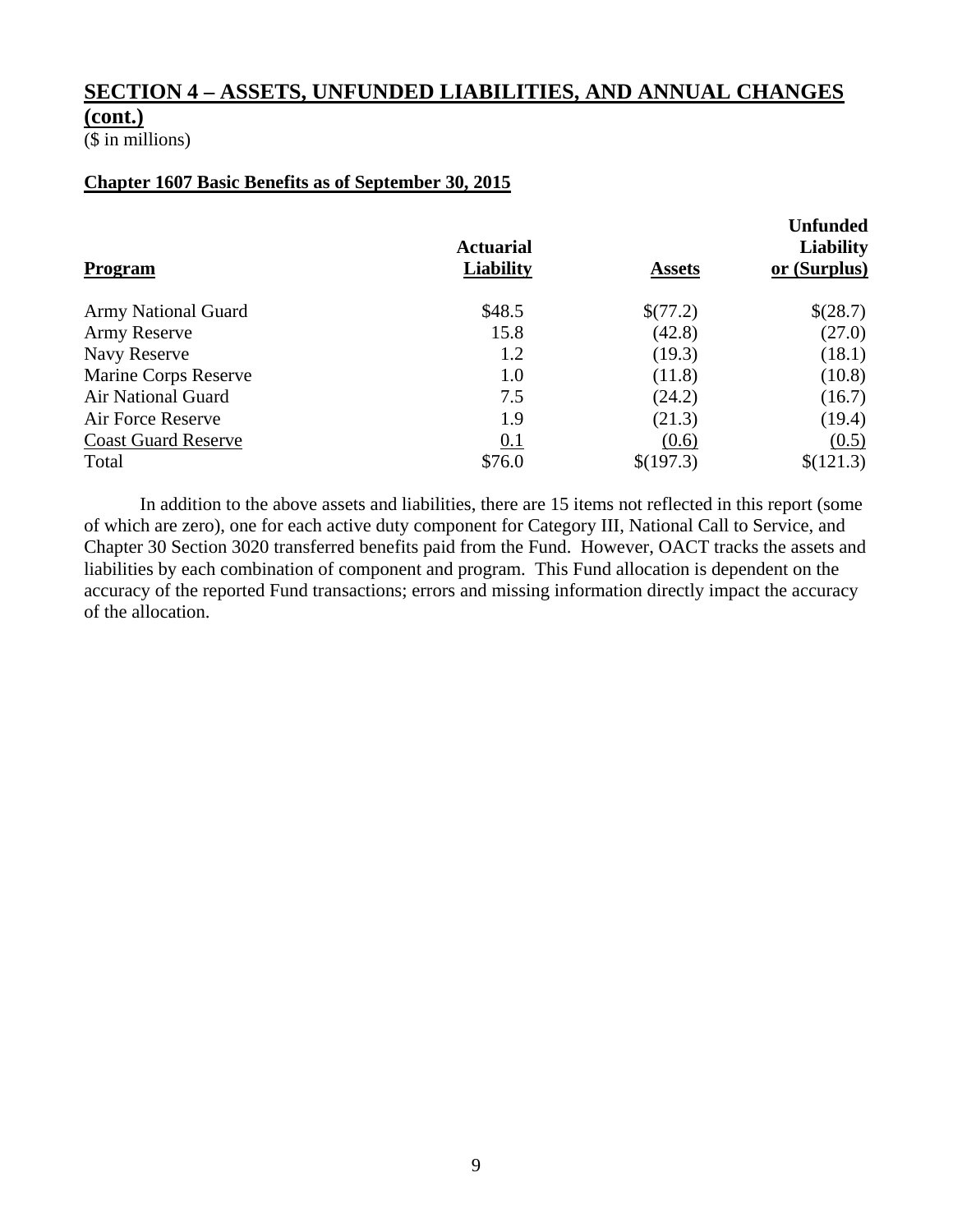## SECTION 4 – ASSETS, UNFUNDED LIABILITIES, AND ANNUAL CHANGES (cont.)

($ in millions)

### Chapter 1607 Basic Benefits as of September 30, 2015

| Program | Actuarial Liability | Assets | Unfunded Liability or (Surplus) |
|---|---|---|---|
| Army National Guard | $48.5 | $(77.2) | $(28.7) |
| Army Reserve | 15.8 | (42.8) | (27.0) |
| Navy Reserve | 1.2 | (19.3) | (18.1) |
| Marine Corps Reserve | 1.0 | (11.8) | (10.8) |
| Air National Guard | 7.5 | (24.2) | (16.7) |
| Air Force Reserve | 1.9 | (21.3) | (19.4) |
| Coast Guard Reserve | 0.1 | (0.6) | (0.5) |
| Total | $76.0 | $(197.3) | $(121.3) |

In addition to the above assets and liabilities, there are 15 items not reflected in this report (some of which are zero), one for each active duty component for Category III, National Call to Service, and Chapter 30 Section 3020 transferred benefits paid from the Fund. However, OACT tracks the assets and liabilities by each combination of component and program. This Fund allocation is dependent on the accuracy of the reported Fund transactions; errors and missing information directly impact the accuracy of the allocation.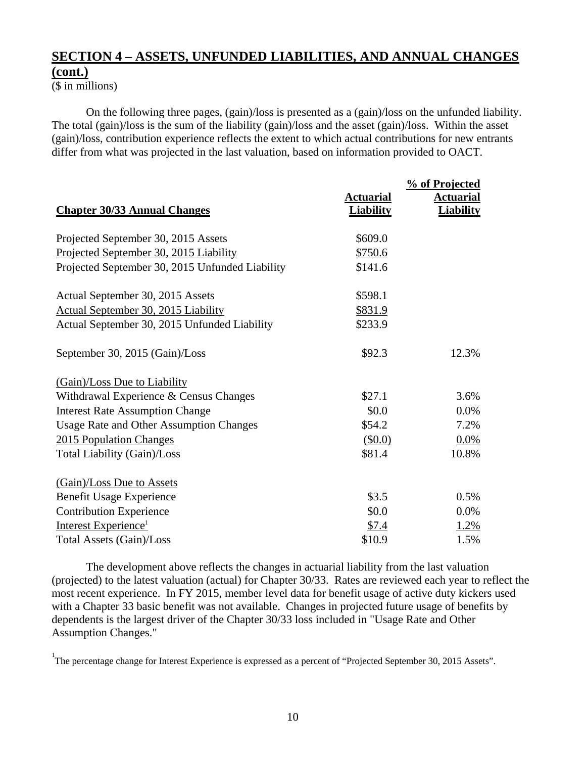## SECTION 4 – ASSETS, UNFUNDED LIABILITIES, AND ANNUAL CHANGES (cont.)

($ in millions)

On the following three pages, (gain)/loss is presented as a (gain)/loss on the unfunded liability. The total (gain)/loss is the sum of the liability (gain)/loss and the asset (gain)/loss. Within the asset (gain)/loss, contribution experience reflects the extent to which actual contributions for new entrants differ from what was projected in the last valuation, based on information provided to OACT.

| Chapter 30/33 Annual Changes | Actuarial Liability | % of Projected Actuarial Liability |
|---|---|---|
| Projected September 30, 2015 Assets | $609.0 | |
| Projected September 30, 2015 Liability | $750.6 | |
| Projected September 30, 2015 Unfunded Liability | $141.6 | |
| | | |
| Actual September 30, 2015 Assets | $598.1 | |
| Actual September 30, 2015 Liability | $831.9 | |
| Actual September 30, 2015 Unfunded Liability | $233.9 | |
| | | |
| September 30, 2015 (Gain)/Loss | $92.3 | 12.3% |
| | | |
| (Gain)/Loss Due to Liability | | |
| Withdrawal Experience & Census Changes | $27.1 | 3.6% |
| Interest Rate Assumption Change | $0.0 | 0.0% |
| Usage Rate and Other Assumption Changes | $54.2 | 7.2% |
| 2015 Population Changes | ($0.0) | 0.0% |
| Total Liability (Gain)/Loss | $81.4 | 10.8% |
| | | |
| (Gain)/Loss Due to Assets | | |
| Benefit Usage Experience | $3.5 | 0.5% |
| Contribution Experience | $0.0 | 0.0% |
| Interest Experience[1] | $7.4 | 1.2% |
| Total Assets (Gain)/Loss | $10.9 | 1.5% |

The development above reflects the changes in actuarial liability from the last valuation (projected) to the latest valuation (actual) for Chapter 30/33. Rates are reviewed each year to reflect the most recent experience. In FY 2015, member level data for benefit usage of active duty kickers used with a Chapter 33 basic benefit was not available. Changes in projected future usage of benefits by dependents is the largest driver of the Chapter 30/33 loss included in "Usage Rate and Other Assumption Changes."

[1] The percentage change for Interest Experience is expressed as a percent of "Projected September 30, 2015 Assets".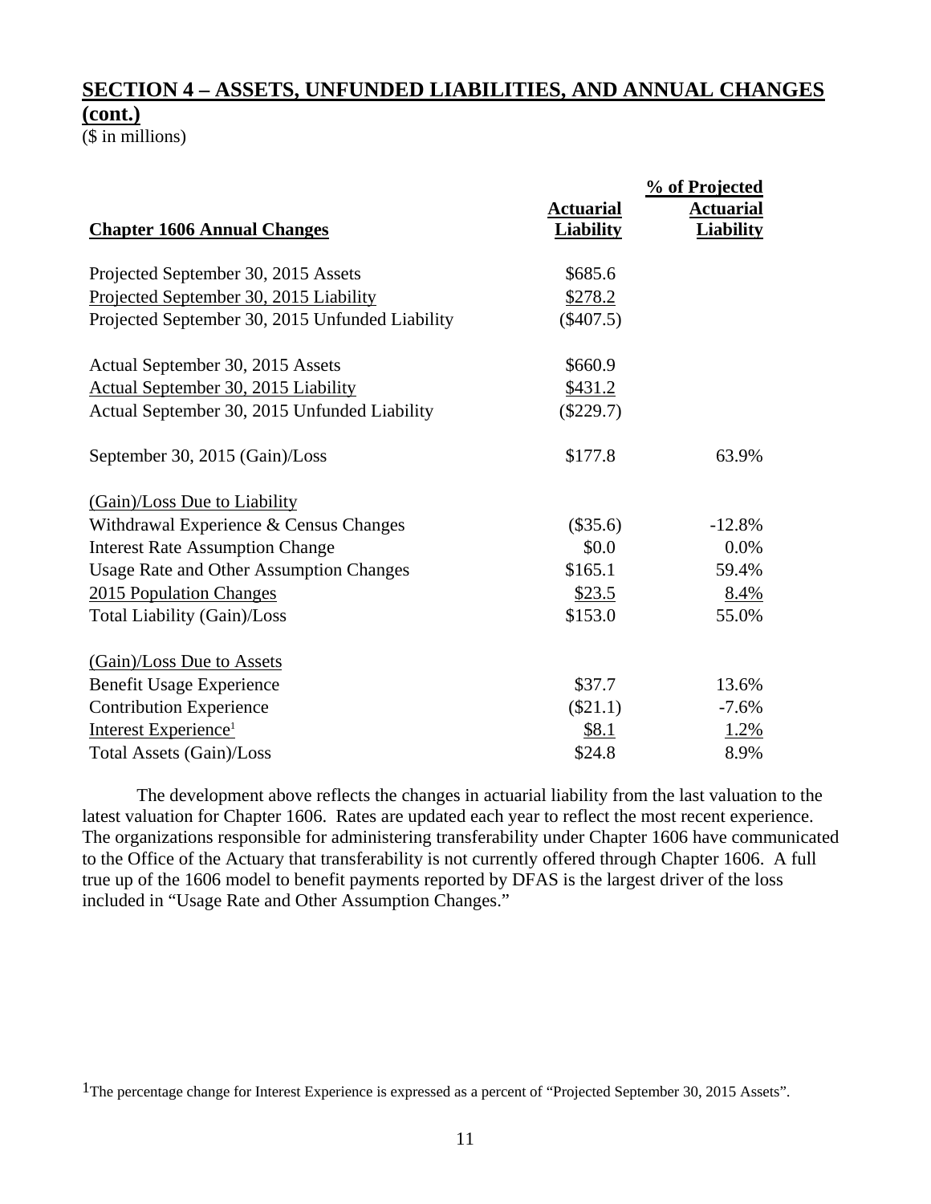## SECTION 4 – ASSETS, UNFUNDED LIABILITIES, AND ANNUAL CHANGES (cont.)

($ in millions)

| Chapter 1606 Annual Changes | Actuarial Liability | % of Projected Actuarial Liability |
|---|---|---|
| Projected September 30, 2015 Assets | $685.6 | |
| Projected September 30, 2015 Liability | $278.2 | |
| Projected September 30, 2015 Unfunded Liability | ($407.5) | |
| | | |
| Actual September 30, 2015 Assets | $660.9 | |
| Actual September 30, 2015 Liability | $431.2 | |
| Actual September 30, 2015 Unfunded Liability | ($229.7) | |
| | | |
| September 30, 2015 (Gain)/Loss | $177.8 | 63.9% |
| | | |
| (Gain)/Loss Due to Liability | | |
| Withdrawal Experience & Census Changes | ($35.6) | -12.8% |
| Interest Rate Assumption Change | $0.0 | 0.0% |
| Usage Rate and Other Assumption Changes | $165.1 | 59.4% |
| 2015 Population Changes | $23.5 | 8.4% |
| Total Liability (Gain)/Loss | $153.0 | 55.0% |
| | | |
| (Gain)/Loss Due to Assets | | |
| Benefit Usage Experience | $37.7 | 13.6% |
| Contribution Experience | ($21.1) | -7.6% |
| Interest Experience[1] | $8.1 | 1.2% |
| Total Assets (Gain)/Loss | $24.8 | 8.9% |

The development above reflects the changes in actuarial liability from the last valuation to the latest valuation for Chapter 1606. Rates are updated each year to reflect the most recent experience. The organizations responsible for administering transferability under Chapter 1606 have communicated to the Office of the Actuary that transferability is not currently offered through Chapter 1606. A full true up of the 1606 model to benefit payments reported by DFAS is the largest driver of the loss included in "Usage Rate and Other Assumption Changes."

[1] The percentage change for Interest Experience is expressed as a percent of "Projected September 30, 2015 Assets".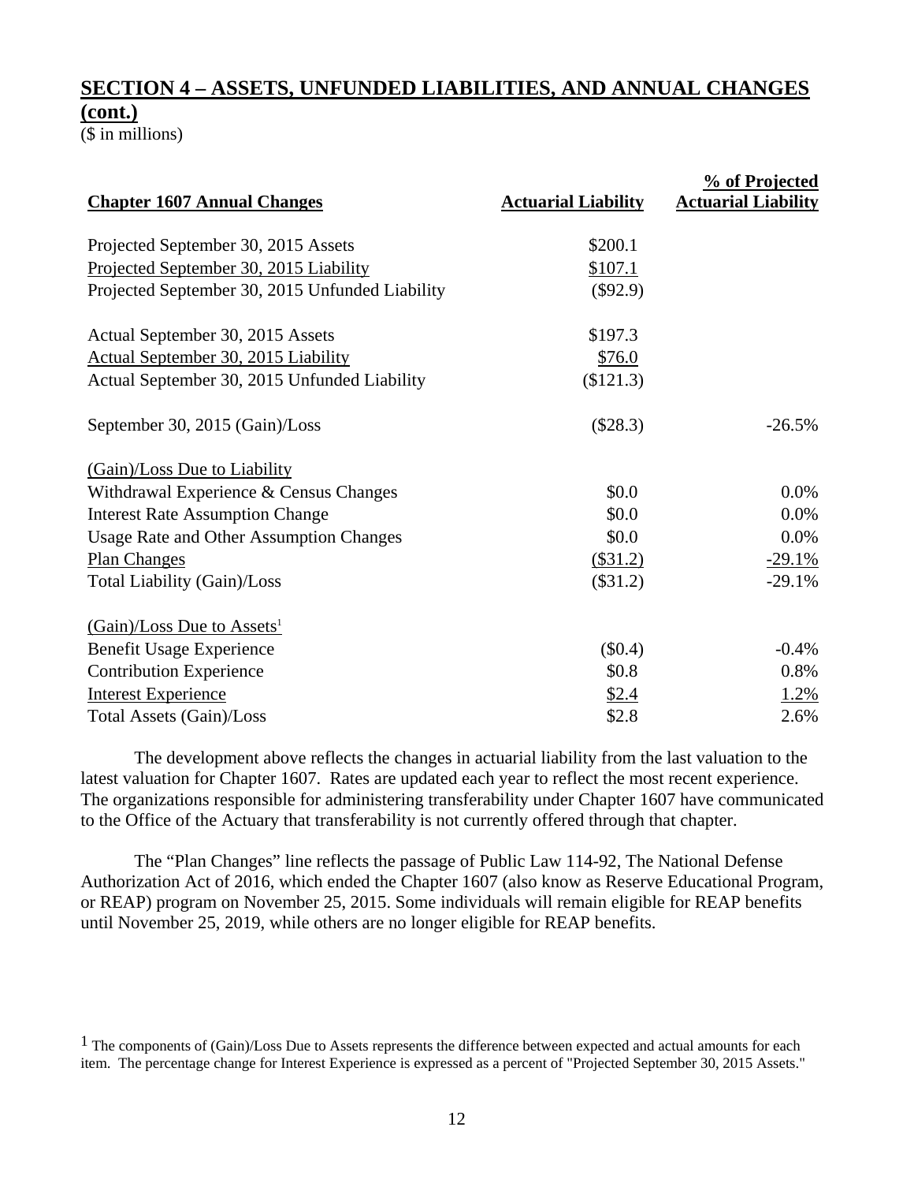## SECTION 4 – ASSETS, UNFUNDED LIABILITIES, AND ANNUAL CHANGES (cont.)

($ in millions)

| Chapter 1607 Annual Changes | Actuarial Liability | % of Projected Actuarial Liability |
|---|---|---|
| Projected September 30, 2015 Assets | $200.1 | |
| Projected September 30, 2015 Liability | $107.1 | |
| Projected September 30, 2015 Unfunded Liability | ($92.9) | |
| | | |
| Actual September 30, 2015 Assets | $197.3 | |
| Actual September 30, 2015 Liability | $76.0 | |
| Actual September 30, 2015 Unfunded Liability | ($121.3) | |
| | | |
| September 30, 2015 (Gain)/Loss | ($28.3) | -26.5% |
| | | |
| (Gain)/Loss Due to Liability | | |
| Withdrawal Experience & Census Changes | $0.0 | 0.0% |
| Interest Rate Assumption Change | $0.0 | 0.0% |
| Usage Rate and Other Assumption Changes | $0.0 | 0.0% |
| Plan Changes | ($31.2) | -29.1% |
| Total Liability (Gain)/Loss | ($31.2) | -29.1% |
| | | |
| (Gain)/Loss Due to Assets[1] | | |
| Benefit Usage Experience | ($0.4) | -0.4% |
| Contribution Experience | $0.8 | 0.8% |
| Interest Experience | $2.4 | 1.2% |
| Total Assets (Gain)/Loss | $2.8 | 2.6% |

The development above reflects the changes in actuarial liability from the last valuation to the latest valuation for Chapter 1607. Rates are updated each year to reflect the most recent experience. The organizations responsible for administering transferability under Chapter 1607 have communicated to the Office of the Actuary that transferability is not currently offered through that chapter.

The "Plan Changes" line reflects the passage of Public Law 114-92, The National Defense Authorization Act of 2016, which ended the Chapter 1607 (also know as Reserve Educational Program, or REAP) program on November 25, 2015. Some individuals will remain eligible for REAP benefits until November 25, 2019, while others are no longer eligible for REAP benefits.

[1] The components of (Gain)/Loss Due to Assets represents the difference between expected and actual amounts for each item. The percentage change for Interest Experience is expressed as a percent of "Projected September 30, 2015 Assets."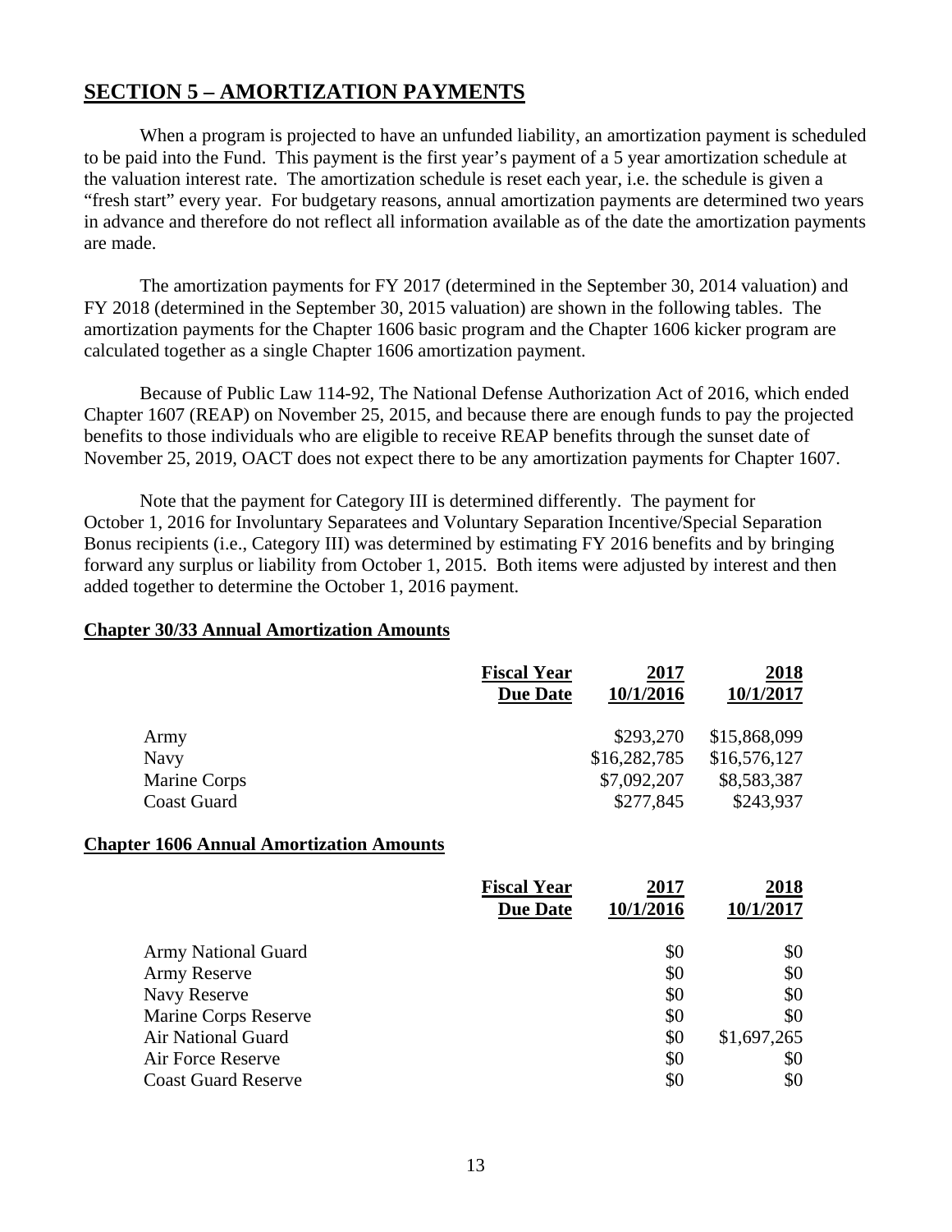## SECTION 5 – AMORTIZATION PAYMENTS

When a program is projected to have an unfunded liability, an amortization payment is scheduled to be paid into the Fund. This payment is the first year's payment of a 5 year amortization schedule at the valuation interest rate. The amortization schedule is reset each year, i.e. the schedule is given a "fresh start" every year. For budgetary reasons, annual amortization payments are determined two years in advance and therefore do not reflect all information available as of the date the amortization payments are made.

The amortization payments for FY 2017 (determined in the September 30, 2014 valuation) and FY 2018 (determined in the September 30, 2015 valuation) are shown in the following tables. The amortization payments for the Chapter 1606 basic program and the Chapter 1606 kicker program are calculated together as a single Chapter 1606 amortization payment.

Because of Public Law 114-92, The National Defense Authorization Act of 2016, which ended Chapter 1607 (REAP) on November 25, 2015, and because there are enough funds to pay the projected benefits to those individuals who are eligible to receive REAP benefits through the sunset date of November 25, 2019, OACT does not expect there to be any amortization payments for Chapter 1607.

Note that the payment for Category III is determined differently. The payment for October 1, 2016 for Involuntary Separatees and Voluntary Separation Incentive/Special Separation Bonus recipients (i.e., Category III) was determined by estimating FY 2016 benefits and by bringing forward any surplus or liability from October 1, 2015. Both items were adjusted by interest and then added together to determine the October 1, 2016 payment.

**Chapter 30/33 Annual Amortization Amounts**

| Fiscal Year<br>Due Date | 2017<br>10/1/2016 | 2018<br>10/1/2017 |
|---|---|---|
| Army | $293,270 | $15,868,099 |
| Navy | $16,282,785 | $16,576,127 |
| Marine Corps | $7,092,207 | $8,583,387 |
| Coast Guard | $277,845 | $243,937 |

**Chapter 1606 Annual Amortization Amounts**

| Fiscal Year<br>Due Date | 2017<br>10/1/2016 | 2018<br>10/1/2017 |
|---|---|---|
| Army National Guard | $0 | $0 |
| Army Reserve | $0 | $0 |
| Navy Reserve | $0 | $0 |
| Marine Corps Reserve | $0 | $0 |
| Air National Guard | $0 | $1,697,265 |
| Air Force Reserve | $0 | $0 |
| Coast Guard Reserve | $0 | $0 |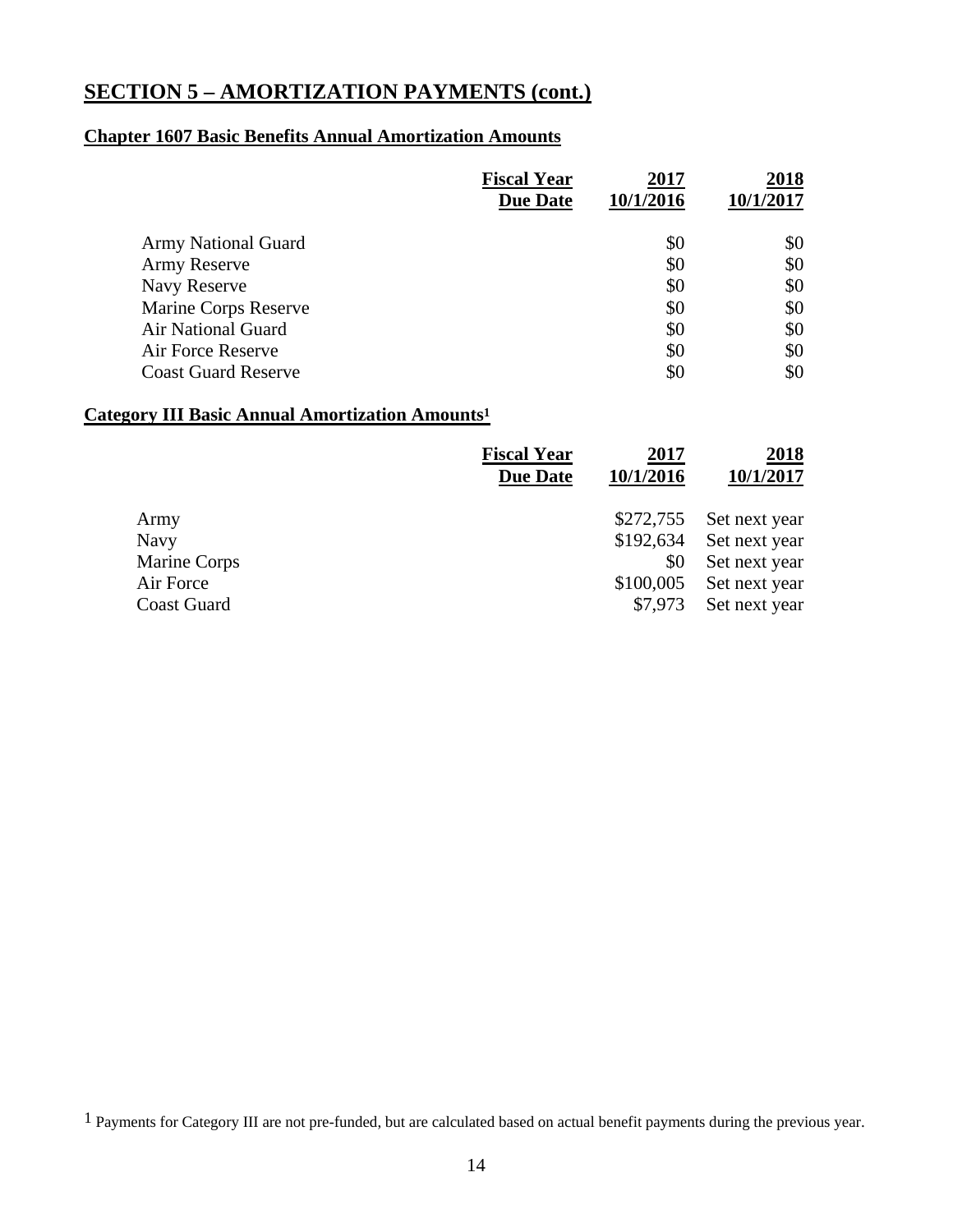## SECTION 5 – AMORTIZATION PAYMENTS (cont.)

### Chapter 1607 Basic Benefits Annual Amortization Amounts

| | Fiscal Year<br>Due Date | 2017<br>10/1/2016 | 2018<br>10/1/2017 |
|---|---|---|---|
| Army National Guard | | $0 | $0 |
| Army Reserve | | $0 | $0 |
| Navy Reserve | | $0 | $0 |
| Marine Corps Reserve | | $0 | $0 |
| Air National Guard | | $0 | $0 |
| Air Force Reserve | | $0 | $0 |
| Coast Guard Reserve | | $0 | $0 |

### Category III Basic Annual Amortization Amounts[1]

| | Fiscal Year<br>Due Date | 2017<br>10/1/2016 | 2018<br>10/1/2017 |
|---|---|---|---|
| Army | | $272,755 | Set next year |
| Navy | | $192,634 | Set next year |
| Marine Corps | | $0 | Set next year |
| Air Force | | $100,005 | Set next year |
| Coast Guard | | $7,973 | Set next year |

[1] Payments for Category III are not pre-funded, but are calculated based on actual benefit payments during the previous year.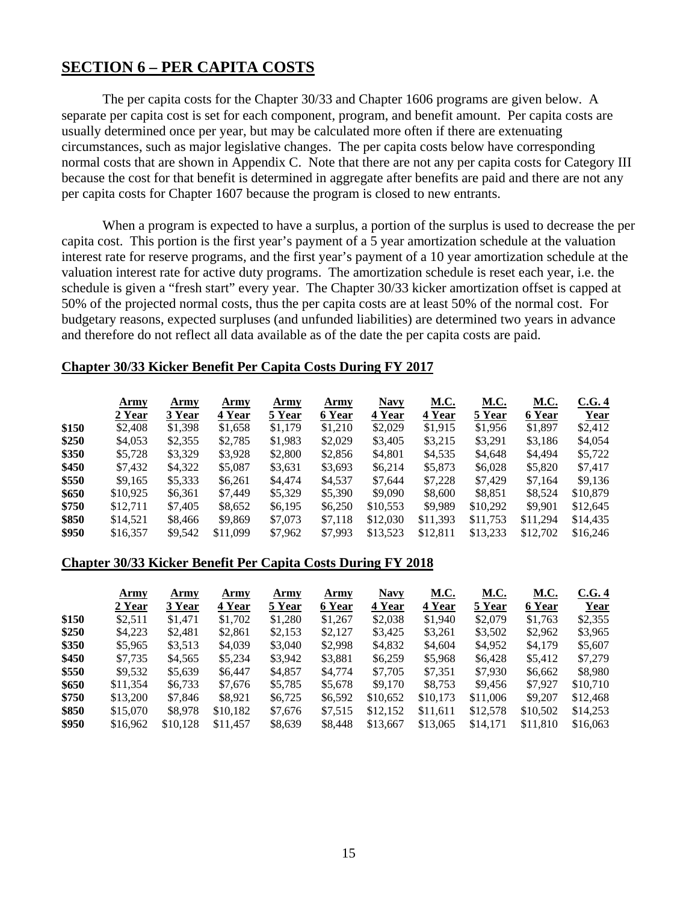## SECTION 6 – PER CAPITA COSTS

The per capita costs for the Chapter 30/33 and Chapter 1606 programs are given below. A separate per capita cost is set for each component, program, and benefit amount. Per capita costs are usually determined once per year, but may be calculated more often if there are extenuating circumstances, such as major legislative changes. The per capita costs below have corresponding normal costs that are shown in Appendix C. Note that there are not any per capita costs for Category III because the cost for that benefit is determined in aggregate after benefits are paid and there are not any per capita costs for Chapter 1607 because the program is closed to new entrants.

When a program is expected to have a surplus, a portion of the surplus is used to decrease the per capita cost. This portion is the first year's payment of a 5 year amortization schedule at the valuation interest rate for reserve programs, and the first year's payment of a 10 year amortization schedule at the valuation interest rate for active duty programs. The amortization schedule is reset each year, i.e. the schedule is given a "fresh start" every year. The Chapter 30/33 kicker amortization offset is capped at 50% of the projected normal costs, thus the per capita costs are at least 50% of the normal cost. For budgetary reasons, expected surpluses (and unfunded liabilities) are determined two years in advance and therefore do not reflect all data available as of the date the per capita costs are paid.

### Chapter 30/33 Kicker Benefit Per Capita Costs During FY 2017

| | Army 2 Year | Army 3 Year | Army 4 Year | Army 5 Year | Army 6 Year | Navy 4 Year | M.C. 4 Year | M.C. 5 Year | M.C. 6 Year | C.G. 4 Year |
|---|---|---|---|---|---|---|---|---|---|---|
| **$150** | $2,408 | $1,398 | $1,658 | $1,179 | $1,210 | $2,029 | $1,915 | $1,956 | $1,897 | $2,412 |
| **$250** | $4,053 | $2,355 | $2,785 | $1,983 | $2,029 | $3,405 | $3,215 | $3,291 | $3,186 | $4,054 |
| **$350** | $5,728 | $3,329 | $3,928 | $2,800 | $2,856 | $4,801 | $4,535 | $4,648 | $4,494 | $5,722 |
| **$450** | $7,432 | $4,322 | $5,087 | $3,631 | $3,693 | $6,214 | $5,873 | $6,028 | $5,820 | $7,417 |
| **$550** | $9,165 | $5,333 | $6,261 | $4,474 | $4,537 | $7,644 | $7,228 | $7,429 | $7,164 | $9,136 |
| **$650** | $10,925 | $6,361 | $7,449 | $5,329 | $5,390 | $9,090 | $8,600 | $8,851 | $8,524 | $10,879 |
| **$750** | $12,711 | $7,405 | $8,652 | $6,195 | $6,250 | $10,553 | $9,989 | $10,292 | $9,901 | $12,645 |
| **$850** | $14,521 | $8,466 | $9,869 | $7,073 | $7,118 | $12,030 | $11,393 | $11,753 | $11,294 | $14,435 |
| **$950** | $16,357 | $9,542 | $11,099 | $7,962 | $7,993 | $13,523 | $12,811 | $13,233 | $12,702 | $16,246 |

### Chapter 30/33 Kicker Benefit Per Capita Costs During FY 2018

| | Army 2 Year | Army 3 Year | Army 4 Year | Army 5 Year | Army 6 Year | Navy 4 Year | M.C. 4 Year | M.C. 5 Year | M.C. 6 Year | C.G. 4 Year |
|---|---|---|---|---|---|---|---|---|---|---|
| **$150** | $2,511 | $1,471 | $1,702 | $1,280 | $1,267 | $2,038 | $1,940 | $2,079 | $1,763 | $2,355 |
| **$250** | $4,223 | $2,481 | $2,861 | $2,153 | $2,127 | $3,425 | $3,261 | $3,502 | $2,962 | $3,965 |
| **$350** | $5,965 | $3,513 | $4,039 | $3,040 | $2,998 | $4,832 | $4,604 | $4,952 | $4,179 | $5,607 |
| **$450** | $7,735 | $4,565 | $5,234 | $3,942 | $3,881 | $6,259 | $5,968 | $6,428 | $5,412 | $7,279 |
| **$550** | $9,532 | $5,639 | $6,447 | $4,857 | $4,774 | $7,705 | $7,351 | $7,930 | $6,662 | $8,980 |
| **$650** | $11,354 | $6,733 | $7,676 | $5,785 | $5,678 | $9,170 | $8,753 | $9,456 | $7,927 | $10,710 |
| **$750** | $13,200 | $7,846 | $8,921 | $6,725 | $6,592 | $10,652 | $10,173 | $11,006 | $9,207 | $12,468 |
| **$850** | $15,070 | $8,978 | $10,182 | $7,676 | $7,515 | $12,152 | $11,611 | $12,578 | $10,502 | $14,253 |
| **$950** | $16,962 | $10,128 | $11,457 | $8,639 | $8,448 | $13,667 | $13,065 | $14,171 | $11,810 | $16,063 |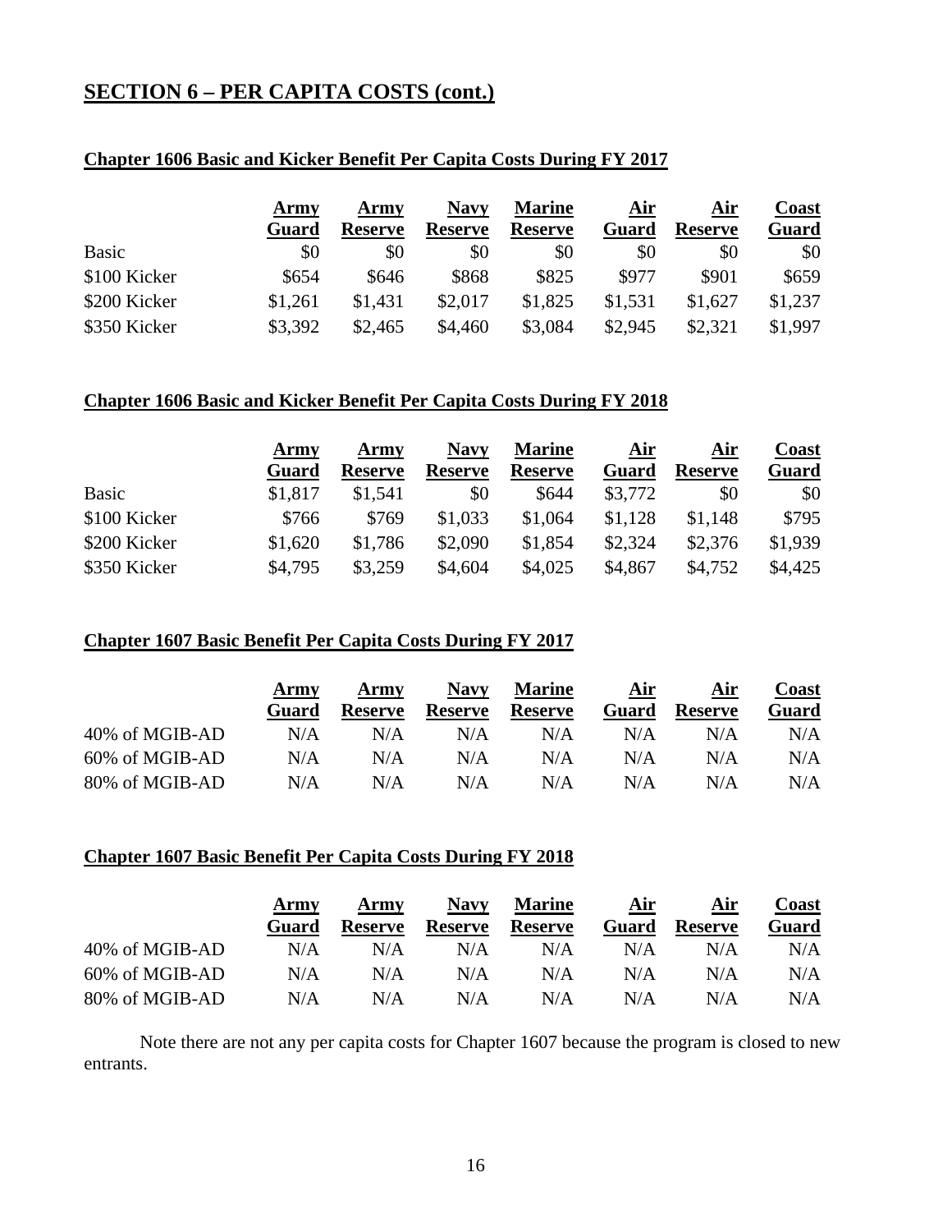## SECTION 6 – PER CAPITA COSTS (cont.)

### Chapter 1606 Basic and Kicker Benefit Per Capita Costs During FY 2017

| | Army Guard | Army Reserve | Navy Reserve | Marine Reserve | Air Guard | Air Reserve | Coast Guard |
|---|---|---|---|---|---|---|---|
| Basic | $0 | $0 | $0 | $0 | $0 | $0 | $0 |
| $100 Kicker | $654 | $646 | $868 | $825 | $977 | $901 | $659 |
| $200 Kicker | $1,261 | $1,431 | $2,017 | $1,825 | $1,531 | $1,627 | $1,237 |
| $350 Kicker | $3,392 | $2,465 | $4,460 | $3,084 | $2,945 | $2,321 | $1,997 |

### Chapter 1606 Basic and Kicker Benefit Per Capita Costs During FY 2018

| | Army Guard | Army Reserve | Navy Reserve | Marine Reserve | Air Guard | Air Reserve | Coast Guard |
|---|---|---|---|---|---|---|---|
| Basic | $1,817 | $1,541 | $0 | $644 | $3,772 | $0 | $0 |
| $100 Kicker | $766 | $769 | $1,033 | $1,064 | $1,128 | $1,148 | $795 |
| $200 Kicker | $1,620 | $1,786 | $2,090 | $1,854 | $2,324 | $2,376 | $1,939 |
| $350 Kicker | $4,795 | $3,259 | $4,604 | $4,025 | $4,867 | $4,752 | $4,425 |

### Chapter 1607 Basic Benefit Per Capita Costs During FY 2017

| | Army Guard | Army Reserve | Navy Reserve | Marine Reserve | Air Guard | Air Reserve | Coast Guard |
|---|---|---|---|---|---|---|---|
| 40% of MGIB-AD | N/A | N/A | N/A | N/A | N/A | N/A | N/A |
| 60% of MGIB-AD | N/A | N/A | N/A | N/A | N/A | N/A | N/A |
| 80% of MGIB-AD | N/A | N/A | N/A | N/A | N/A | N/A | N/A |

### Chapter 1607 Basic Benefit Per Capita Costs During FY 2018

| | Army Guard | Army Reserve | Navy Reserve | Marine Reserve | Air Guard | Air Reserve | Coast Guard |
|---|---|---|---|---|---|---|---|
| 40% of MGIB-AD | N/A | N/A | N/A | N/A | N/A | N/A | N/A |
| 60% of MGIB-AD | N/A | N/A | N/A | N/A | N/A | N/A | N/A |
| 80% of MGIB-AD | N/A | N/A | N/A | N/A | N/A | N/A | N/A |

Note there are not any per capita costs for Chapter 1607 because the program is closed to new entrants.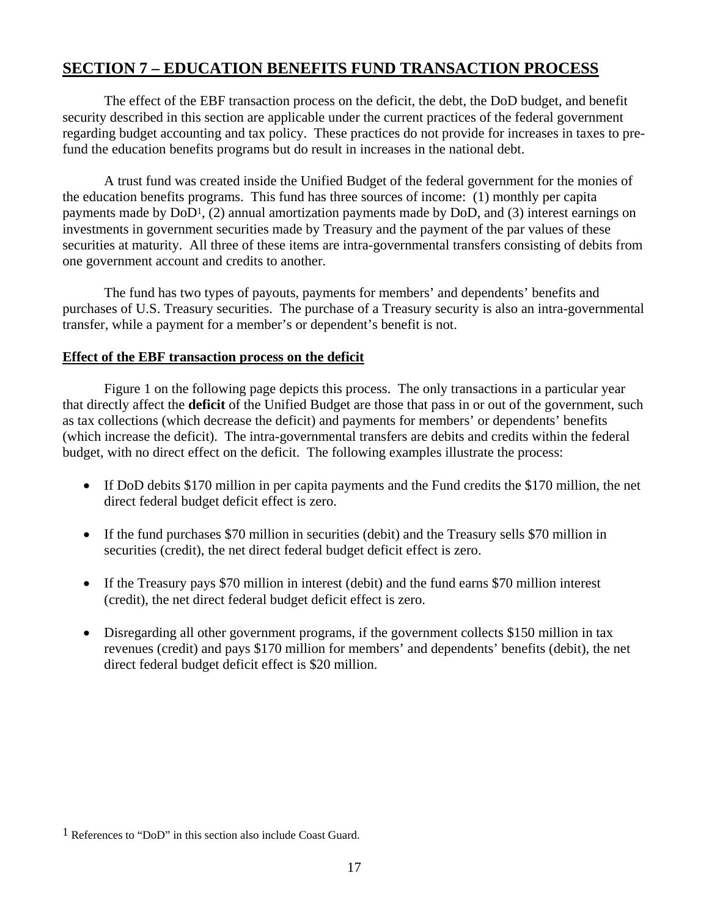## SECTION 7 – EDUCATION BENEFITS FUND TRANSACTION PROCESS

The effect of the EBF transaction process on the deficit, the debt, the DoD budget, and benefit security described in this section are applicable under the current practices of the federal government regarding budget accounting and tax policy. These practices do not provide for increases in taxes to pre-fund the education benefits programs but do result in increases in the national debt.

A trust fund was created inside the Unified Budget of the federal government for the monies of the education benefits programs. This fund has three sources of income: (1) monthly per capita payments made by DoD[1], (2) annual amortization payments made by DoD, and (3) interest earnings on investments in government securities made by Treasury and the payment of the par values of these securities at maturity. All three of these items are intra-governmental transfers consisting of debits from one government account and credits to another.

The fund has two types of payouts, payments for members' and dependents' benefits and purchases of U.S. Treasury securities. The purchase of a Treasury security is also an intra-governmental transfer, while a payment for a member's or dependent's benefit is not.

**Effect of the EBF transaction process on the deficit**

Figure 1 on the following page depicts this process. The only transactions in a particular year that directly affect the **deficit** of the Unified Budget are those that pass in or out of the government, such as tax collections (which decrease the deficit) and payments for members' or dependents' benefits (which increase the deficit). The intra-governmental transfers are debits and credits within the federal budget, with no direct effect on the deficit. The following examples illustrate the process:

- If DoD debits \$170 million in per capita payments and the Fund credits the \$170 million, the net direct federal budget deficit effect is zero.
- If the fund purchases \$70 million in securities (debit) and the Treasury sells \$70 million in securities (credit), the net direct federal budget deficit effect is zero.
- If the Treasury pays \$70 million in interest (debit) and the fund earns \$70 million interest (credit), the net direct federal budget deficit effect is zero.
- Disregarding all other government programs, if the government collects \$150 million in tax revenues (credit) and pays \$170 million for members' and dependents' benefits (debit), the net direct federal budget deficit effect is \$20 million.

[1] References to "DoD" in this section also include Coast Guard.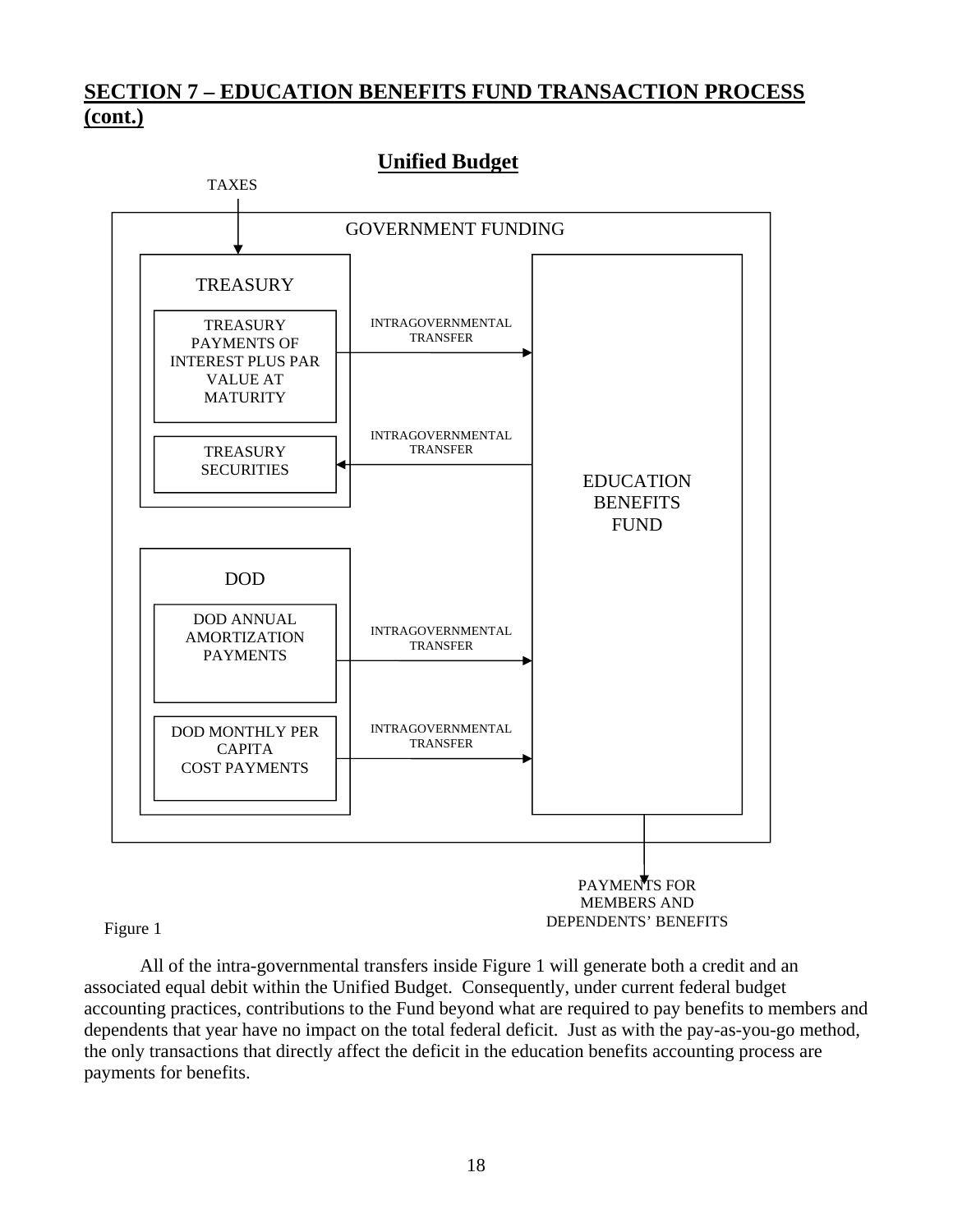## SECTION 7 – EDUCATION BENEFITS FUND TRANSACTION PROCESS (cont.)

**Unified Budget**

TAXES

GOVERNMENT FUNDING

TREASURY

TREASURY PAYMENTS OF INTEREST PLUS PAR VALUE AT MATURITY

TREASURY SECURITIES

INTRAGOVERNMENTAL TRANSFER

INTRAGOVERNMENTAL TRANSFER

EDUCATION BENEFITS FUND

DOD

DOD ANNUAL AMORTIZATION PAYMENTS

DOD MONTHLY PER CAPITA COST PAYMENTS

INTRAGOVERNMENTAL TRANSFER

INTRAGOVERNMENTAL TRANSFER

PAYMENTS FOR MEMBERS AND DEPENDENTS' BENEFITS

Figure 1

All of the intra-governmental transfers inside Figure 1 will generate both a credit and an associated equal debit within the Unified Budget. Consequently, under current federal budget accounting practices, contributions to the Fund beyond what are required to pay benefits to members and dependents that year have no impact on the total federal deficit. Just as with the pay-as-you-go method, the only transactions that directly affect the deficit in the education benefits accounting process are payments for benefits.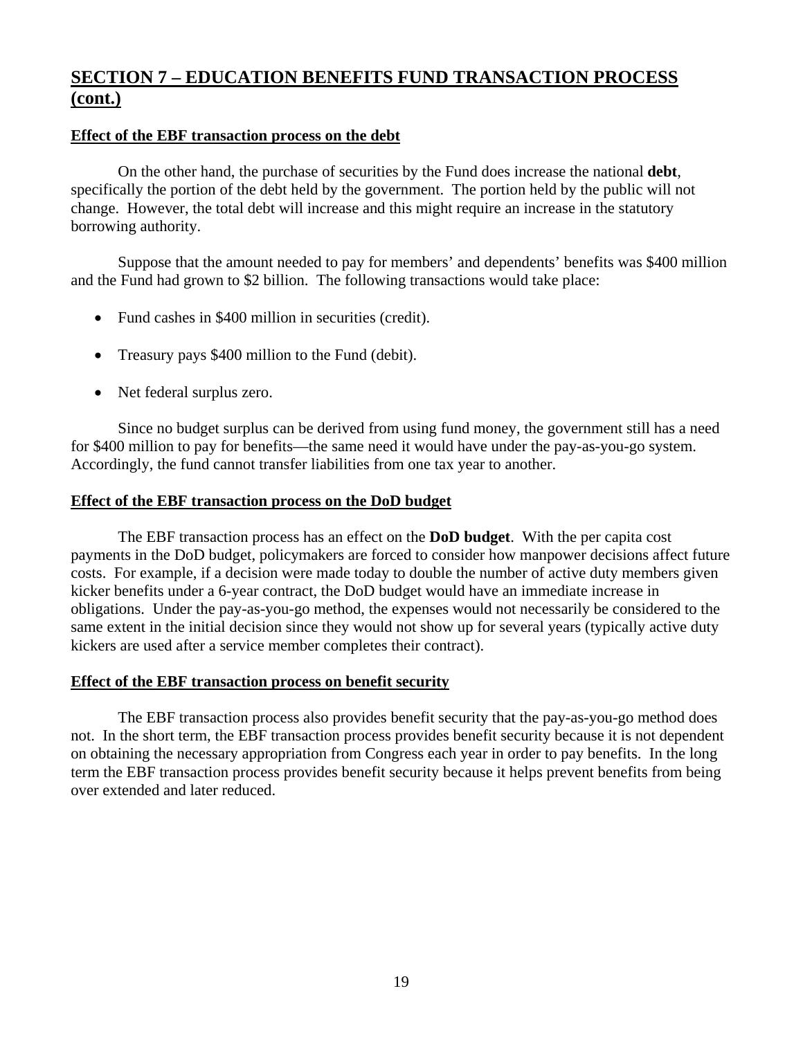## SECTION 7 – EDUCATION BENEFITS FUND TRANSACTION PROCESS (cont.)

### Effect of the EBF transaction process on the debt

On the other hand, the purchase of securities by the Fund does increase the national **debt**, specifically the portion of the debt held by the government. The portion held by the public will not change. However, the total debt will increase and this might require an increase in the statutory borrowing authority.

Suppose that the amount needed to pay for members' and dependents' benefits was $400 million and the Fund had grown to $2 billion. The following transactions would take place:

- Fund cashes in $400 million in securities (credit).
- Treasury pays $400 million to the Fund (debit).
- Net federal surplus zero.

Since no budget surplus can be derived from using fund money, the government still has a need for $400 million to pay for benefits—the same need it would have under the pay-as-you-go system. Accordingly, the fund cannot transfer liabilities from one tax year to another.

### Effect of the EBF transaction process on the DoD budget

The EBF transaction process has an effect on the **DoD budget**. With the per capita cost payments in the DoD budget, policymakers are forced to consider how manpower decisions affect future costs. For example, if a decision were made today to double the number of active duty members given kicker benefits under a 6-year contract, the DoD budget would have an immediate increase in obligations. Under the pay-as-you-go method, the expenses would not necessarily be considered to the same extent in the initial decision since they would not show up for several years (typically active duty kickers are used after a service member completes their contract).

### Effect of the EBF transaction process on benefit security

The EBF transaction process also provides benefit security that the pay-as-you-go method does not. In the short term, the EBF transaction process provides benefit security because it is not dependent on obtaining the necessary appropriation from Congress each year in order to pay benefits. In the long term the EBF transaction process provides benefit security because it helps prevent benefits from being over extended and later reduced.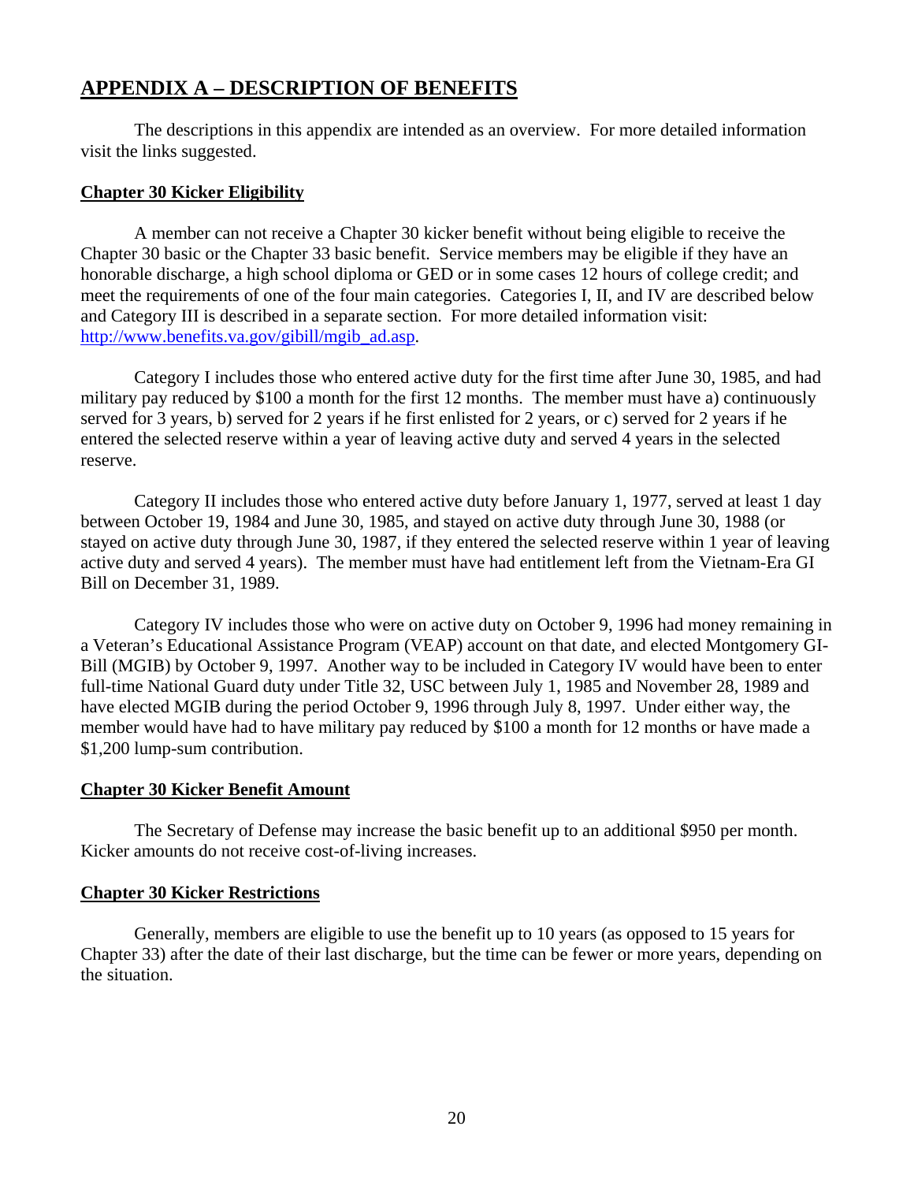## APPENDIX A – DESCRIPTION OF BENEFITS

The descriptions in this appendix are intended as an overview. For more detailed information visit the links suggested.

### Chapter 30 Kicker Eligibility

A member can not receive a Chapter 30 kicker benefit without being eligible to receive the Chapter 30 basic or the Chapter 33 basic benefit. Service members may be eligible if they have an honorable discharge, a high school diploma or GED or in some cases 12 hours of college credit; and meet the requirements of one of the four main categories. Categories I, II, and IV are described below and Category III is described in a separate section. For more detailed information visit: http://www.benefits.va.gov/gibill/mgib_ad.asp.

Category I includes those who entered active duty for the first time after June 30, 1985, and had military pay reduced by $100 a month for the first 12 months. The member must have a) continuously served for 3 years, b) served for 2 years if he first enlisted for 2 years, or c) served for 2 years if he entered the selected reserve within a year of leaving active duty and served 4 years in the selected reserve.

Category II includes those who entered active duty before January 1, 1977, served at least 1 day between October 19, 1984 and June 30, 1985, and stayed on active duty through June 30, 1988 (or stayed on active duty through June 30, 1987, if they entered the selected reserve within 1 year of leaving active duty and served 4 years). The member must have had entitlement left from the Vietnam-Era GI Bill on December 31, 1989.

Category IV includes those who were on active duty on October 9, 1996 had money remaining in a Veteran's Educational Assistance Program (VEAP) account on that date, and elected Montgomery GI-Bill (MGIB) by October 9, 1997. Another way to be included in Category IV would have been to enter full-time National Guard duty under Title 32, USC between July 1, 1985 and November 28, 1989 and have elected MGIB during the period October 9, 1996 through July 8, 1997. Under either way, the member would have had to have military pay reduced by $100 a month for 12 months or have made a $1,200 lump-sum contribution.

### Chapter 30 Kicker Benefit Amount

The Secretary of Defense may increase the basic benefit up to an additional $950 per month. Kicker amounts do not receive cost-of-living increases.

### Chapter 30 Kicker Restrictions

Generally, members are eligible to use the benefit up to 10 years (as opposed to 15 years for Chapter 33) after the date of their last discharge, but the time can be fewer or more years, depending on the situation.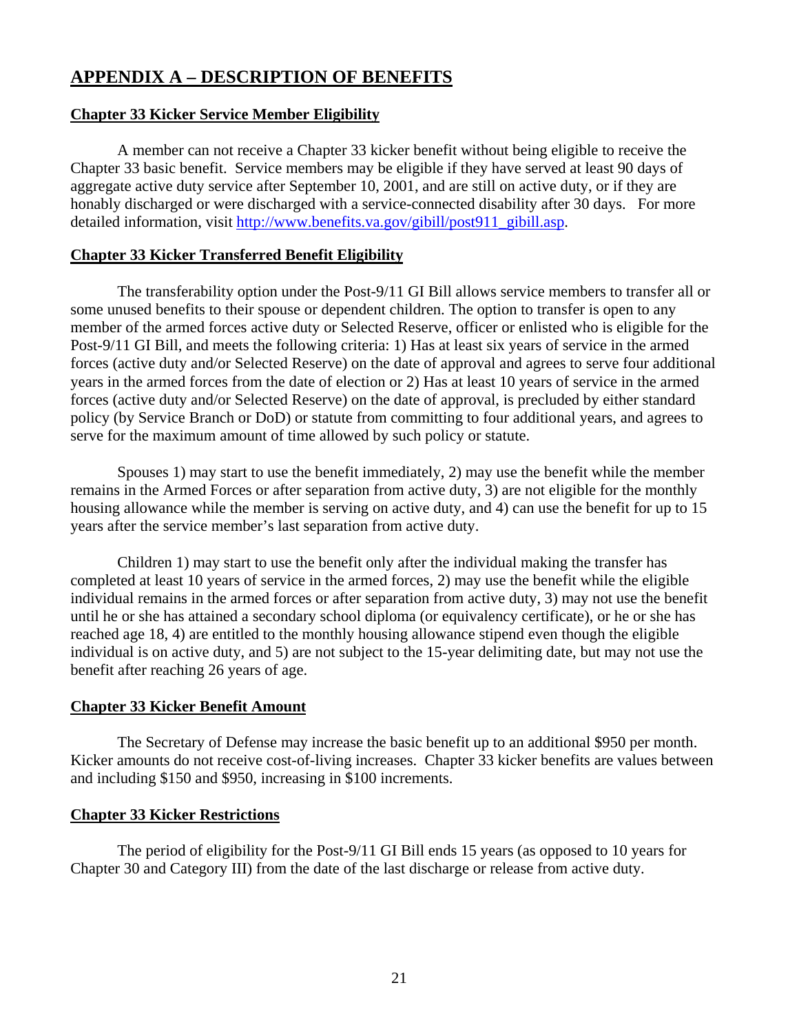## APPENDIX A – DESCRIPTION OF BENEFITS

**Chapter 33 Kicker Service Member Eligibility**

A member can not receive a Chapter 33 kicker benefit without being eligible to receive the Chapter 33 basic benefit. Service members may be eligible if they have served at least 90 days of aggregate active duty service after September 10, 2001, and are still on active duty, or if they are honably discharged or were discharged with a service-connected disability after 30 days. For more detailed information, visit [http://www.benefits.va.gov/gibill/post911_gibill.asp](http://www.benefits.va.gov/gibill/post911_gibill.asp).

**Chapter 33 Kicker Transferred Benefit Eligibility**

The transferability option under the Post-9/11 GI Bill allows service members to transfer all or some unused benefits to their spouse or dependent children. The option to transfer is open to any member of the armed forces active duty or Selected Reserve, officer or enlisted who is eligible for the Post-9/11 GI Bill, and meets the following criteria: 1) Has at least six years of service in the armed forces (active duty and/or Selected Reserve) on the date of approval and agrees to serve four additional years in the armed forces from the date of election or 2) Has at least 10 years of service in the armed forces (active duty and/or Selected Reserve) on the date of approval, is precluded by either standard policy (by Service Branch or DoD) or statute from committing to four additional years, and agrees to serve for the maximum amount of time allowed by such policy or statute.

Spouses 1) may start to use the benefit immediately, 2) may use the benefit while the member remains in the Armed Forces or after separation from active duty, 3) are not eligible for the monthly housing allowance while the member is serving on active duty, and 4) can use the benefit for up to 15 years after the service member's last separation from active duty.

Children 1) may start to use the benefit only after the individual making the transfer has completed at least 10 years of service in the armed forces, 2) may use the benefit while the eligible individual remains in the armed forces or after separation from active duty, 3) may not use the benefit until he or she has attained a secondary school diploma (or equivalency certificate), or he or she has reached age 18, 4) are entitled to the monthly housing allowance stipend even though the eligible individual is on active duty, and 5) are not subject to the 15-year delimiting date, but may not use the benefit after reaching 26 years of age.

**Chapter 33 Kicker Benefit Amount**

The Secretary of Defense may increase the basic benefit up to an additional $950 per month. Kicker amounts do not receive cost-of-living increases. Chapter 33 kicker benefits are values between and including $150 and $950, increasing in $100 increments.

**Chapter 33 Kicker Restrictions**

The period of eligibility for the Post-9/11 GI Bill ends 15 years (as opposed to 10 years for Chapter 30 and Category III) from the date of the last discharge or release from active duty.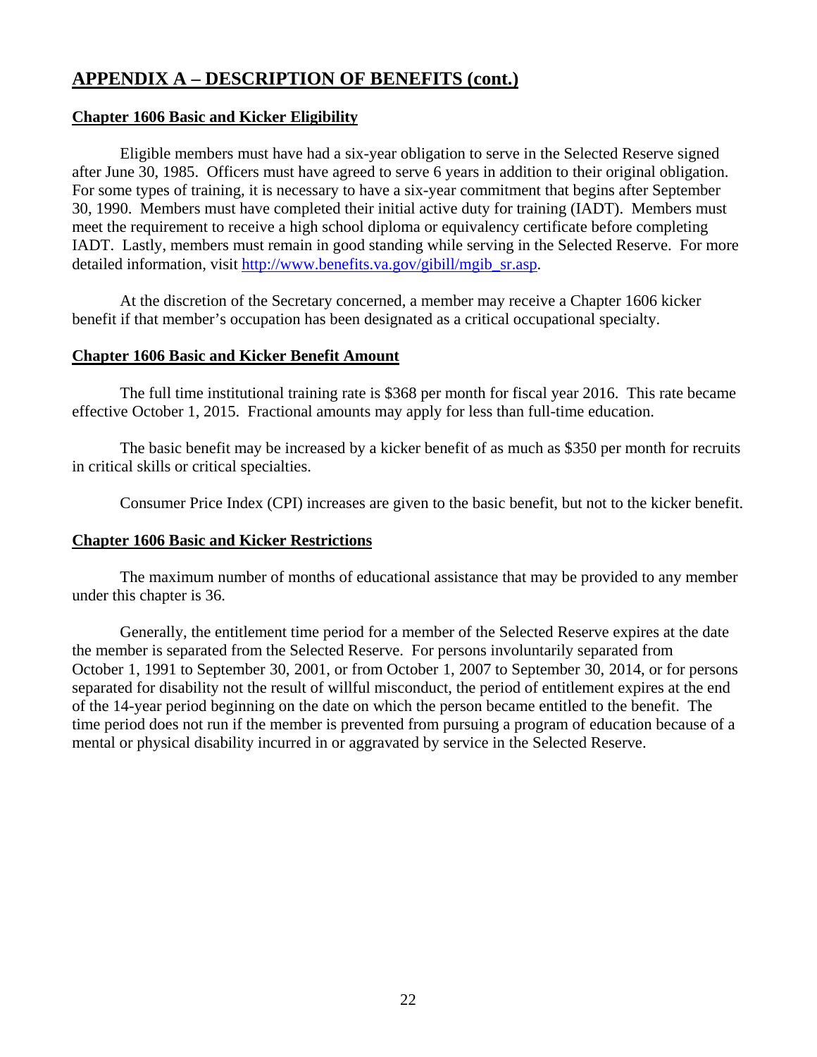## APPENDIX A – DESCRIPTION OF BENEFITS (cont.)

### Chapter 1606 Basic and Kicker Eligibility

Eligible members must have had a six-year obligation to serve in the Selected Reserve signed after June 30, 1985. Officers must have agreed to serve 6 years in addition to their original obligation. For some types of training, it is necessary to have a six-year commitment that begins after September 30, 1990. Members must have completed their initial active duty for training (IADT). Members must meet the requirement to receive a high school diploma or equivalency certificate before completing IADT. Lastly, members must remain in good standing while serving in the Selected Reserve. For more detailed information, visit [http://www.benefits.va.gov/gibill/mgib_sr.asp](http://www.benefits.va.gov/gibill/mgib_sr.asp).

At the discretion of the Secretary concerned, a member may receive a Chapter 1606 kicker benefit if that member's occupation has been designated as a critical occupational specialty.

### Chapter 1606 Basic and Kicker Benefit Amount

The full time institutional training rate is $368 per month for fiscal year 2016. This rate became effective October 1, 2015. Fractional amounts may apply for less than full-time education.

The basic benefit may be increased by a kicker benefit of as much as $350 per month for recruits in critical skills or critical specialties.

Consumer Price Index (CPI) increases are given to the basic benefit, but not to the kicker benefit.

### Chapter 1606 Basic and Kicker Restrictions

The maximum number of months of educational assistance that may be provided to any member under this chapter is 36.

Generally, the entitlement time period for a member of the Selected Reserve expires at the date the member is separated from the Selected Reserve. For persons involuntarily separated from October 1, 1991 to September 30, 2001, or from October 1, 2007 to September 30, 2014, or for persons separated for disability not the result of willful misconduct, the period of entitlement expires at the end of the 14-year period beginning on the date on which the person became entitled to the benefit. The time period does not run if the member is prevented from pursuing a program of education because of a mental or physical disability incurred in or aggravated by service in the Selected Reserve.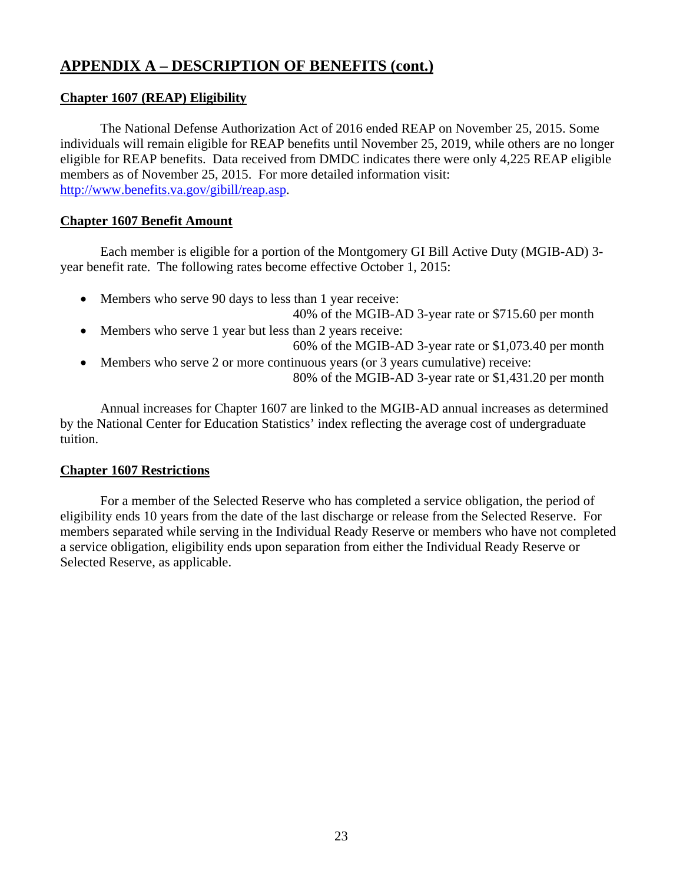## APPENDIX A – DESCRIPTION OF BENEFITS (cont.)

### Chapter 1607 (REAP) Eligibility

The National Defense Authorization Act of 2016 ended REAP on November 25, 2015. Some individuals will remain eligible for REAP benefits until November 25, 2019, while others are no longer eligible for REAP benefits. Data received from DMDC indicates there were only 4,225 REAP eligible members as of November 25, 2015. For more detailed information visit: [http://www.benefits.va.gov/gibill/reap.asp](http://www.benefits.va.gov/gibill/reap.asp).

### Chapter 1607 Benefit Amount

Each member is eligible for a portion of the Montgomery GI Bill Active Duty (MGIB-AD) 3-year benefit rate. The following rates become effective October 1, 2015:

- Members who serve 90 days to less than 1 year receive:
  40% of the MGIB-AD 3-year rate or $715.60 per month
- Members who serve 1 year but less than 2 years receive:
  60% of the MGIB-AD 3-year rate or $1,073.40 per month
- Members who serve 2 or more continuous years (or 3 years cumulative) receive:
  80% of the MGIB-AD 3-year rate or $1,431.20 per month

Annual increases for Chapter 1607 are linked to the MGIB-AD annual increases as determined by the National Center for Education Statistics' index reflecting the average cost of undergraduate tuition.

### Chapter 1607 Restrictions

For a member of the Selected Reserve who has completed a service obligation, the period of eligibility ends 10 years from the date of the last discharge or release from the Selected Reserve. For members separated while serving in the Individual Ready Reserve or members who have not completed a service obligation, eligibility ends upon separation from either the Individual Ready Reserve or Selected Reserve, as applicable.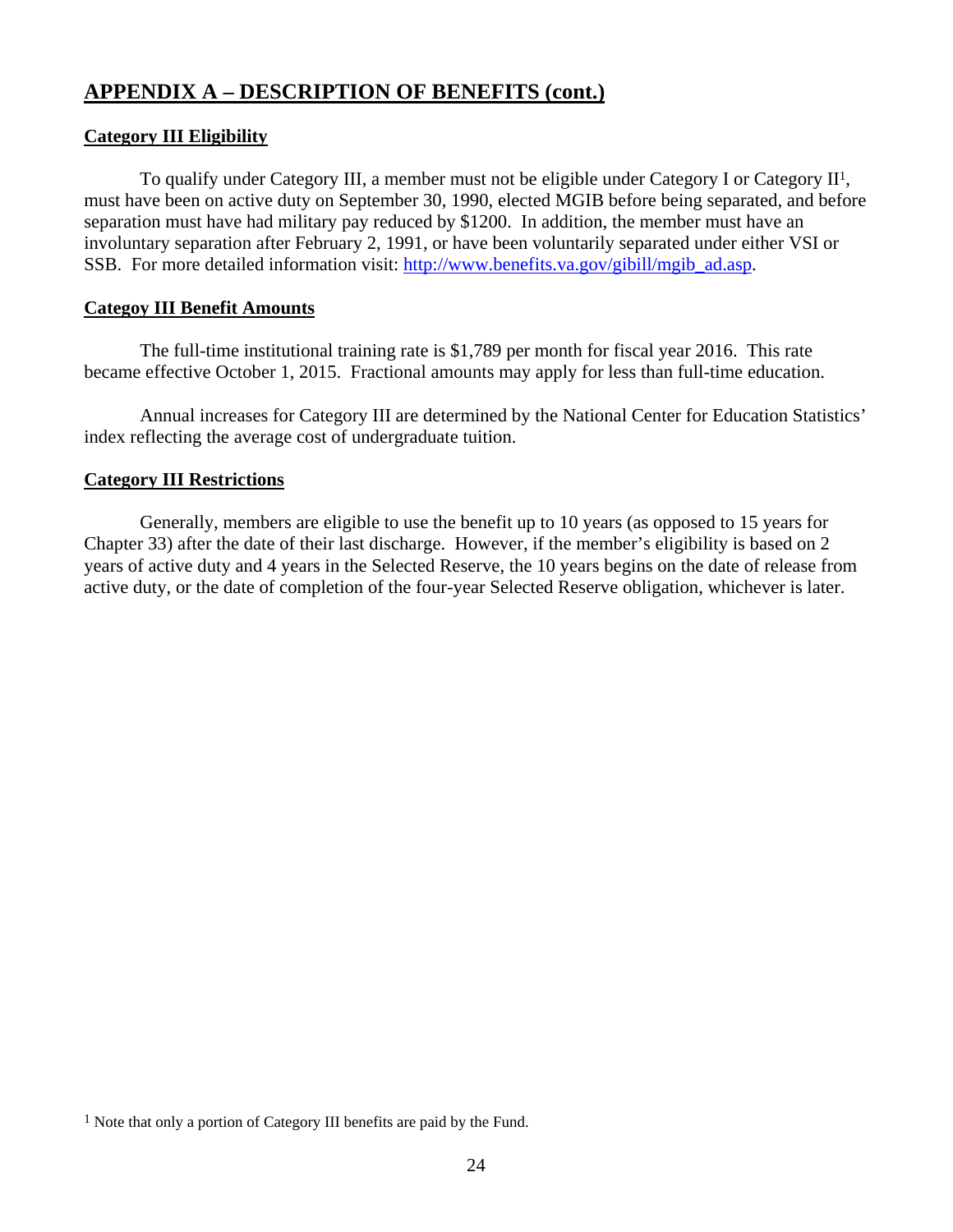## APPENDIX A – DESCRIPTION OF BENEFITS (cont.)

### Category III Eligibility

To qualify under Category III, a member must not be eligible under Category I or Category II[1], must have been on active duty on September 30, 1990, elected MGIB before being separated, and before separation must have had military pay reduced by $1200. In addition, the member must have an involuntary separation after February 2, 1991, or have been voluntarily separated under either VSI or SSB. For more detailed information visit: [http://www.benefits.va.gov/gibill/mgib_ad.asp](http://www.benefits.va.gov/gibill/mgib_ad.asp).

### Categoy III Benefit Amounts

The full-time institutional training rate is $1,789 per month for fiscal year 2016. This rate became effective October 1, 2015. Fractional amounts may apply for less than full-time education.

Annual increases for Category III are determined by the National Center for Education Statistics' index reflecting the average cost of undergraduate tuition.

### Category III Restrictions

Generally, members are eligible to use the benefit up to 10 years (as opposed to 15 years for Chapter 33) after the date of their last discharge. However, if the member's eligibility is based on 2 years of active duty and 4 years in the Selected Reserve, the 10 years begins on the date of release from active duty, or the date of completion of the four-year Selected Reserve obligation, whichever is later.

[1] Note that only a portion of Category III benefits are paid by the Fund.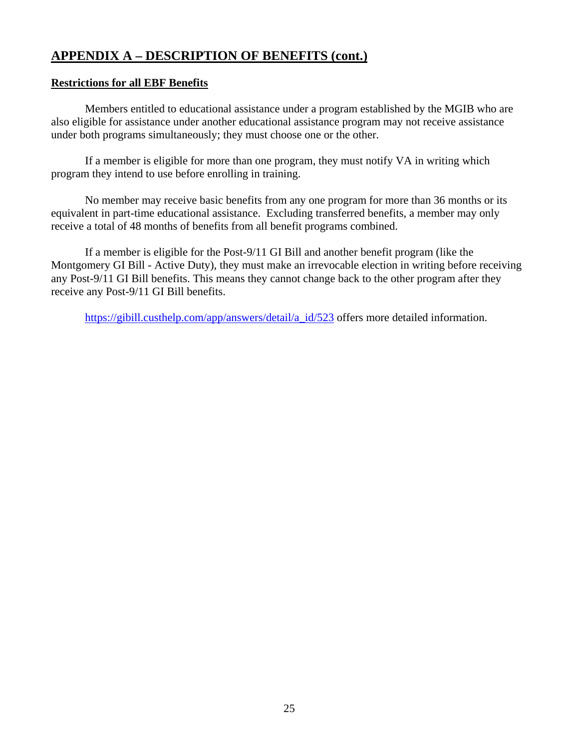## APPENDIX A – DESCRIPTION OF BENEFITS (cont.)

**Restrictions for all EBF Benefits**

Members entitled to educational assistance under a program established by the MGIB who are also eligible for assistance under another educational assistance program may not receive assistance under both programs simultaneously; they must choose one or the other.

If a member is eligible for more than one program, they must notify VA in writing which program they intend to use before enrolling in training.

No member may receive basic benefits from any one program for more than 36 months or its equivalent in part-time educational assistance. Excluding transferred benefits, a member may only receive a total of 48 months of benefits from all benefit programs combined.

If a member is eligible for the Post-9/11 GI Bill and another benefit program (like the Montgomery GI Bill - Active Duty), they must make an irrevocable election in writing before receiving any Post-9/11 GI Bill benefits. This means they cannot change back to the other program after they receive any Post-9/11 GI Bill benefits.

https://gibill.custhelp.com/app/answers/detail/a_id/523 offers more detailed information.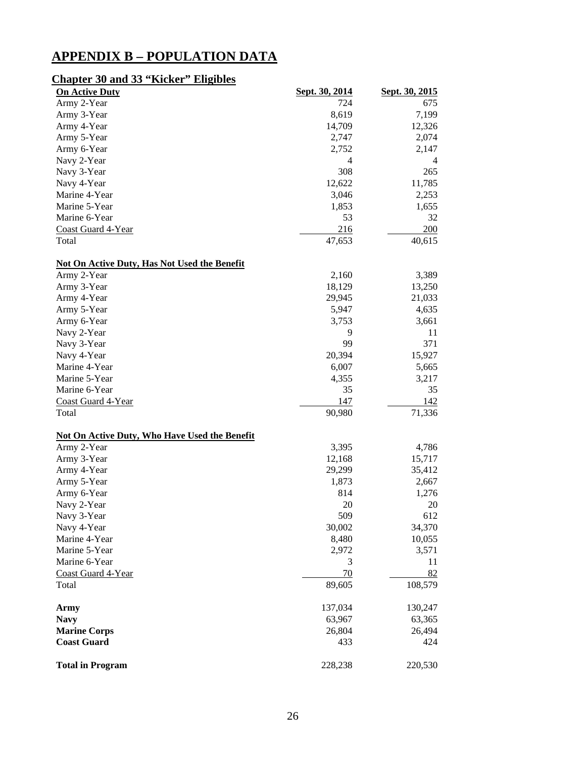# APPENDIX B – POPULATION DATA

## Chapter 30 and 33 "Kicker" Eligibles

| On Active Duty | Sept. 30, 2014 | Sept. 30, 2015 |
|---|---|---|
| Army 2-Year | 724 | 675 |
| Army 3-Year | 8,619 | 7,199 |
| Army 4-Year | 14,709 | 12,326 |
| Army 5-Year | 2,747 | 2,074 |
| Army 6-Year | 2,752 | 2,147 |
| Navy 2-Year | 4 | 4 |
| Navy 3-Year | 308 | 265 |
| Navy 4-Year | 12,622 | 11,785 |
| Marine 4-Year | 3,046 | 2,253 |
| Marine 5-Year | 1,853 | 1,655 |
| Marine 6-Year | 53 | 32 |
| Coast Guard 4-Year | 216 | 200 |
| Total | 47,653 | 40,615 |
| **Not On Active Duty, Has Not Used the Benefit** | | |
| Army 2-Year | 2,160 | 3,389 |
| Army 3-Year | 18,129 | 13,250 |
| Army 4-Year | 29,945 | 21,033 |
| Army 5-Year | 5,947 | 4,635 |
| Army 6-Year | 3,753 | 3,661 |
| Navy 2-Year | 9 | 11 |
| Navy 3-Year | 99 | 371 |
| Navy 4-Year | 20,394 | 15,927 |
| Marine 4-Year | 6,007 | 5,665 |
| Marine 5-Year | 4,355 | 3,217 |
| Marine 6-Year | 35 | 35 |
| Coast Guard 4-Year | 147 | 142 |
| Total | 90,980 | 71,336 |
| **Not On Active Duty, Who Have Used the Benefit** | | |
| Army 2-Year | 3,395 | 4,786 |
| Army 3-Year | 12,168 | 15,717 |
| Army 4-Year | 29,299 | 35,412 |
| Army 5-Year | 1,873 | 2,667 |
| Army 6-Year | 814 | 1,276 |
| Navy 2-Year | 20 | 20 |
| Navy 3-Year | 509 | 612 |
| Navy 4-Year | 30,002 | 34,370 |
| Marine 4-Year | 8,480 | 10,055 |
| Marine 5-Year | 2,972 | 3,571 |
| Marine 6-Year | 3 | 11 |
| Coast Guard 4-Year | 70 | 82 |
| Total | 89,605 | 108,579 |
| **Army** | 137,034 | 130,247 |
| **Navy** | 63,967 | 63,365 |
| **Marine Corps** | 26,804 | 26,494 |
| **Coast Guard** | 433 | 424 |
| **Total in Program** | 228,238 | 220,530 |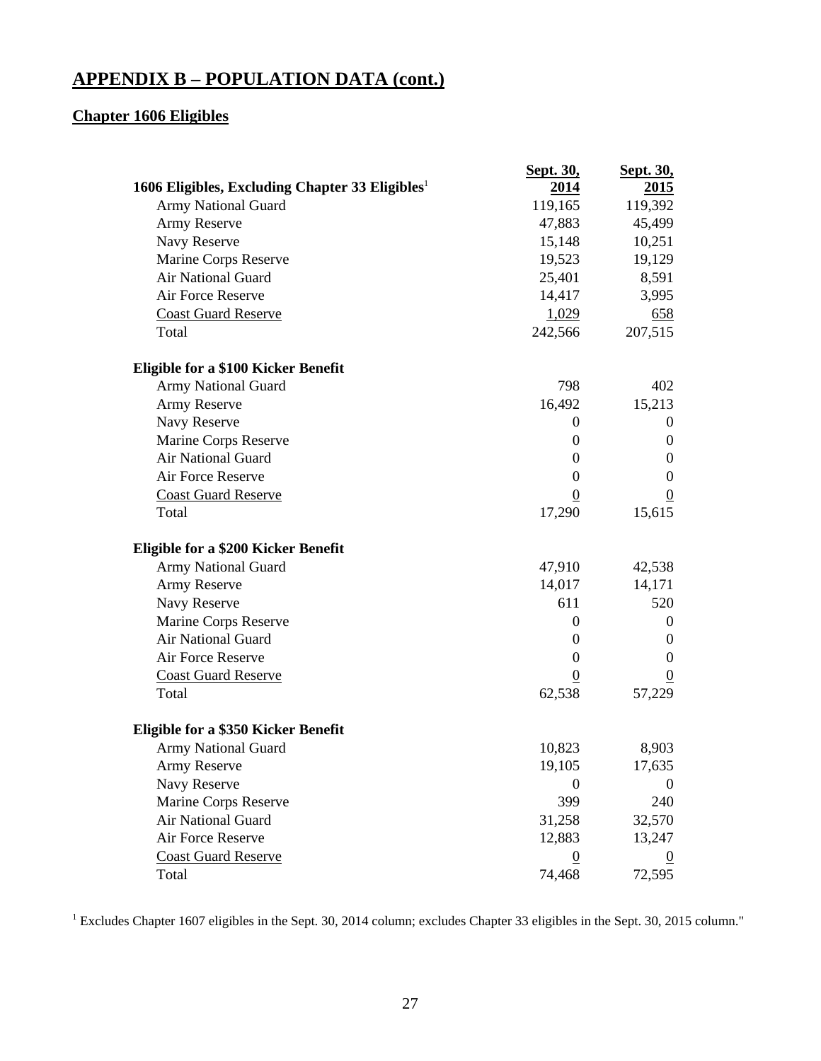## APPENDIX B – POPULATION DATA (cont.)

### Chapter 1606 Eligibles

| 1606 Eligibles, Excluding Chapter 33 Eligibles[1] | Sept. 30, 2014 | Sept. 30, 2015 |
|---|---|---|
| Army National Guard | 119,165 | 119,392 |
| Army Reserve | 47,883 | 45,499 |
| Navy Reserve | 15,148 | 10,251 |
| Marine Corps Reserve | 19,523 | 19,129 |
| Air National Guard | 25,401 | 8,591 |
| Air Force Reserve | 14,417 | 3,995 |
| Coast Guard Reserve | 1,029 | 658 |
| Total | 242,566 | 207,515 |
| **Eligible for a $100 Kicker Benefit** | | |
| Army National Guard | 798 | 402 |
| Army Reserve | 16,492 | 15,213 |
| Navy Reserve | 0 | 0 |
| Marine Corps Reserve | 0 | 0 |
| Air National Guard | 0 | 0 |
| Air Force Reserve | 0 | 0 |
| Coast Guard Reserve | 0 | 0 |
| Total | 17,290 | 15,615 |
| **Eligible for a $200 Kicker Benefit** | | |
| Army National Guard | 47,910 | 42,538 |
| Army Reserve | 14,017 | 14,171 |
| Navy Reserve | 611 | 520 |
| Marine Corps Reserve | 0 | 0 |
| Air National Guard | 0 | 0 |
| Air Force Reserve | 0 | 0 |
| Coast Guard Reserve | 0 | 0 |
| Total | 62,538 | 57,229 |
| **Eligible for a $350 Kicker Benefit** | | |
| Army National Guard | 10,823 | 8,903 |
| Army Reserve | 19,105 | 17,635 |
| Navy Reserve | 0 | 0 |
| Marine Corps Reserve | 399 | 240 |
| Air National Guard | 31,258 | 32,570 |
| Air Force Reserve | 12,883 | 13,247 |
| Coast Guard Reserve | 0 | 0 |
| Total | 74,468 | 72,595 |

[1] Excludes Chapter 1607 eligibles in the Sept. 30, 2014 column; excludes Chapter 33 eligibles in the Sept. 30, 2015 column."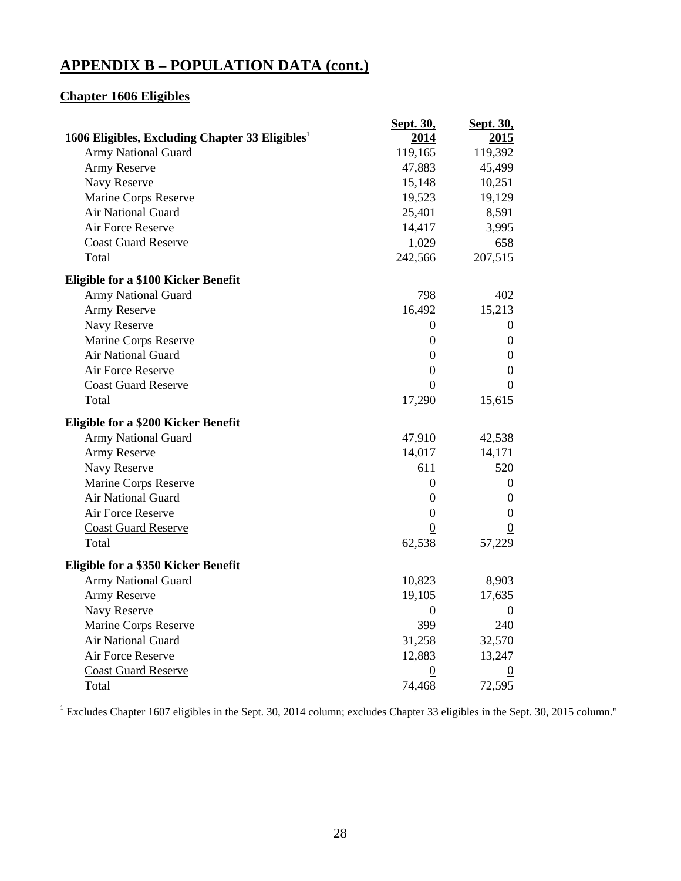## APPENDIX B – POPULATION DATA (cont.)

### Chapter 1606 Eligibles

| 1606 Eligibles, Excluding Chapter 33 Eligibles[1] | Sept. 30, 2014 | Sept. 30, 2015 |
|---|---|---|
| Army National Guard | 119,165 | 119,392 |
| Army Reserve | 47,883 | 45,499 |
| Navy Reserve | 15,148 | 10,251 |
| Marine Corps Reserve | 19,523 | 19,129 |
| Air National Guard | 25,401 | 8,591 |
| Air Force Reserve | 14,417 | 3,995 |
| Coast Guard Reserve | 1,029 | 658 |
| Total | 242,566 | 207,515 |
| **Eligible for a $100 Kicker Benefit** | | |
| Army National Guard | 798 | 402 |
| Army Reserve | 16,492 | 15,213 |
| Navy Reserve | 0 | 0 |
| Marine Corps Reserve | 0 | 0 |
| Air National Guard | 0 | 0 |
| Air Force Reserve | 0 | 0 |
| Coast Guard Reserve | 0 | 0 |
| Total | 17,290 | 15,615 |
| **Eligible for a $200 Kicker Benefit** | | |
| Army National Guard | 47,910 | 42,538 |
| Army Reserve | 14,017 | 14,171 |
| Navy Reserve | 611 | 520 |
| Marine Corps Reserve | 0 | 0 |
| Air National Guard | 0 | 0 |
| Air Force Reserve | 0 | 0 |
| Coast Guard Reserve | 0 | 0 |
| Total | 62,538 | 57,229 |
| **Eligible for a $350 Kicker Benefit** | | |
| Army National Guard | 10,823 | 8,903 |
| Army Reserve | 19,105 | 17,635 |
| Navy Reserve | 0 | 0 |
| Marine Corps Reserve | 399 | 240 |
| Air National Guard | 31,258 | 32,570 |
| Air Force Reserve | 12,883 | 13,247 |
| Coast Guard Reserve | 0 | 0 |
| Total | 74,468 | 72,595 |

[1] Excludes Chapter 1607 eligibles in the Sept. 30, 2014 column; excludes Chapter 33 eligibles in the Sept. 30, 2015 column."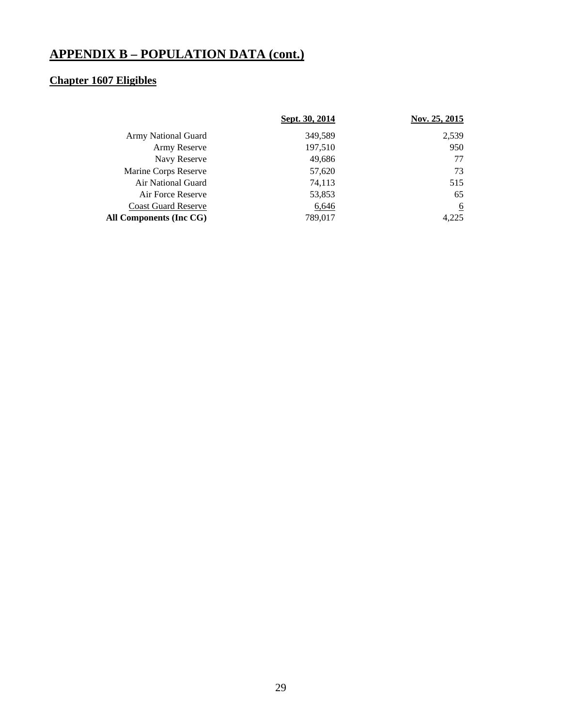# APPENDIX B – POPULATION DATA (cont.)

## Chapter 1607 Eligibles

| | Sept. 30, 2014 | Nov. 25, 2015 |
|---|---|---|
| Army National Guard | 349,589 | 2,539 |
| Army Reserve | 197,510 | 950 |
| Navy Reserve | 49,686 | 77 |
| Marine Corps Reserve | 57,620 | 73 |
| Air National Guard | 74,113 | 515 |
| Air Force Reserve | 53,853 | 65 |
| Coast Guard Reserve | 6,646 | 6 |
| **All Components (Inc CG)** | 789,017 | 4,225 |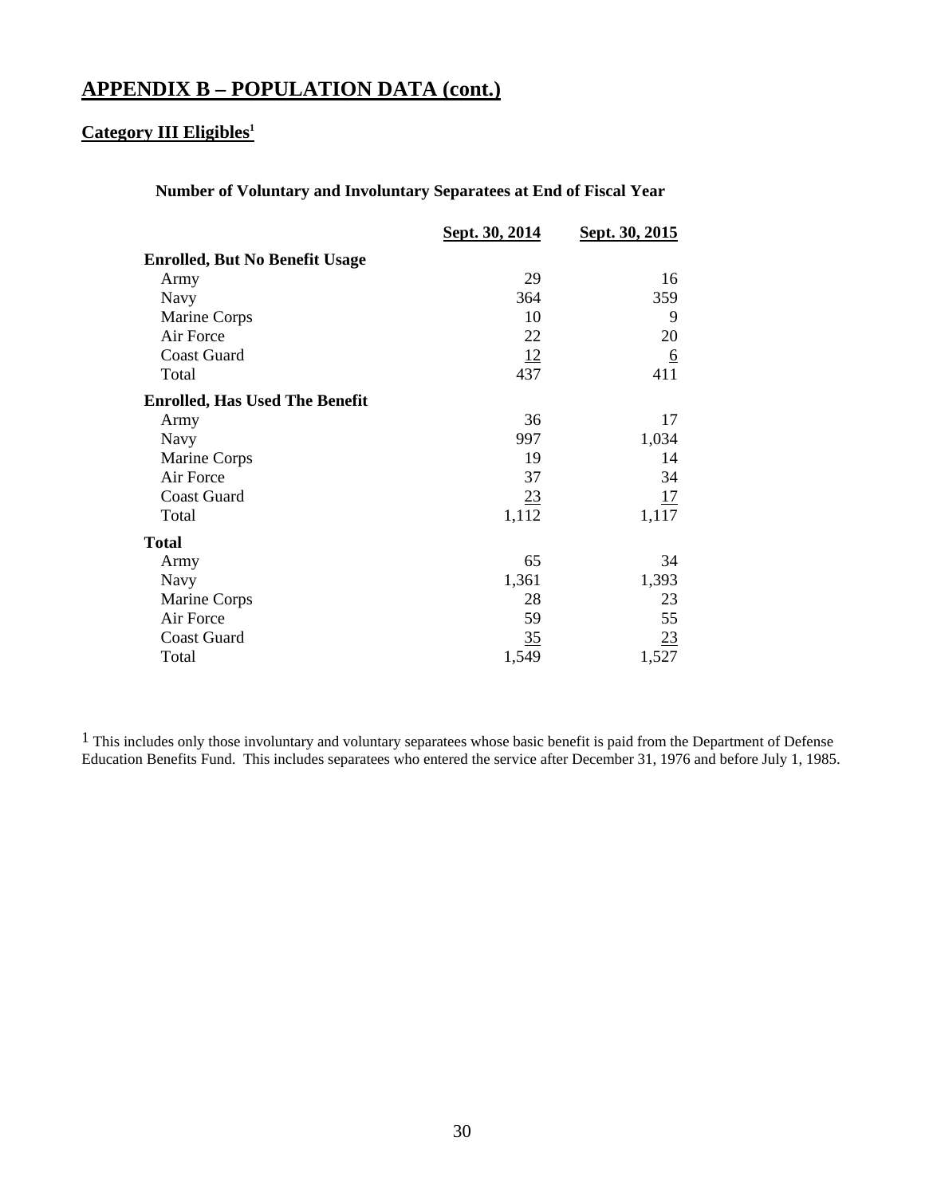# APPENDIX B – POPULATION DATA (cont.)

## Category III Eligibles[1]

**Number of Voluntary and Involuntary Separatees at End of Fiscal Year**

| | Sept. 30, 2014 | Sept. 30, 2015 |
|---|---|---|
| **Enrolled, But No Benefit Usage** | | |
| Army | 29 | 16 |
| Navy | 364 | 359 |
| Marine Corps | 10 | 9 |
| Air Force | 22 | 20 |
| Coast Guard | 12 | 6 |
| Total | 437 | 411 |
| **Enrolled, Has Used The Benefit** | | |
| Army | 36 | 17 |
| Navy | 997 | 1,034 |
| Marine Corps | 19 | 14 |
| Air Force | 37 | 34 |
| Coast Guard | 23 | 17 |
| Total | 1,112 | 1,117 |
| **Total** | | |
| Army | 65 | 34 |
| Navy | 1,361 | 1,393 |
| Marine Corps | 28 | 23 |
| Air Force | 59 | 55 |
| Coast Guard | 35 | 23 |
| Total | 1,549 | 1,527 |

[1] This includes only those involuntary and voluntary separatees whose basic benefit is paid from the Department of Defense Education Benefits Fund. This includes separatees who entered the service after December 31, 1976 and before July 1, 1985.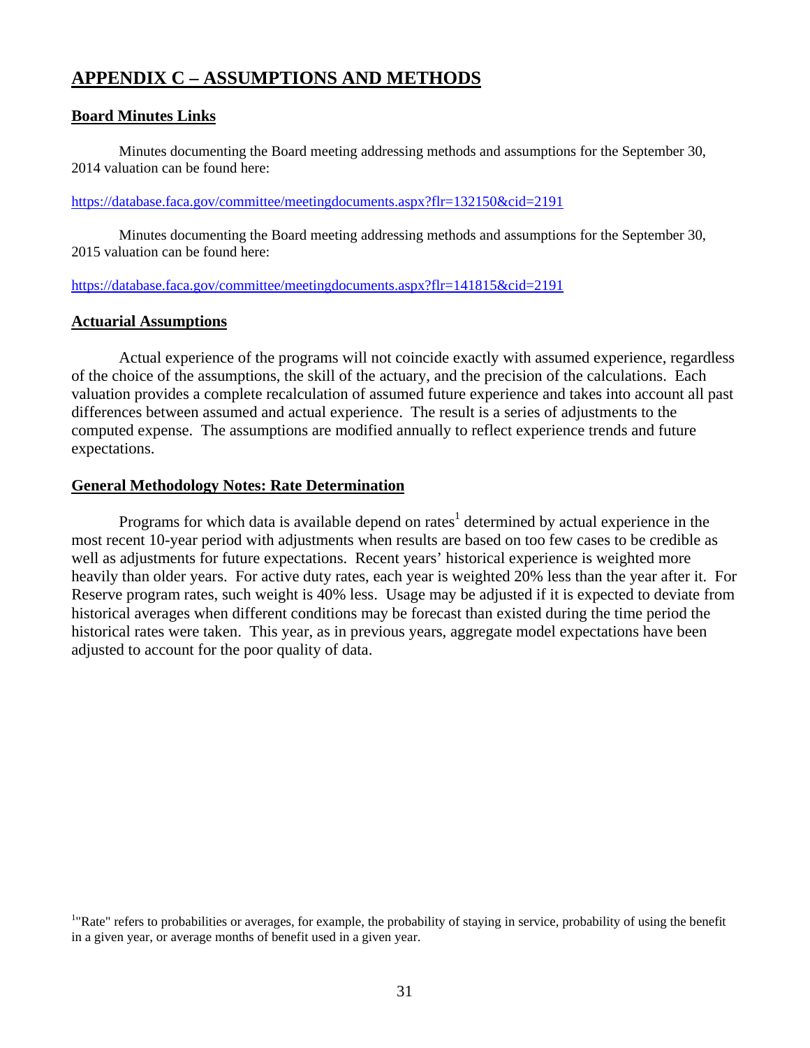# APPENDIX C – ASSUMPTIONS AND METHODS

## Board Minutes Links

Minutes documenting the Board meeting addressing methods and assumptions for the September 30, 2014 valuation can be found here:

https://database.faca.gov/committee/meetingdocuments.aspx?flr=132150&cid=2191

Minutes documenting the Board meeting addressing methods and assumptions for the September 30, 2015 valuation can be found here:

https://database.faca.gov/committee/meetingdocuments.aspx?flr=141815&cid=2191

## Actuarial Assumptions

Actual experience of the programs will not coincide exactly with assumed experience, regardless of the choice of the assumptions, the skill of the actuary, and the precision of the calculations. Each valuation provides a complete recalculation of assumed future experience and takes into account all past differences between assumed and actual experience. The result is a series of adjustments to the computed expense. The assumptions are modified annually to reflect experience trends and future expectations.

## General Methodology Notes: Rate Determination

Programs for which data is available depend on rates[1] determined by actual experience in the most recent 10-year period with adjustments when results are based on too few cases to be credible as well as adjustments for future expectations. Recent years' historical experience is weighted more heavily than older years. For active duty rates, each year is weighted 20% less than the year after it. For Reserve program rates, such weight is 40% less. Usage may be adjusted if it is expected to deviate from historical averages when different conditions may be forecast than existed during the time period the historical rates were taken. This year, as in previous years, aggregate model expectations have been adjusted to account for the poor quality of data.

[1] "Rate" refers to probabilities or averages, for example, the probability of staying in service, probability of using the benefit in a given year, or average months of benefit used in a given year.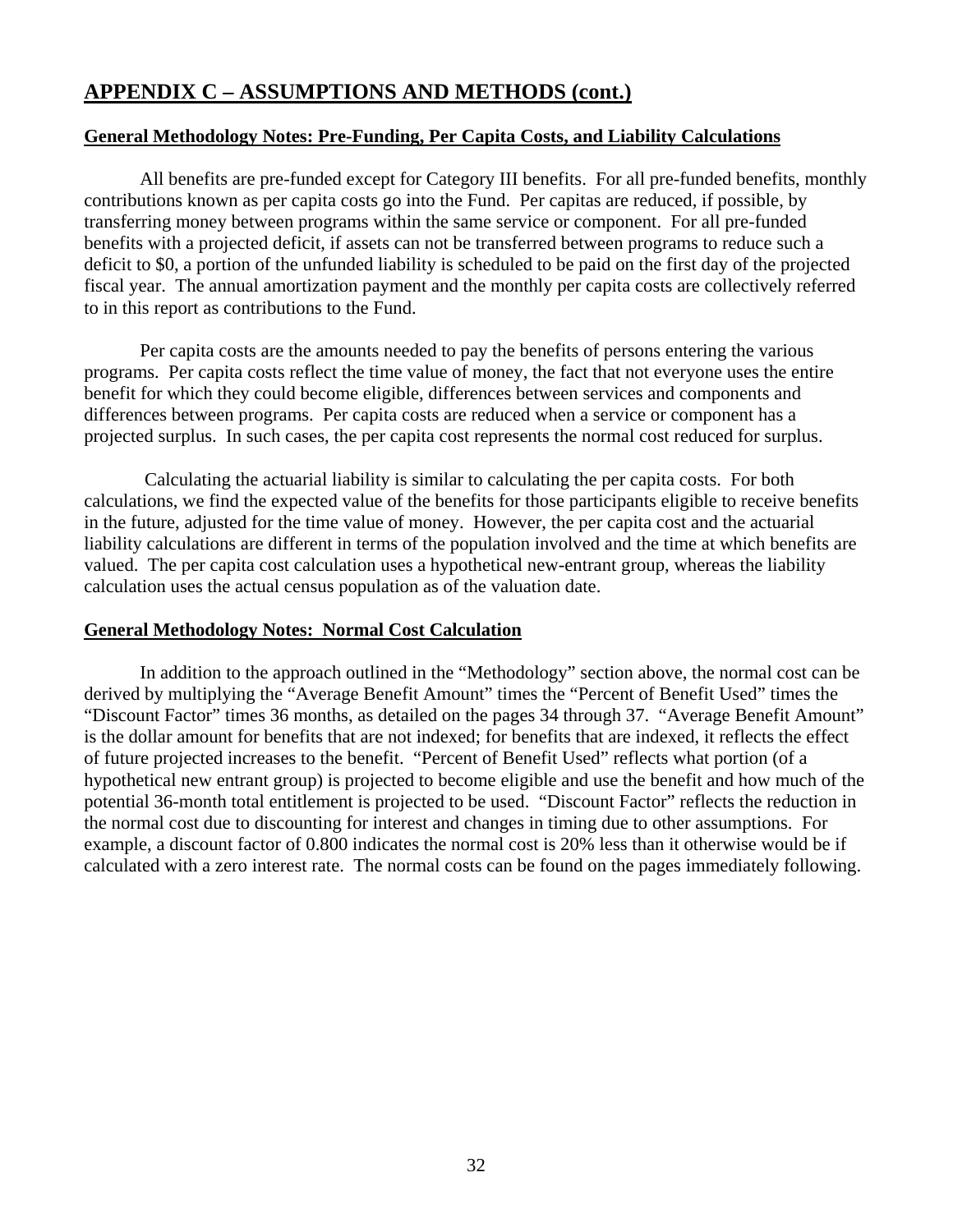## APPENDIX C – ASSUMPTIONS AND METHODS (cont.)

**General Methodology Notes: Pre-Funding, Per Capita Costs, and Liability Calculations**

All benefits are pre-funded except for Category III benefits. For all pre-funded benefits, monthly contributions known as per capita costs go into the Fund. Per capitas are reduced, if possible, by transferring money between programs within the same service or component. For all pre-funded benefits with a projected deficit, if assets can not be transferred between programs to reduce such a deficit to $0, a portion of the unfunded liability is scheduled to be paid on the first day of the projected fiscal year. The annual amortization payment and the monthly per capita costs are collectively referred to in this report as contributions to the Fund.

Per capita costs are the amounts needed to pay the benefits of persons entering the various programs. Per capita costs reflect the time value of money, the fact that not everyone uses the entire benefit for which they could become eligible, differences between services and components and differences between programs. Per capita costs are reduced when a service or component has a projected surplus. In such cases, the per capita cost represents the normal cost reduced for surplus.

Calculating the actuarial liability is similar to calculating the per capita costs. For both calculations, we find the expected value of the benefits for those participants eligible to receive benefits in the future, adjusted for the time value of money. However, the per capita cost and the actuarial liability calculations are different in terms of the population involved and the time at which benefits are valued. The per capita cost calculation uses a hypothetical new-entrant group, whereas the liability calculation uses the actual census population as of the valuation date.

**General Methodology Notes: Normal Cost Calculation**

In addition to the approach outlined in the "Methodology" section above, the normal cost can be derived by multiplying the "Average Benefit Amount" times the "Percent of Benefit Used" times the "Discount Factor" times 36 months, as detailed on the pages 34 through 37. "Average Benefit Amount" is the dollar amount for benefits that are not indexed; for benefits that are indexed, it reflects the effect of future projected increases to the benefit. "Percent of Benefit Used" reflects what portion (of a hypothetical new entrant group) is projected to become eligible and use the benefit and how much of the potential 36-month total entitlement is projected to be used. "Discount Factor" reflects the reduction in the normal cost due to discounting for interest and changes in timing due to other assumptions. For example, a discount factor of 0.800 indicates the normal cost is 20% less than it otherwise would be if calculated with a zero interest rate. The normal costs can be found on the pages immediately following.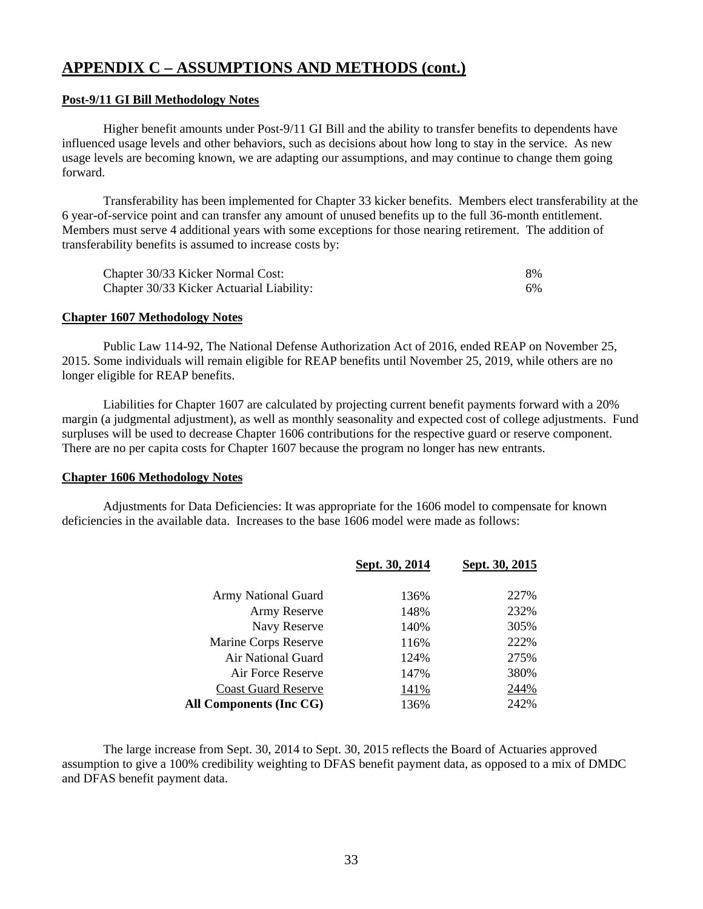## APPENDIX C – ASSUMPTIONS AND METHODS (cont.)

### Post-9/11 GI Bill Methodology Notes

Higher benefit amounts under Post-9/11 GI Bill and the ability to transfer benefits to dependents have influenced usage levels and other behaviors, such as decisions about how long to stay in the service. As new usage levels are becoming known, we are adapting our assumptions, and may continue to change them going forward.

Transferability has been implemented for Chapter 33 kicker benefits. Members elect transferability at the 6 year-of-service point and can transfer any amount of unused benefits up to the full 36-month entitlement. Members must serve 4 additional years with some exceptions for those nearing retirement. The addition of transferability benefits is assumed to increase costs by:

| | |
|---|---|
| Chapter 30/33 Kicker Normal Cost: | 8% |
| Chapter 30/33 Kicker Actuarial Liability: | 6% |

### Chapter 1607 Methodology Notes

Public Law 114-92, The National Defense Authorization Act of 2016, ended REAP on November 25, 2015. Some individuals will remain eligible for REAP benefits until November 25, 2019, while others are no longer eligible for REAP benefits.

Liabilities for Chapter 1607 are calculated by projecting current benefit payments forward with a 20% margin (a judgmental adjustment), as well as monthly seasonality and expected cost of college adjustments. Fund surpluses will be used to decrease Chapter 1606 contributions for the respective guard or reserve component. There are no per capita costs for Chapter 1607 because the program no longer has new entrants.

### Chapter 1606 Methodology Notes

Adjustments for Data Deficiencies: It was appropriate for the 1606 model to compensate for known deficiencies in the available data. Increases to the base 1606 model were made as follows:

| | Sept. 30, 2014 | Sept. 30, 2015 |
|---|---|---|
| Army National Guard | 136% | 227% |
| Army Reserve | 148% | 232% |
| Navy Reserve | 140% | 305% |
| Marine Corps Reserve | 116% | 222% |
| Air National Guard | 124% | 275% |
| Air Force Reserve | 147% | 380% |
| Coast Guard Reserve | 141% | 244% |
| **All Components (Inc CG)** | 136% | 242% |

The large increase from Sept. 30, 2014 to Sept. 30, 2015 reflects the Board of Actuaries approved assumption to give a 100% credibility weighting to DFAS benefit payment data, as opposed to a mix of DMDC and DFAS benefit payment data.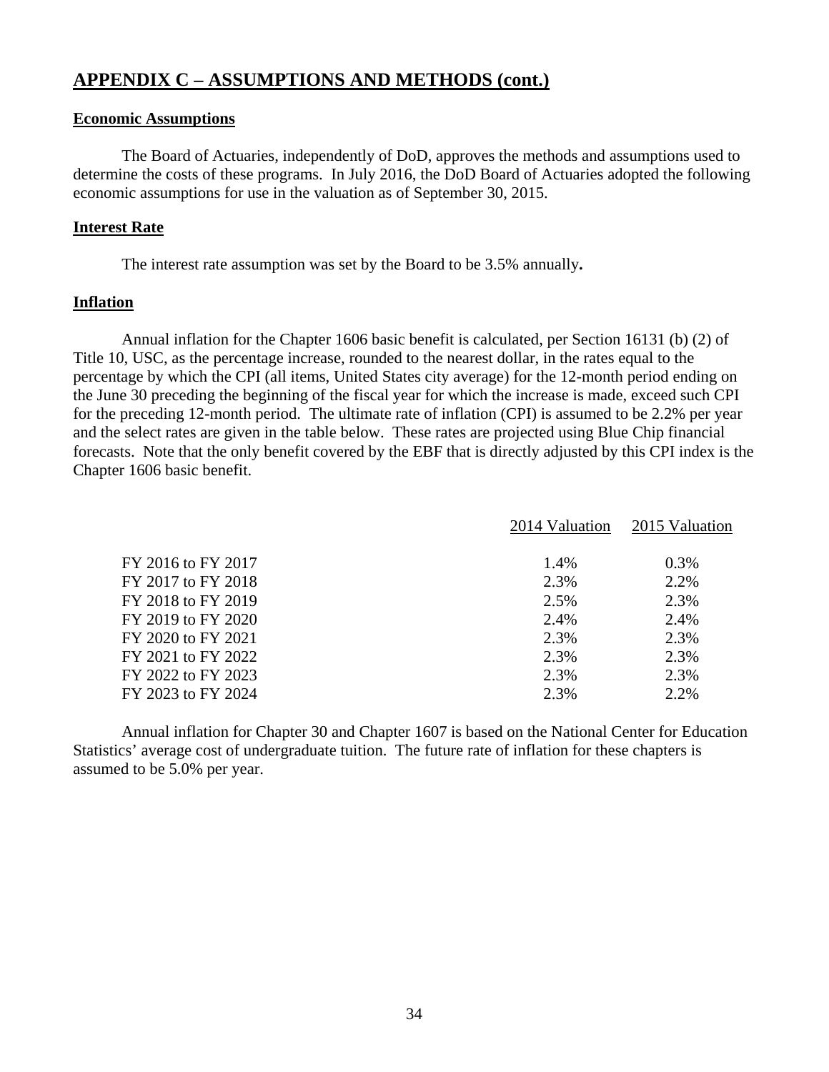## APPENDIX C – ASSUMPTIONS AND METHODS (cont.)

### Economic Assumptions

The Board of Actuaries, independently of DoD, approves the methods and assumptions used to determine the costs of these programs. In July 2016, the DoD Board of Actuaries adopted the following economic assumptions for use in the valuation as of September 30, 2015.

### Interest Rate

The interest rate assumption was set by the Board to be 3.5% annually**.**

### Inflation

Annual inflation for the Chapter 1606 basic benefit is calculated, per Section 16131 (b) (2) of Title 10, USC, as the percentage increase, rounded to the nearest dollar, in the rates equal to the percentage by which the CPI (all items, United States city average) for the 12-month period ending on the June 30 preceding the beginning of the fiscal year for which the increase is made, exceed such CPI for the preceding 12-month period. The ultimate rate of inflation (CPI) is assumed to be 2.2% per year and the select rates are given in the table below. These rates are projected using Blue Chip financial forecasts. Note that the only benefit covered by the EBF that is directly adjusted by this CPI index is the Chapter 1606 basic benefit.

| | 2014 Valuation | 2015 Valuation |
|---|---|---|
| FY 2016 to FY 2017 | 1.4% | 0.3% |
| FY 2017 to FY 2018 | 2.3% | 2.2% |
| FY 2018 to FY 2019 | 2.5% | 2.3% |
| FY 2019 to FY 2020 | 2.4% | 2.4% |
| FY 2020 to FY 2021 | 2.3% | 2.3% |
| FY 2021 to FY 2022 | 2.3% | 2.3% |
| FY 2022 to FY 2023 | 2.3% | 2.3% |
| FY 2023 to FY 2024 | 2.3% | 2.2% |

Annual inflation for Chapter 30 and Chapter 1607 is based on the National Center for Education Statistics' average cost of undergraduate tuition. The future rate of inflation for these chapters is assumed to be 5.0% per year.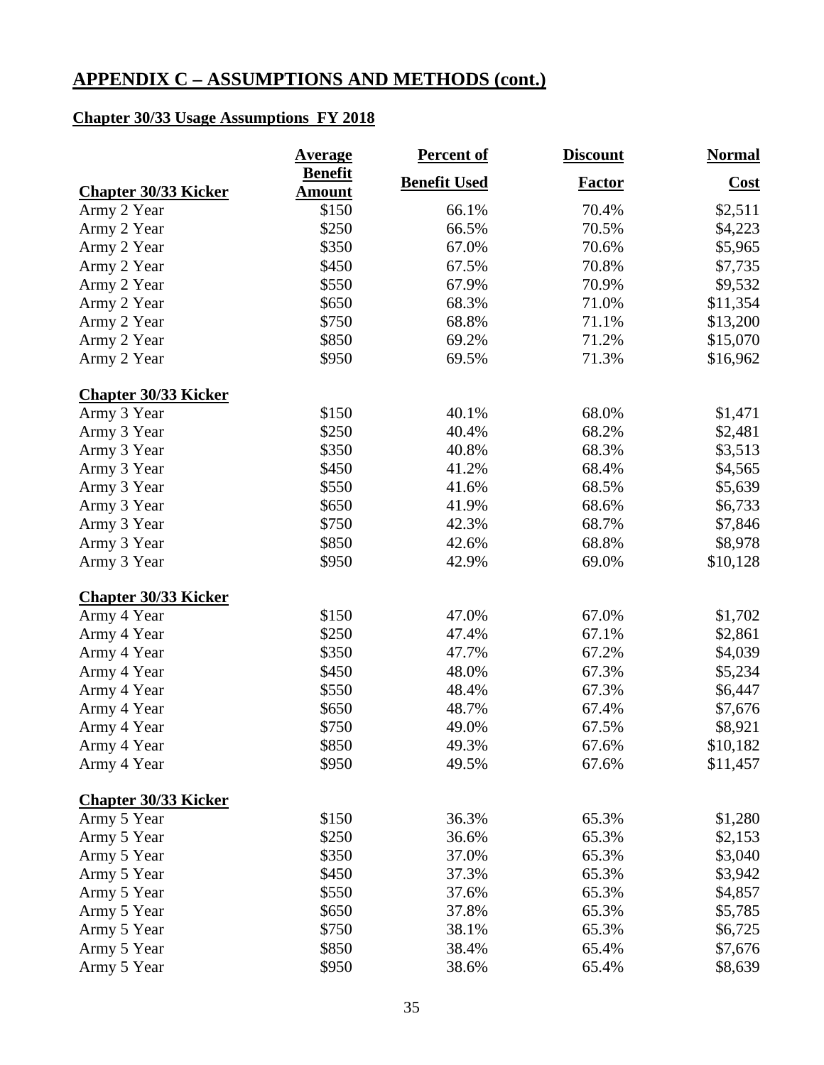## APPENDIX C – ASSUMPTIONS AND METHODS (cont.)

### Chapter 30/33 Usage Assumptions FY 2018

| Chapter 30/33 Kicker | Average Benefit Amount | Percent of Benefit Used | Discount Factor | Normal Cost |
|---|---|---|---|---|
| Army 2 Year | $150 | 66.1% | 70.4% | $2,511 |
| Army 2 Year | $250 | 66.5% | 70.5% | $4,223 |
| Army 2 Year | $350 | 67.0% | 70.6% | $5,965 |
| Army 2 Year | $450 | 67.5% | 70.8% | $7,735 |
| Army 2 Year | $550 | 67.9% | 70.9% | $9,532 |
| Army 2 Year | $650 | 68.3% | 71.0% | $11,354 |
| Army 2 Year | $750 | 68.8% | 71.1% | $13,200 |
| Army 2 Year | $850 | 69.2% | 71.2% | $15,070 |
| Army 2 Year | $950 | 69.5% | 71.3% | $16,962 |
| **Chapter 30/33 Kicker** | | | | |
| Army 3 Year | $150 | 40.1% | 68.0% | $1,471 |
| Army 3 Year | $250 | 40.4% | 68.2% | $2,481 |
| Army 3 Year | $350 | 40.8% | 68.3% | $3,513 |
| Army 3 Year | $450 | 41.2% | 68.4% | $4,565 |
| Army 3 Year | $550 | 41.6% | 68.5% | $5,639 |
| Army 3 Year | $650 | 41.9% | 68.6% | $6,733 |
| Army 3 Year | $750 | 42.3% | 68.7% | $7,846 |
| Army 3 Year | $850 | 42.6% | 68.8% | $8,978 |
| Army 3 Year | $950 | 42.9% | 69.0% | $10,128 |
| **Chapter 30/33 Kicker** | | | | |
| Army 4 Year | $150 | 47.0% | 67.0% | $1,702 |
| Army 4 Year | $250 | 47.4% | 67.1% | $2,861 |
| Army 4 Year | $350 | 47.7% | 67.2% | $4,039 |
| Army 4 Year | $450 | 48.0% | 67.3% | $5,234 |
| Army 4 Year | $550 | 48.4% | 67.3% | $6,447 |
| Army 4 Year | $650 | 48.7% | 67.4% | $7,676 |
| Army 4 Year | $750 | 49.0% | 67.5% | $8,921 |
| Army 4 Year | $850 | 49.3% | 67.6% | $10,182 |
| Army 4 Year | $950 | 49.5% | 67.6% | $11,457 |
| **Chapter 30/33 Kicker** | | | | |
| Army 5 Year | $150 | 36.3% | 65.3% | $1,280 |
| Army 5 Year | $250 | 36.6% | 65.3% | $2,153 |
| Army 5 Year | $350 | 37.0% | 65.3% | $3,040 |
| Army 5 Year | $450 | 37.3% | 65.3% | $3,942 |
| Army 5 Year | $550 | 37.6% | 65.3% | $4,857 |
| Army 5 Year | $650 | 37.8% | 65.3% | $5,785 |
| Army 5 Year | $750 | 38.1% | 65.3% | $6,725 |
| Army 5 Year | $850 | 38.4% | 65.4% | $7,676 |
| Army 5 Year | $950 | 38.6% | 65.4% | $8,639 |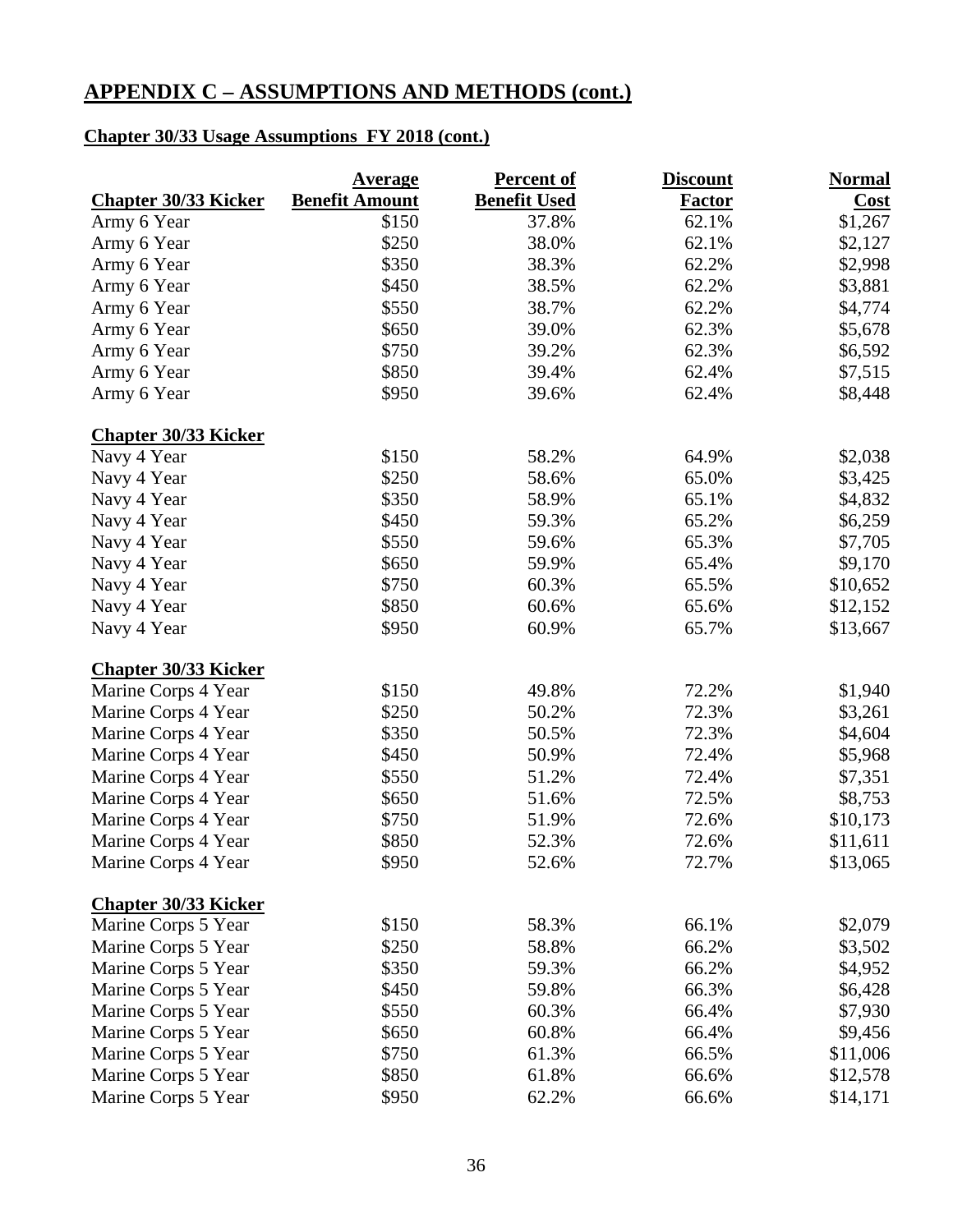## APPENDIX C – ASSUMPTIONS AND METHODS (cont.)

### Chapter 30/33 Usage Assumptions FY 2018 (cont.)

| Chapter 30/33 Kicker | Average Benefit Amount | Percent of Benefit Used | Discount Factor | Normal Cost |
|---|---|---|---|---|
| Army 6 Year | \$150 | 37.8% | 62.1% | \$1,267 |
| Army 6 Year | \$250 | 38.0% | 62.1% | \$2,127 |
| Army 6 Year | \$350 | 38.3% | 62.2% | \$2,998 |
| Army 6 Year | \$450 | 38.5% | 62.2% | \$3,881 |
| Army 6 Year | \$550 | 38.7% | 62.2% | \$4,774 |
| Army 6 Year | \$650 | 39.0% | 62.3% | \$5,678 |
| Army 6 Year | \$750 | 39.2% | 62.3% | \$6,592 |
| Army 6 Year | \$850 | 39.4% | 62.4% | \$7,515 |
| Army 6 Year | \$950 | 39.6% | 62.4% | \$8,448 |
| **Chapter 30/33 Kicker** | | | | |
| Navy 4 Year | \$150 | 58.2% | 64.9% | \$2,038 |
| Navy 4 Year | \$250 | 58.6% | 65.0% | \$3,425 |
| Navy 4 Year | \$350 | 58.9% | 65.1% | \$4,832 |
| Navy 4 Year | \$450 | 59.3% | 65.2% | \$6,259 |
| Navy 4 Year | \$550 | 59.6% | 65.3% | \$7,705 |
| Navy 4 Year | \$650 | 59.9% | 65.4% | \$9,170 |
| Navy 4 Year | \$750 | 60.3% | 65.5% | \$10,652 |
| Navy 4 Year | \$850 | 60.6% | 65.6% | \$12,152 |
| Navy 4 Year | \$950 | 60.9% | 65.7% | \$13,667 |
| **Chapter 30/33 Kicker** | | | | |
| Marine Corps 4 Year | \$150 | 49.8% | 72.2% | \$1,940 |
| Marine Corps 4 Year | \$250 | 50.2% | 72.3% | \$3,261 |
| Marine Corps 4 Year | \$350 | 50.5% | 72.3% | \$4,604 |
| Marine Corps 4 Year | \$450 | 50.9% | 72.4% | \$5,968 |
| Marine Corps 4 Year | \$550 | 51.2% | 72.4% | \$7,351 |
| Marine Corps 4 Year | \$650 | 51.6% | 72.5% | \$8,753 |
| Marine Corps 4 Year | \$750 | 51.9% | 72.6% | \$10,173 |
| Marine Corps 4 Year | \$850 | 52.3% | 72.6% | \$11,611 |
| Marine Corps 4 Year | \$950 | 52.6% | 72.7% | \$13,065 |
| **Chapter 30/33 Kicker** | | | | |
| Marine Corps 5 Year | \$150 | 58.3% | 66.1% | \$2,079 |
| Marine Corps 5 Year | \$250 | 58.8% | 66.2% | \$3,502 |
| Marine Corps 5 Year | \$350 | 59.3% | 66.2% | \$4,952 |
| Marine Corps 5 Year | \$450 | 59.8% | 66.3% | \$6,428 |
| Marine Corps 5 Year | \$550 | 60.3% | 66.4% | \$7,930 |
| Marine Corps 5 Year | \$650 | 60.8% | 66.4% | \$9,456 |
| Marine Corps 5 Year | \$750 | 61.3% | 66.5% | \$11,006 |
| Marine Corps 5 Year | \$850 | 61.8% | 66.6% | \$12,578 |
| Marine Corps 5 Year | \$950 | 62.2% | 66.6% | \$14,171 |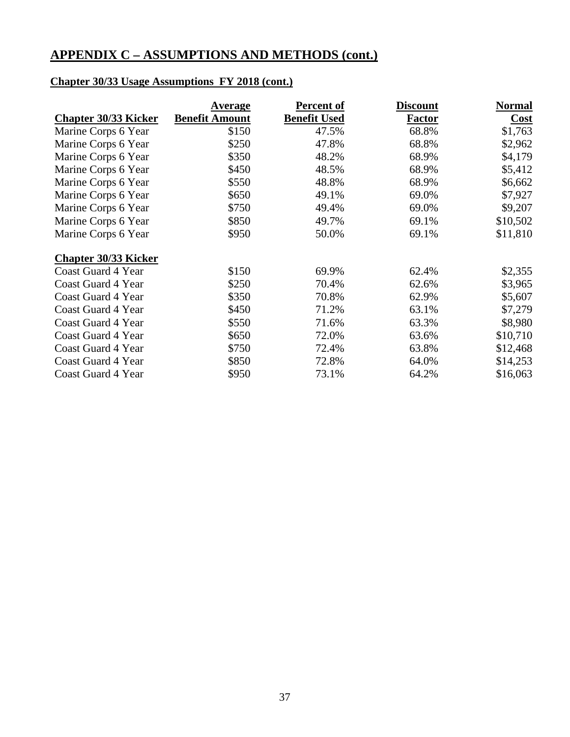## APPENDIX C – ASSUMPTIONS AND METHODS (cont.)

### Chapter 30/33 Usage Assumptions FY 2018 (cont.)

| Chapter 30/33 Kicker | Average Benefit Amount | Percent of Benefit Used | Discount Factor | Normal Cost |
|---|---|---|---|---|
| Marine Corps 6 Year | $150 | 47.5% | 68.8% | $1,763 |
| Marine Corps 6 Year | $250 | 47.8% | 68.8% | $2,962 |
| Marine Corps 6 Year | $350 | 48.2% | 68.9% | $4,179 |
| Marine Corps 6 Year | $450 | 48.5% | 68.9% | $5,412 |
| Marine Corps 6 Year | $550 | 48.8% | 68.9% | $6,662 |
| Marine Corps 6 Year | $650 | 49.1% | 69.0% | $7,927 |
| Marine Corps 6 Year | $750 | 49.4% | 69.0% | $9,207 |
| Marine Corps 6 Year | $850 | 49.7% | 69.1% | $10,502 |
| Marine Corps 6 Year | $950 | 50.0% | 69.1% | $11,810 |
| **Chapter 30/33 Kicker** | | | | |
| Coast Guard 4 Year | $150 | 69.9% | 62.4% | $2,355 |
| Coast Guard 4 Year | $250 | 70.4% | 62.6% | $3,965 |
| Coast Guard 4 Year | $350 | 70.8% | 62.9% | $5,607 |
| Coast Guard 4 Year | $450 | 71.2% | 63.1% | $7,279 |
| Coast Guard 4 Year | $550 | 71.6% | 63.3% | $8,980 |
| Coast Guard 4 Year | $650 | 72.0% | 63.6% | $10,710 |
| Coast Guard 4 Year | $750 | 72.4% | 63.8% | $12,468 |
| Coast Guard 4 Year | $850 | 72.8% | 64.0% | $14,253 |
| Coast Guard 4 Year | $950 | 73.1% | 64.2% | $16,063 |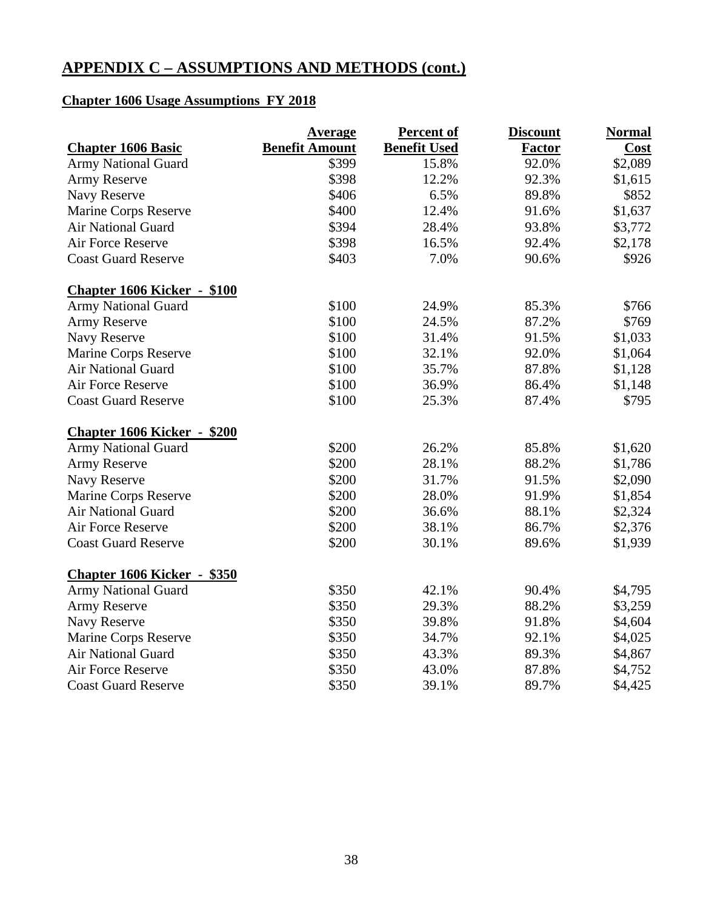## APPENDIX C – ASSUMPTIONS AND METHODS (cont.)

### Chapter 1606 Usage Assumptions FY 2018

| Chapter 1606 Basic | Average Benefit Amount | Percent of Benefit Used | Discount Factor | Normal Cost |
|---|---|---|---|---|
| Army National Guard | $399 | 15.8% | 92.0% | $2,089 |
| Army Reserve | $398 | 12.2% | 92.3% | $1,615 |
| Navy Reserve | $406 | 6.5% | 89.8% | $852 |
| Marine Corps Reserve | $400 | 12.4% | 91.6% | $1,637 |
| Air National Guard | $394 | 28.4% | 93.8% | $3,772 |
| Air Force Reserve | $398 | 16.5% | 92.4% | $2,178 |
| Coast Guard Reserve | $403 | 7.0% | 90.6% | $926 |
| **Chapter 1606 Kicker - $100** | | | | |
| Army National Guard | $100 | 24.9% | 85.3% | $766 |
| Army Reserve | $100 | 24.5% | 87.2% | $769 |
| Navy Reserve | $100 | 31.4% | 91.5% | $1,033 |
| Marine Corps Reserve | $100 | 32.1% | 92.0% | $1,064 |
| Air National Guard | $100 | 35.7% | 87.8% | $1,128 |
| Air Force Reserve | $100 | 36.9% | 86.4% | $1,148 |
| Coast Guard Reserve | $100 | 25.3% | 87.4% | $795 |
| **Chapter 1606 Kicker - $200** | | | | |
| Army National Guard | $200 | 26.2% | 85.8% | $1,620 |
| Army Reserve | $200 | 28.1% | 88.2% | $1,786 |
| Navy Reserve | $200 | 31.7% | 91.5% | $2,090 |
| Marine Corps Reserve | $200 | 28.0% | 91.9% | $1,854 |
| Air National Guard | $200 | 36.6% | 88.1% | $2,324 |
| Air Force Reserve | $200 | 38.1% | 86.7% | $2,376 |
| Coast Guard Reserve | $200 | 30.1% | 89.6% | $1,939 |
| **Chapter 1606 Kicker - $350** | | | | |
| Army National Guard | $350 | 42.1% | 90.4% | $4,795 |
| Army Reserve | $350 | 29.3% | 88.2% | $3,259 |
| Navy Reserve | $350 | 39.8% | 91.8% | $4,604 |
| Marine Corps Reserve | $350 | 34.7% | 92.1% | $4,025 |
| Air National Guard | $350 | 43.3% | 89.3% | $4,867 |
| Air Force Reserve | $350 | 43.0% | 87.8% | $4,752 |
| Coast Guard Reserve | $350 | 39.1% | 89.7% | $4,425 |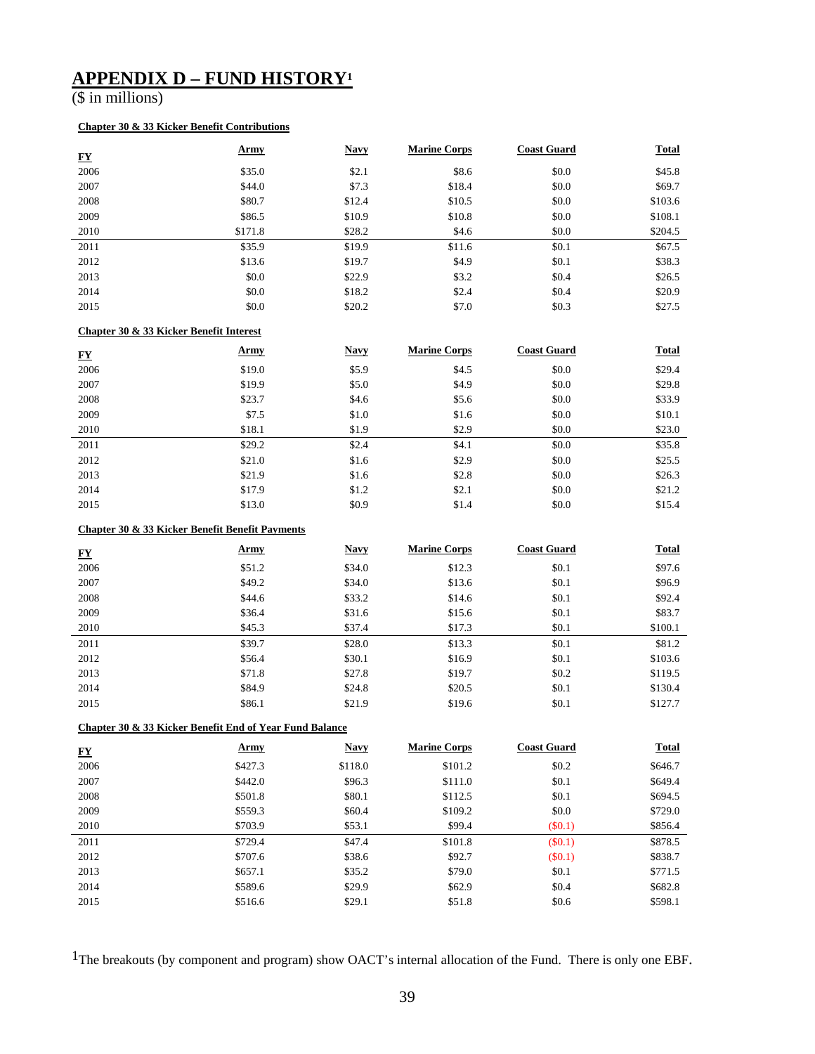# APPENDIX D – FUND HISTORY[1]

($ in millions)

**Chapter 30 & 33 Kicker Benefit Contributions**

| FY | Army | Navy | Marine Corps | Coast Guard | Total |
|---|---|---|---|---|---|
| 2006 | $35.0 | $2.1 | $8.6 | $0.0 | $45.8 |
| 2007 | $44.0 | $7.3 | $18.4 | $0.0 | $69.7 |
| 2008 | $80.7 | $12.4 | $10.5 | $0.0 | $103.6 |
| 2009 | $86.5 | $10.9 | $10.8 | $0.0 | $108.1 |
| 2010 | $171.8 | $28.2 | $4.6 | $0.0 | $204.5 |
| 2011 | $35.9 | $19.9 | $11.6 | $0.1 | $67.5 |
| 2012 | $13.6 | $19.7 | $4.9 | $0.1 | $38.3 |
| 2013 | $0.0 | $22.9 | $3.2 | $0.4 | $26.5 |
| 2014 | $0.0 | $18.2 | $2.4 | $0.4 | $20.9 |
| 2015 | $0.0 | $20.2 | $7.0 | $0.3 | $27.5 |

**Chapter 30 & 33 Kicker Benefit Interest**

| FY | Army | Navy | Marine Corps | Coast Guard | Total |
|---|---|---|---|---|---|
| 2006 | $19.0 | $5.9 | $4.5 | $0.0 | $29.4 |
| 2007 | $19.9 | $5.0 | $4.9 | $0.0 | $29.8 |
| 2008 | $23.7 | $4.6 | $5.6 | $0.0 | $33.9 |
| 2009 | $7.5 | $1.0 | $1.6 | $0.0 | $10.1 |
| 2010 | $18.1 | $1.9 | $2.9 | $0.0 | $23.0 |
| 2011 | $29.2 | $2.4 | $4.1 | $0.0 | $35.8 |
| 2012 | $21.0 | $1.6 | $2.9 | $0.0 | $25.5 |
| 2013 | $21.9 | $1.6 | $2.8 | $0.0 | $26.3 |
| 2014 | $17.9 | $1.2 | $2.1 | $0.0 | $21.2 |
| 2015 | $13.0 | $0.9 | $1.4 | $0.0 | $15.4 |

**Chapter 30 & 33 Kicker Benefit Benefit Payments**

| FY | Army | Navy | Marine Corps | Coast Guard | Total |
|---|---|---|---|---|---|
| 2006 | $51.2 | $34.0 | $12.3 | $0.1 | $97.6 |
| 2007 | $49.2 | $34.0 | $13.6 | $0.1 | $96.9 |
| 2008 | $44.6 | $33.2 | $14.6 | $0.1 | $92.4 |
| 2009 | $36.4 | $31.6 | $15.6 | $0.1 | $83.7 |
| 2010 | $45.3 | $37.4 | $17.3 | $0.1 | $100.1 |
| 2011 | $39.7 | $28.0 | $13.3 | $0.1 | $81.2 |
| 2012 | $56.4 | $30.1 | $16.9 | $0.1 | $103.6 |
| 2013 | $71.8 | $27.8 | $19.7 | $0.2 | $119.5 |
| 2014 | $84.9 | $24.8 | $20.5 | $0.1 | $130.4 |
| 2015 | $86.1 | $21.9 | $19.6 | $0.1 | $127.7 |

**Chapter 30 & 33 Kicker Benefit End of Year Fund Balance**

| FY | Army | Navy | Marine Corps | Coast Guard | Total |
|---|---|---|---|---|---|
| 2006 | $427.3 | $118.0 | $101.2 | $0.2 | $646.7 |
| 2007 | $442.0 | $96.3 | $111.0 | $0.1 | $649.4 |
| 2008 | $501.8 | $80.1 | $112.5 | $0.1 | $694.5 |
| 2009 | $559.3 | $60.4 | $109.2 | $0.0 | $729.0 |
| 2010 | $703.9 | $53.1 | $99.4 | ($0.1) | $856.4 |
| 2011 | $729.4 | $47.4 | $101.8 | ($0.1) | $878.5 |
| 2012 | $707.6 | $38.6 | $92.7 | ($0.1) | $838.7 |
| 2013 | $657.1 | $35.2 | $79.0 | $0.1 | $771.5 |
| 2014 | $589.6 | $29.9 | $62.9 | $0.4 | $682.8 |
| 2015 | $516.6 | $29.1 | $51.8 | $0.6 | $598.1 |

[1]The breakouts (by component and program) show OACT's internal allocation of the Fund. There is only one EBF.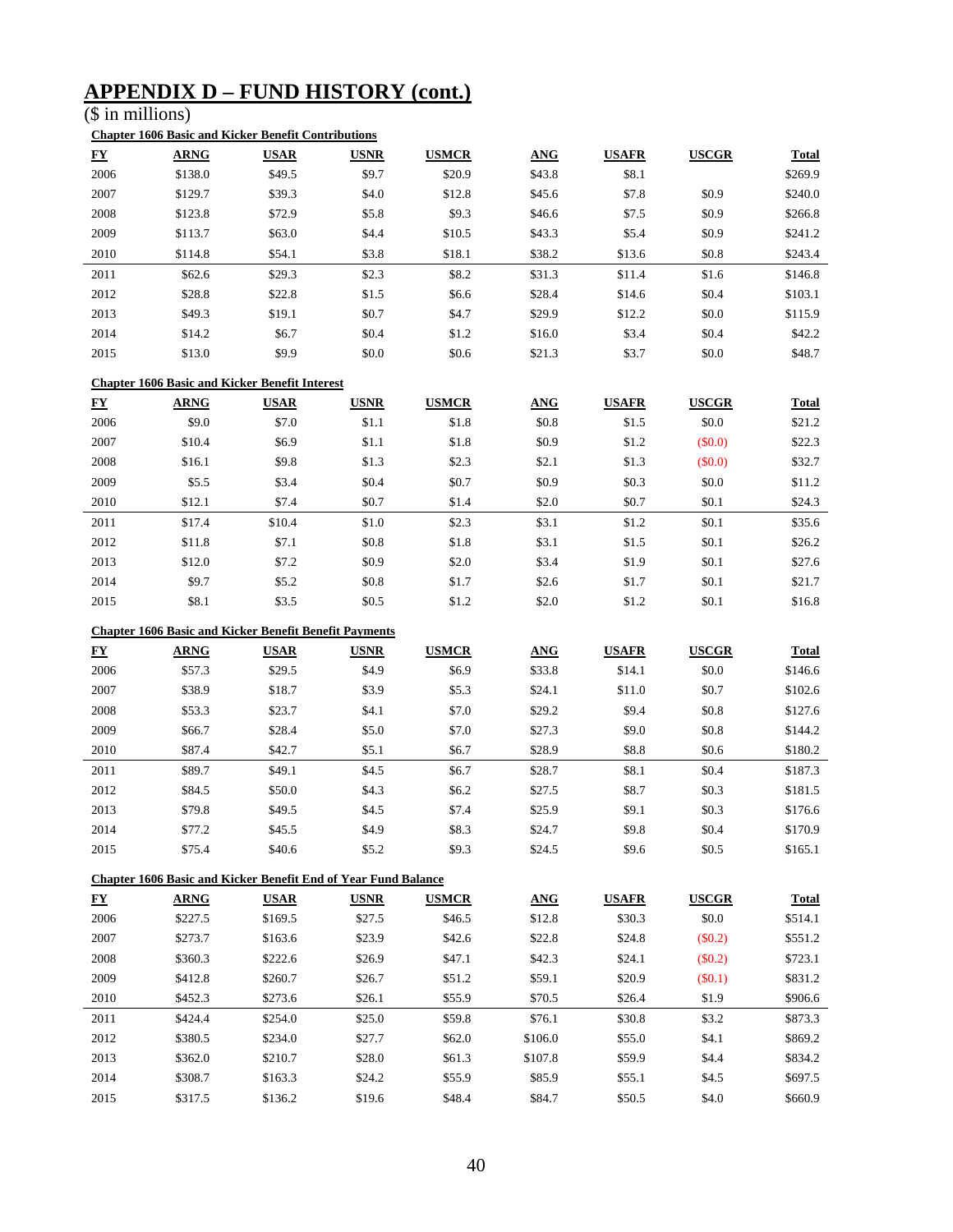# APPENDIX D – FUND HISTORY (cont.)

($ in millions)

**Chapter 1606 Basic and Kicker Benefit Contributions**

| FY | ARNG | USAR | USNR | USMCR | ANG | USAFR | USCGR | Total |
|---|---|---|---|---|---|---|---|---|
| 2006 | $138.0 | $49.5 | $9.7 | $20.9 | $43.8 | $8.1 | | $269.9 |
| 2007 | $129.7 | $39.3 | $4.0 | $12.8 | $45.6 | $7.8 | $0.9 | $240.0 |
| 2008 | $123.8 | $72.9 | $5.8 | $9.3 | $46.6 | $7.5 | $0.9 | $266.8 |
| 2009 | $113.7 | $63.0 | $4.4 | $10.5 | $43.3 | $5.4 | $0.9 | $241.2 |
| 2010 | $114.8 | $54.1 | $3.8 | $18.1 | $38.2 | $13.6 | $0.8 | $243.4 |
| 2011 | $62.6 | $29.3 | $2.3 | $8.2 | $31.3 | $11.4 | $1.6 | $146.8 |
| 2012 | $28.8 | $22.8 | $1.5 | $6.6 | $28.4 | $14.6 | $0.4 | $103.1 |
| 2013 | $49.3 | $19.1 | $0.7 | $4.7 | $29.9 | $12.2 | $0.0 | $115.9 |
| 2014 | $14.2 | $6.7 | $0.4 | $1.2 | $16.0 | $3.4 | $0.4 | $42.2 |
| 2015 | $13.0 | $9.9 | $0.0 | $0.6 | $21.3 | $3.7 | $0.0 | $48.7 |

**Chapter 1606 Basic and Kicker Benefit Interest**

| FY | ARNG | USAR | USNR | USMCR | ANG | USAFR | USCGR | Total |
|---|---|---|---|---|---|---|---|---|
| 2006 | $9.0 | $7.0 | $1.1 | $1.8 | $0.8 | $1.5 | $0.0 | $21.2 |
| 2007 | $10.4 | $6.9 | $1.1 | $1.8 | $0.9 | $1.2 | ($0.0) | $22.3 |
| 2008 | $16.1 | $9.8 | $1.3 | $2.3 | $2.1 | $1.3 | ($0.0) | $32.7 |
| 2009 | $5.5 | $3.4 | $0.4 | $0.7 | $0.9 | $0.3 | $0.0 | $11.2 |
| 2010 | $12.1 | $7.4 | $0.7 | $1.4 | $2.0 | $0.7 | $0.1 | $24.3 |
| 2011 | $17.4 | $10.4 | $1.0 | $2.3 | $3.1 | $1.2 | $0.1 | $35.6 |
| 2012 | $11.8 | $7.1 | $0.8 | $1.8 | $3.1 | $1.5 | $0.1 | $26.2 |
| 2013 | $12.0 | $7.2 | $0.9 | $2.0 | $3.4 | $1.9 | $0.1 | $27.6 |
| 2014 | $9.7 | $5.2 | $0.8 | $1.7 | $2.6 | $1.7 | $0.1 | $21.7 |
| 2015 | $8.1 | $3.5 | $0.5 | $1.2 | $2.0 | $1.2 | $0.1 | $16.8 |

**Chapter 1606 Basic and Kicker Benefit Benefit Payments**

| FY | ARNG | USAR | USNR | USMCR | ANG | USAFR | USCGR | Total |
|---|---|---|---|---|---|---|---|---|
| 2006 | $57.3 | $29.5 | $4.9 | $6.9 | $33.8 | $14.1 | $0.0 | $146.6 |
| 2007 | $38.9 | $18.7 | $3.9 | $5.3 | $24.1 | $11.0 | $0.7 | $102.6 |
| 2008 | $53.3 | $23.7 | $4.1 | $7.0 | $29.2 | $9.4 | $0.8 | $127.6 |
| 2009 | $66.7 | $28.4 | $5.0 | $7.0 | $27.3 | $9.0 | $0.8 | $144.2 |
| 2010 | $87.4 | $42.7 | $5.1 | $6.7 | $28.9 | $8.8 | $0.6 | $180.2 |
| 2011 | $89.7 | $49.1 | $4.5 | $6.7 | $28.7 | $8.1 | $0.4 | $187.3 |
| 2012 | $84.5 | $50.0 | $4.3 | $6.2 | $27.5 | $8.7 | $0.3 | $181.5 |
| 2013 | $79.8 | $49.5 | $4.5 | $7.4 | $25.9 | $9.1 | $0.3 | $176.6 |
| 2014 | $77.2 | $45.5 | $4.9 | $8.3 | $24.7 | $9.8 | $0.4 | $170.9 |
| 2015 | $75.4 | $40.6 | $5.2 | $9.3 | $24.5 | $9.6 | $0.5 | $165.1 |

**Chapter 1606 Basic and Kicker Benefit End of Year Fund Balance**

| FY | ARNG | USAR | USNR | USMCR | ANG | USAFR | USCGR | Total |
|---|---|---|---|---|---|---|---|---|
| 2006 | $227.5 | $169.5 | $27.5 | $46.5 | $12.8 | $30.3 | $0.0 | $514.1 |
| 2007 | $273.7 | $163.6 | $23.9 | $42.6 | $22.8 | $24.8 | ($0.2) | $551.2 |
| 2008 | $360.3 | $222.6 | $26.9 | $47.1 | $42.3 | $24.1 | ($0.2) | $723.1 |
| 2009 | $412.8 | $260.7 | $26.7 | $51.2 | $59.1 | $20.9 | ($0.1) | $831.2 |
| 2010 | $452.3 | $273.6 | $26.1 | $55.9 | $70.5 | $26.4 | $1.9 | $906.6 |
| 2011 | $424.4 | $254.0 | $25.0 | $59.8 | $76.1 | $30.8 | $3.2 | $873.3 |
| 2012 | $380.5 | $234.0 | $27.7 | $62.0 | $106.0 | $55.0 | $4.1 | $869.2 |
| 2013 | $362.0 | $210.7 | $28.0 | $61.3 | $107.8 | $59.9 | $4.4 | $834.2 |
| 2014 | $308.7 | $163.3 | $24.2 | $55.9 | $85.9 | $55.1 | $4.5 | $697.5 |
| 2015 | $317.5 | $136.2 | $19.6 | $48.4 | $84.7 | $50.5 | $4.0 | $660.9 |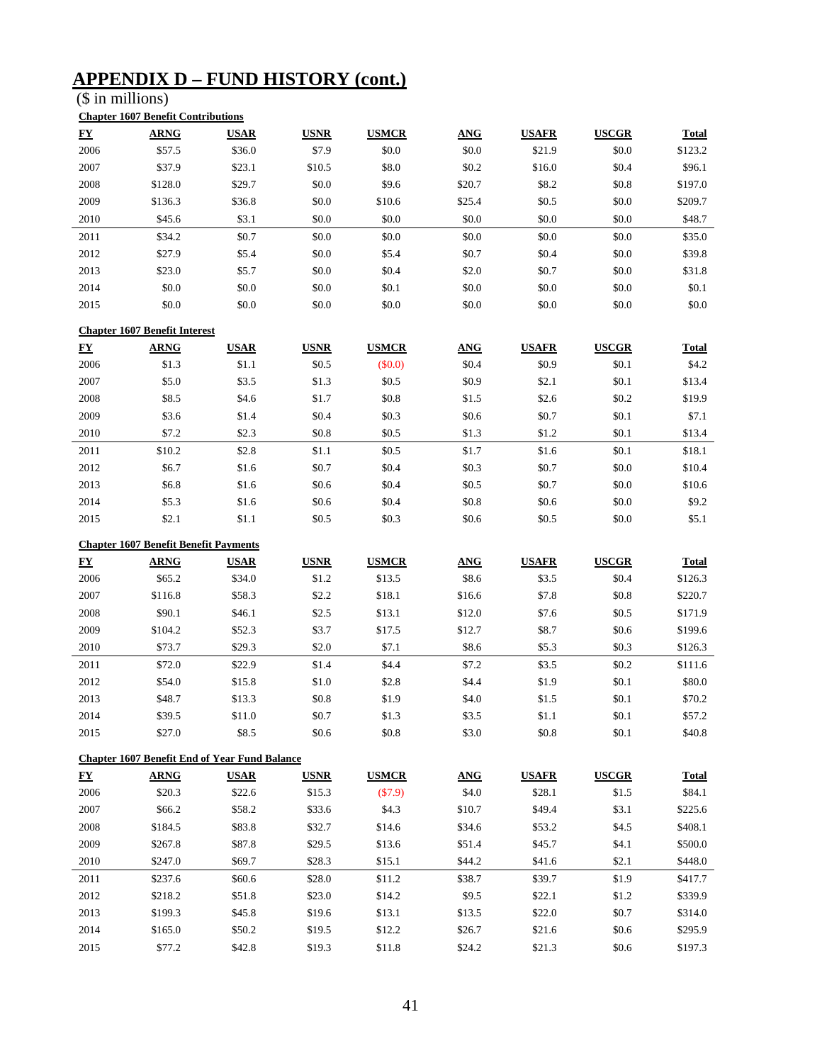# APPENDIX D – FUND HISTORY (cont.)

($ in millions)

**Chapter 1607 Benefit Contributions**

| FY | ARNG | USAR | USNR | USMCR | ANG | USAFR | USCGR | Total |
|---|---|---|---|---|---|---|---|---|
| 2006 | $57.5 | $36.0 | $7.9 | $0.0 | $0.0 | $21.9 | $0.0 | $123.2 |
| 2007 | $37.9 | $23.1 | $10.5 | $8.0 | $0.2 | $16.0 | $0.4 | $96.1 |
| 2008 | $128.0 | $29.7 | $0.0 | $9.6 | $20.7 | $8.2 | $0.8 | $197.0 |
| 2009 | $136.3 | $36.8 | $0.0 | $10.6 | $25.4 | $0.5 | $0.0 | $209.7 |
| 2010 | $45.6 | $3.1 | $0.0 | $0.0 | $0.0 | $0.0 | $0.0 | $48.7 |
| 2011 | $34.2 | $0.7 | $0.0 | $0.0 | $0.0 | $0.0 | $0.0 | $35.0 |
| 2012 | $27.9 | $5.4 | $0.0 | $5.4 | $0.7 | $0.4 | $0.0 | $39.8 |
| 2013 | $23.0 | $5.7 | $0.0 | $0.4 | $2.0 | $0.7 | $0.0 | $31.8 |
| 2014 | $0.0 | $0.0 | $0.0 | $0.1 | $0.0 | $0.0 | $0.0 | $0.1 |
| 2015 | $0.0 | $0.0 | $0.0 | $0.0 | $0.0 | $0.0 | $0.0 | $0.0 |

**Chapter 1607 Benefit Interest**

| FY | ARNG | USAR | USNR | USMCR | ANG | USAFR | USCGR | Total |
|---|---|---|---|---|---|---|---|---|
| 2006 | $1.3 | $1.1 | $0.5 | ($0.0) | $0.4 | $0.9 | $0.1 | $4.2 |
| 2007 | $5.0 | $3.5 | $1.3 | $0.5 | $0.9 | $2.1 | $0.1 | $13.4 |
| 2008 | $8.5 | $4.6 | $1.7 | $0.8 | $1.5 | $2.6 | $0.2 | $19.9 |
| 2009 | $3.6 | $1.4 | $0.4 | $0.3 | $0.6 | $0.7 | $0.1 | $7.1 |
| 2010 | $7.2 | $2.3 | $0.8 | $0.5 | $1.3 | $1.2 | $0.1 | $13.4 |
| 2011 | $10.2 | $2.8 | $1.1 | $0.5 | $1.7 | $1.6 | $0.1 | $18.1 |
| 2012 | $6.7 | $1.6 | $0.7 | $0.4 | $0.3 | $0.7 | $0.0 | $10.4 |
| 2013 | $6.8 | $1.6 | $0.6 | $0.4 | $0.5 | $0.7 | $0.0 | $10.6 |
| 2014 | $5.3 | $1.6 | $0.6 | $0.4 | $0.8 | $0.6 | $0.0 | $9.2 |
| 2015 | $2.1 | $1.1 | $0.5 | $0.3 | $0.6 | $0.5 | $0.0 | $5.1 |

**Chapter 1607 Benefit Benefit Payments**

| FY | ARNG | USAR | USNR | USMCR | ANG | USAFR | USCGR | Total |
|---|---|---|---|---|---|---|---|---|
| 2006 | $65.2 | $34.0 | $1.2 | $13.5 | $8.6 | $3.5 | $0.4 | $126.3 |
| 2007 | $116.8 | $58.3 | $2.2 | $18.1 | $16.6 | $7.8 | $0.8 | $220.7 |
| 2008 | $90.1 | $46.1 | $2.5 | $13.1 | $12.0 | $7.6 | $0.5 | $171.9 |
| 2009 | $104.2 | $52.3 | $3.7 | $17.5 | $12.7 | $8.7 | $0.6 | $199.6 |
| 2010 | $73.7 | $29.3 | $2.0 | $7.1 | $8.6 | $5.3 | $0.3 | $126.3 |
| 2011 | $72.0 | $22.9 | $1.4 | $4.4 | $7.2 | $3.5 | $0.2 | $111.6 |
| 2012 | $54.0 | $15.8 | $1.0 | $2.8 | $4.4 | $1.9 | $0.1 | $80.0 |
| 2013 | $48.7 | $13.3 | $0.8 | $1.9 | $4.0 | $1.5 | $0.1 | $70.2 |
| 2014 | $39.5 | $11.0 | $0.7 | $1.3 | $3.5 | $1.1 | $0.1 | $57.2 |
| 2015 | $27.0 | $8.5 | $0.6 | $0.8 | $3.0 | $0.8 | $0.1 | $40.8 |

**Chapter 1607 Benefit End of Year Fund Balance**

| FY | ARNG | USAR | USNR | USMCR | ANG | USAFR | USCGR | Total |
|---|---|---|---|---|---|---|---|---|
| 2006 | $20.3 | $22.6 | $15.3 | ($7.9) | $4.0 | $28.1 | $1.5 | $84.1 |
| 2007 | $66.2 | $58.2 | $33.6 | $4.3 | $10.7 | $49.4 | $3.1 | $225.6 |
| 2008 | $184.5 | $83.8 | $32.7 | $14.6 | $34.6 | $53.2 | $4.5 | $408.1 |
| 2009 | $267.8 | $87.8 | $29.5 | $13.6 | $51.4 | $45.7 | $4.1 | $500.0 |
| 2010 | $247.0 | $69.7 | $28.3 | $15.1 | $44.2 | $41.6 | $2.1 | $448.0 |
| 2011 | $237.6 | $60.6 | $28.0 | $11.2 | $38.7 | $39.7 | $1.9 | $417.7 |
| 2012 | $218.2 | $51.8 | $23.0 | $14.2 | $9.5 | $22.1 | $1.2 | $339.9 |
| 2013 | $199.3 | $45.8 | $19.6 | $13.1 | $13.5 | $22.0 | $0.7 | $314.0 |
| 2014 | $165.0 | $50.2 | $19.5 | $12.2 | $26.7 | $21.6 | $0.6 | $295.9 |
| 2015 | $77.2 | $42.8 | $19.3 | $11.8 | $24.2 | $21.3 | $0.6 | $197.3 |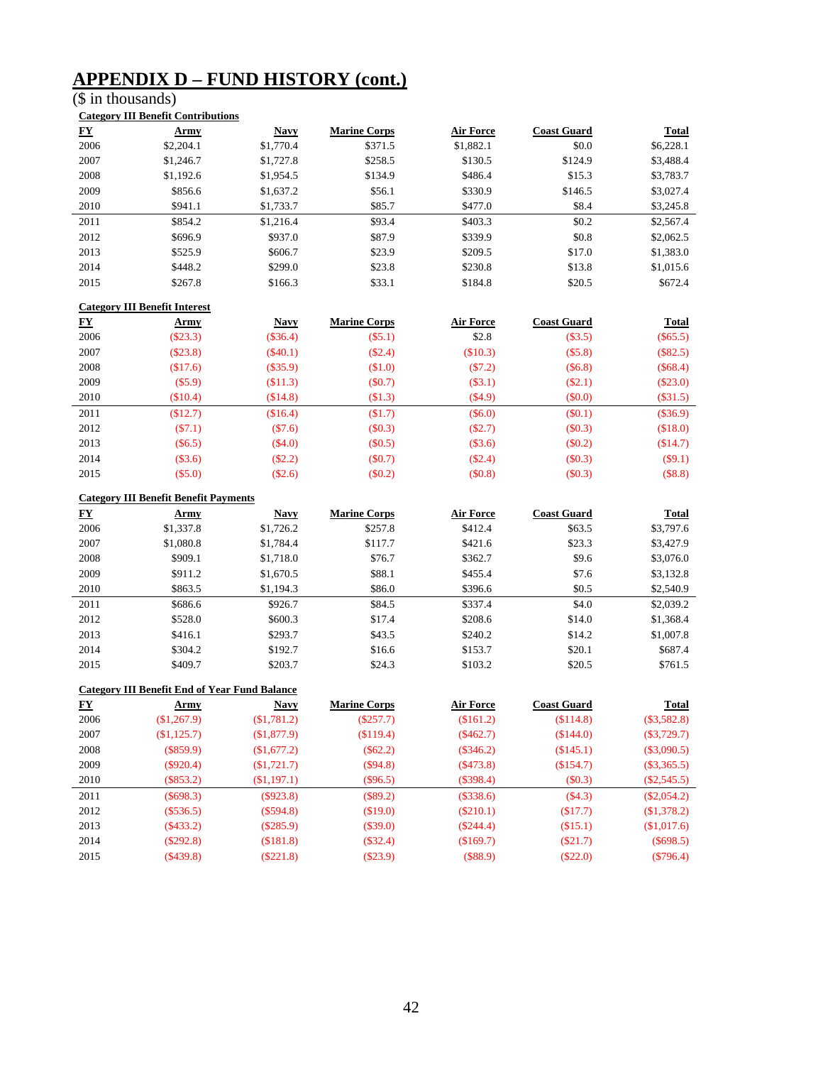# APPENDIX D – FUND HISTORY (cont.)

($ in thousands)

**Category III Benefit Contributions**

| FY | Army | Navy | Marine Corps | Air Force | Coast Guard | Total |
|---|---|---|---|---|---|---|
| 2006 | $2,204.1 | $1,770.4 | $371.5 | $1,882.1 | $0.0 | $6,228.1 |
| 2007 | $1,246.7 | $1,727.8 | $258.5 | $130.5 | $124.9 | $3,488.4 |
| 2008 | $1,192.6 | $1,954.5 | $134.9 | $486.4 | $15.3 | $3,783.7 |
| 2009 | $856.6 | $1,637.2 | $56.1 | $330.9 | $146.5 | $3,027.4 |
| 2010 | $941.1 | $1,733.7 | $85.7 | $477.0 | $8.4 | $3,245.8 |
| 2011 | $854.2 | $1,216.4 | $93.4 | $403.3 | $0.2 | $2,567.4 |
| 2012 | $696.9 | $937.0 | $87.9 | $339.9 | $0.8 | $2,062.5 |
| 2013 | $525.9 | $606.7 | $23.9 | $209.5 | $17.0 | $1,383.0 |
| 2014 | $448.2 | $299.0 | $23.8 | $230.8 | $13.8 | $1,015.6 |
| 2015 | $267.8 | $166.3 | $33.1 | $184.8 | $20.5 | $672.4 |

**Category III Benefit Interest**

| FY | Army | Navy | Marine Corps | Air Force | Coast Guard | Total |
|---|---|---|---|---|---|---|
| 2006 | ($23.3) | ($36.4) | ($5.1) | $2.8 | ($3.5) | ($65.5) |
| 2007 | ($23.8) | ($40.1) | ($2.4) | ($10.3) | ($5.8) | ($82.5) |
| 2008 | ($17.6) | ($35.9) | ($1.0) | ($7.2) | ($6.8) | ($68.4) |
| 2009 | ($5.9) | ($11.3) | ($0.7) | ($3.1) | ($2.1) | ($23.0) |
| 2010 | ($10.4) | ($14.8) | ($1.3) | ($4.9) | ($0.0) | ($31.5) |
| 2011 | ($12.7) | ($16.4) | ($1.7) | ($6.0) | ($0.1) | ($36.9) |
| 2012 | ($7.1) | ($7.6) | ($0.3) | ($2.7) | ($0.3) | ($18.0) |
| 2013 | ($6.5) | ($4.0) | ($0.5) | ($3.6) | ($0.2) | ($14.7) |
| 2014 | ($3.6) | ($2.2) | ($0.7) | ($2.4) | ($0.3) | ($9.1) |
| 2015 | ($5.0) | ($2.6) | ($0.2) | ($0.8) | ($0.3) | ($8.8) |

**Category III Benefit Benefit Payments**

| FY | Army | Navy | Marine Corps | Air Force | Coast Guard | Total |
|---|---|---|---|---|---|---|
| 2006 | $1,337.8 | $1,726.2 | $257.8 | $412.4 | $63.5 | $3,797.6 |
| 2007 | $1,080.8 | $1,784.4 | $117.7 | $421.6 | $23.3 | $3,427.9 |
| 2008 | $909.1 | $1,718.0 | $76.7 | $362.7 | $9.6 | $3,076.0 |
| 2009 | $911.2 | $1,670.5 | $88.1 | $455.4 | $7.6 | $3,132.8 |
| 2010 | $863.5 | $1,194.3 | $86.0 | $396.6 | $0.5 | $2,540.9 |
| 2011 | $686.6 | $926.7 | $84.5 | $337.4 | $4.0 | $2,039.2 |
| 2012 | $528.0 | $600.3 | $17.4 | $208.6 | $14.0 | $1,368.4 |
| 2013 | $416.1 | $293.7 | $43.5 | $240.2 | $14.2 | $1,007.8 |
| 2014 | $304.2 | $192.7 | $16.6 | $153.7 | $20.1 | $687.4 |
| 2015 | $409.7 | $203.7 | $24.3 | $103.2 | $20.5 | $761.5 |

**Category III Benefit End of Year Fund Balance**

| FY | Army | Navy | Marine Corps | Air Force | Coast Guard | Total |
|---|---|---|---|---|---|---|
| 2006 | ($1,267.9) | ($1,781.2) | ($257.7) | ($161.2) | ($114.8) | ($3,582.8) |
| 2007 | ($1,125.7) | ($1,877.9) | ($119.4) | ($462.7) | ($144.0) | ($3,729.7) |
| 2008 | ($859.9) | ($1,677.2) | ($62.2) | ($346.2) | ($145.1) | ($3,090.5) |
| 2009 | ($920.4) | ($1,721.7) | ($94.8) | ($473.8) | ($154.7) | ($3,365.5) |
| 2010 | ($853.2) | ($1,197.1) | ($96.5) | ($398.4) | ($0.3) | ($2,545.5) |
| 2011 | ($698.3) | ($923.8) | ($89.2) | ($338.6) | ($4.3) | ($2,054.2) |
| 2012 | ($536.5) | ($594.8) | ($19.0) | ($210.1) | ($17.7) | ($1,378.2) |
| 2013 | ($433.2) | ($285.9) | ($39.0) | ($244.4) | ($15.1) | ($1,017.6) |
| 2014 | ($292.8) | ($181.8) | ($32.4) | ($169.7) | ($21.7) | ($698.5) |
| 2015 | ($439.8) | ($221.8) | ($23.9) | ($88.9) | ($22.0) | ($796.4) |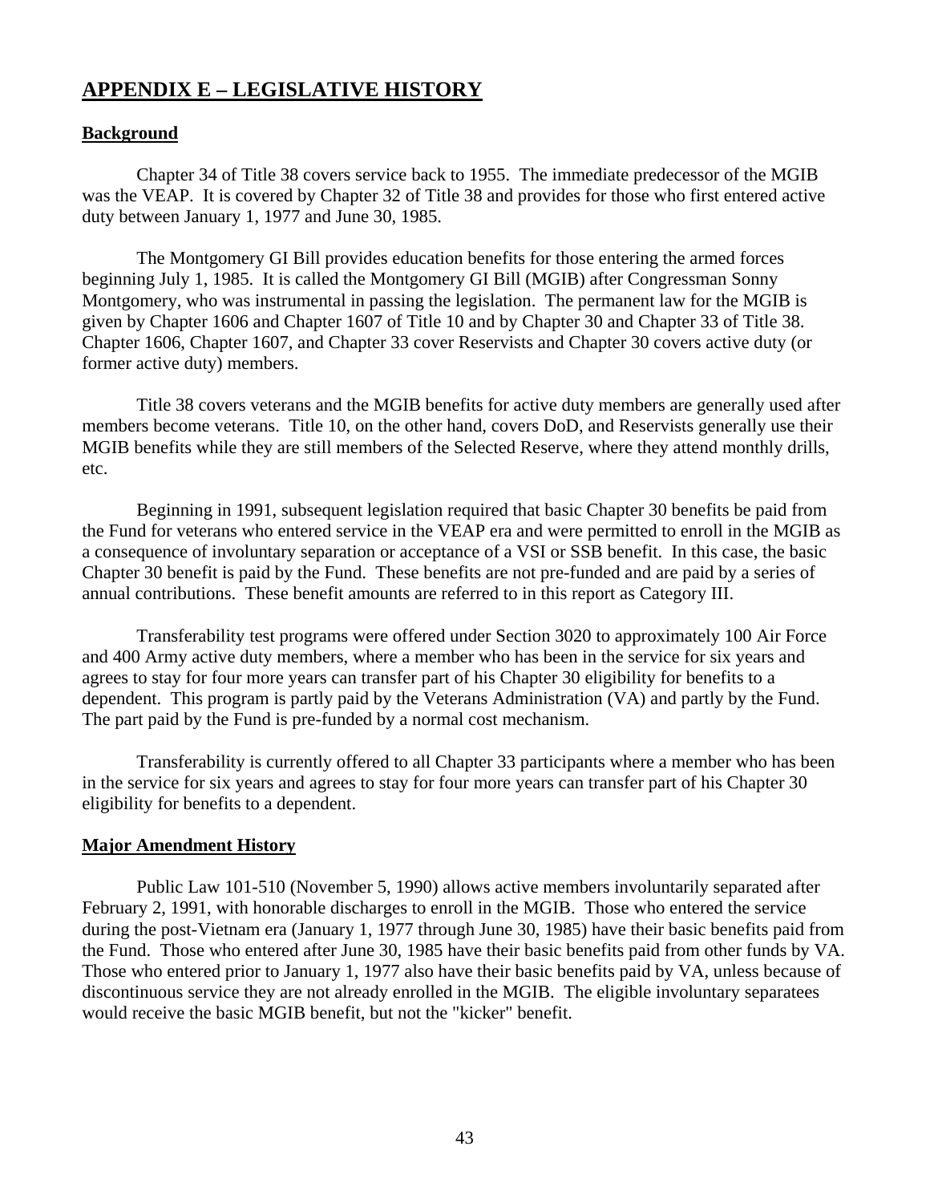# APPENDIX E – LEGISLATIVE HISTORY

## Background

Chapter 34 of Title 38 covers service back to 1955. The immediate predecessor of the MGIB was the VEAP. It is covered by Chapter 32 of Title 38 and provides for those who first entered active duty between January 1, 1977 and June 30, 1985.

The Montgomery GI Bill provides education benefits for those entering the armed forces beginning July 1, 1985. It is called the Montgomery GI Bill (MGIB) after Congressman Sonny Montgomery, who was instrumental in passing the legislation. The permanent law for the MGIB is given by Chapter 1606 and Chapter 1607 of Title 10 and by Chapter 30 and Chapter 33 of Title 38. Chapter 1606, Chapter 1607, and Chapter 33 cover Reservists and Chapter 30 covers active duty (or former active duty) members.

Title 38 covers veterans and the MGIB benefits for active duty members are generally used after members become veterans. Title 10, on the other hand, covers DoD, and Reservists generally use their MGIB benefits while they are still members of the Selected Reserve, where they attend monthly drills, etc.

Beginning in 1991, subsequent legislation required that basic Chapter 30 benefits be paid from the Fund for veterans who entered service in the VEAP era and were permitted to enroll in the MGIB as a consequence of involuntary separation or acceptance of a VSI or SSB benefit. In this case, the basic Chapter 30 benefit is paid by the Fund. These benefits are not pre-funded and are paid by a series of annual contributions. These benefit amounts are referred to in this report as Category III.

Transferability test programs were offered under Section 3020 to approximately 100 Air Force and 400 Army active duty members, where a member who has been in the service for six years and agrees to stay for four more years can transfer part of his Chapter 30 eligibility for benefits to a dependent. This program is partly paid by the Veterans Administration (VA) and partly by the Fund. The part paid by the Fund is pre-funded by a normal cost mechanism.

Transferability is currently offered to all Chapter 33 participants where a member who has been in the service for six years and agrees to stay for four more years can transfer part of his Chapter 30 eligibility for benefits to a dependent.

## Major Amendment History

Public Law 101-510 (November 5, 1990) allows active members involuntarily separated after February 2, 1991, with honorable discharges to enroll in the MGIB. Those who entered the service during the post-Vietnam era (January 1, 1977 through June 30, 1985) have their basic benefits paid from the Fund. Those who entered after June 30, 1985 have their basic benefits paid from other funds by VA. Those who entered prior to January 1, 1977 also have their basic benefits paid by VA, unless because of discontinuous service they are not already enrolled in the MGIB. The eligible involuntary separatees would receive the basic MGIB benefit, but not the "kicker" benefit.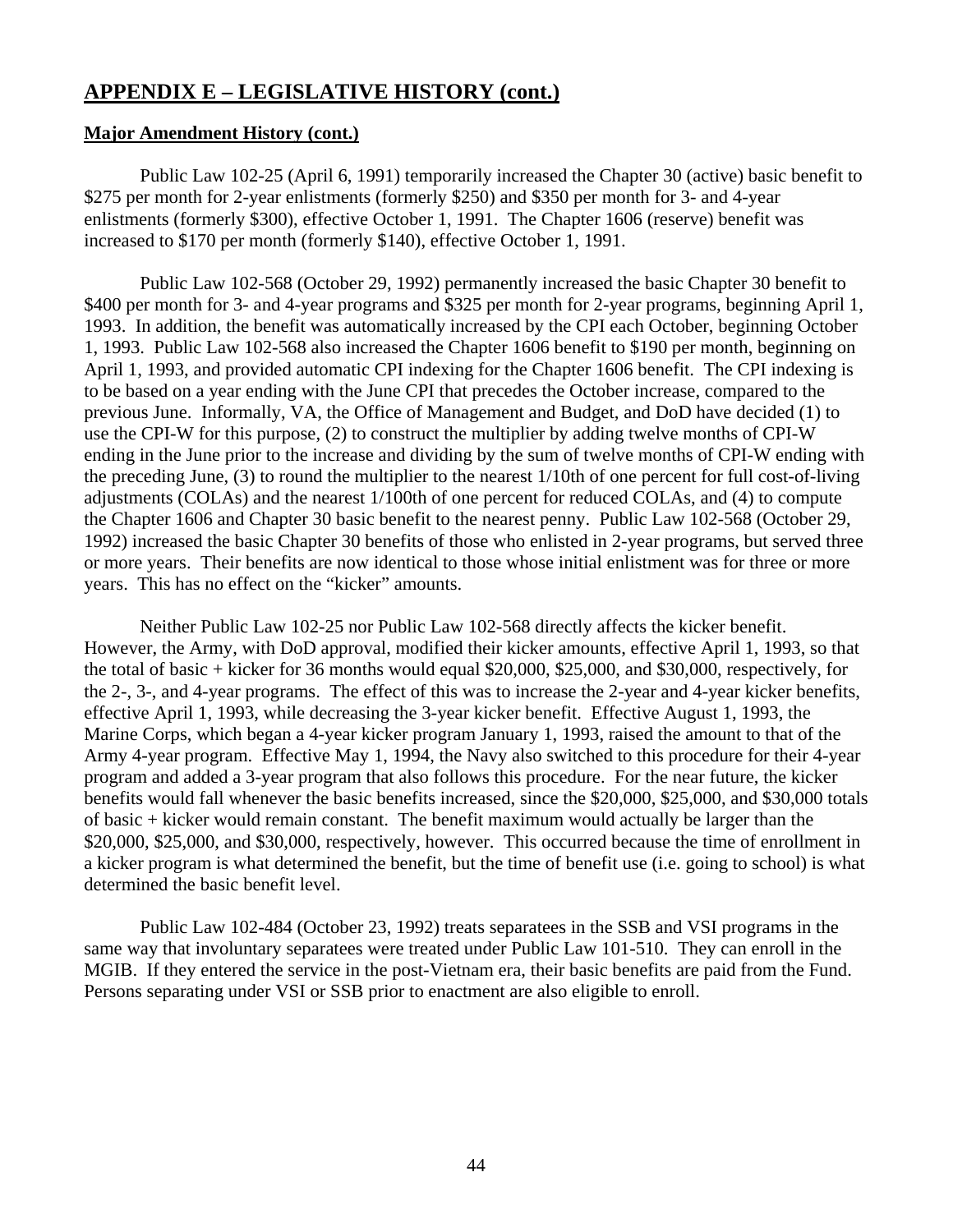## APPENDIX E – LEGISLATIVE HISTORY (cont.)

**Major Amendment History (cont.)**

Public Law 102-25 (April 6, 1991) temporarily increased the Chapter 30 (active) basic benefit to $275 per month for 2-year enlistments (formerly $250) and $350 per month for 3- and 4-year enlistments (formerly $300), effective October 1, 1991. The Chapter 1606 (reserve) benefit was increased to $170 per month (formerly $140), effective October 1, 1991.

Public Law 102-568 (October 29, 1992) permanently increased the basic Chapter 30 benefit to $400 per month for 3- and 4-year programs and $325 per month for 2-year programs, beginning April 1, 1993. In addition, the benefit was automatically increased by the CPI each October, beginning October 1, 1993. Public Law 102-568 also increased the Chapter 1606 benefit to $190 per month, beginning on April 1, 1993, and provided automatic CPI indexing for the Chapter 1606 benefit. The CPI indexing is to be based on a year ending with the June CPI that precedes the October increase, compared to the previous June. Informally, VA, the Office of Management and Budget, and DoD have decided (1) to use the CPI-W for this purpose, (2) to construct the multiplier by adding twelve months of CPI-W ending in the June prior to the increase and dividing by the sum of twelve months of CPI-W ending with the preceding June, (3) to round the multiplier to the nearest 1/10th of one percent for full cost-of-living adjustments (COLAs) and the nearest 1/100th of one percent for reduced COLAs, and (4) to compute the Chapter 1606 and Chapter 30 basic benefit to the nearest penny. Public Law 102-568 (October 29, 1992) increased the basic Chapter 30 benefits of those who enlisted in 2-year programs, but served three or more years. Their benefits are now identical to those whose initial enlistment was for three or more years. This has no effect on the "kicker" amounts.

Neither Public Law 102-25 nor Public Law 102-568 directly affects the kicker benefit. However, the Army, with DoD approval, modified their kicker amounts, effective April 1, 1993, so that the total of basic + kicker for 36 months would equal $20,000, $25,000, and $30,000, respectively, for the 2-, 3-, and 4-year programs. The effect of this was to increase the 2-year and 4-year kicker benefits, effective April 1, 1993, while decreasing the 3-year kicker benefit. Effective August 1, 1993, the Marine Corps, which began a 4-year kicker program January 1, 1993, raised the amount to that of the Army 4-year program. Effective May 1, 1994, the Navy also switched to this procedure for their 4-year program and added a 3-year program that also follows this procedure. For the near future, the kicker benefits would fall whenever the basic benefits increased, since the $20,000, $25,000, and $30,000 totals of basic + kicker would remain constant. The benefit maximum would actually be larger than the $20,000, $25,000, and $30,000, respectively, however. This occurred because the time of enrollment in a kicker program is what determined the benefit, but the time of benefit use (i.e. going to school) is what determined the basic benefit level.

Public Law 102-484 (October 23, 1992) treats separatees in the SSB and VSI programs in the same way that involuntary separatees were treated under Public Law 101-510. They can enroll in the MGIB. If they entered the service in the post-Vietnam era, their basic benefits are paid from the Fund. Persons separating under VSI or SSB prior to enactment are also eligible to enroll.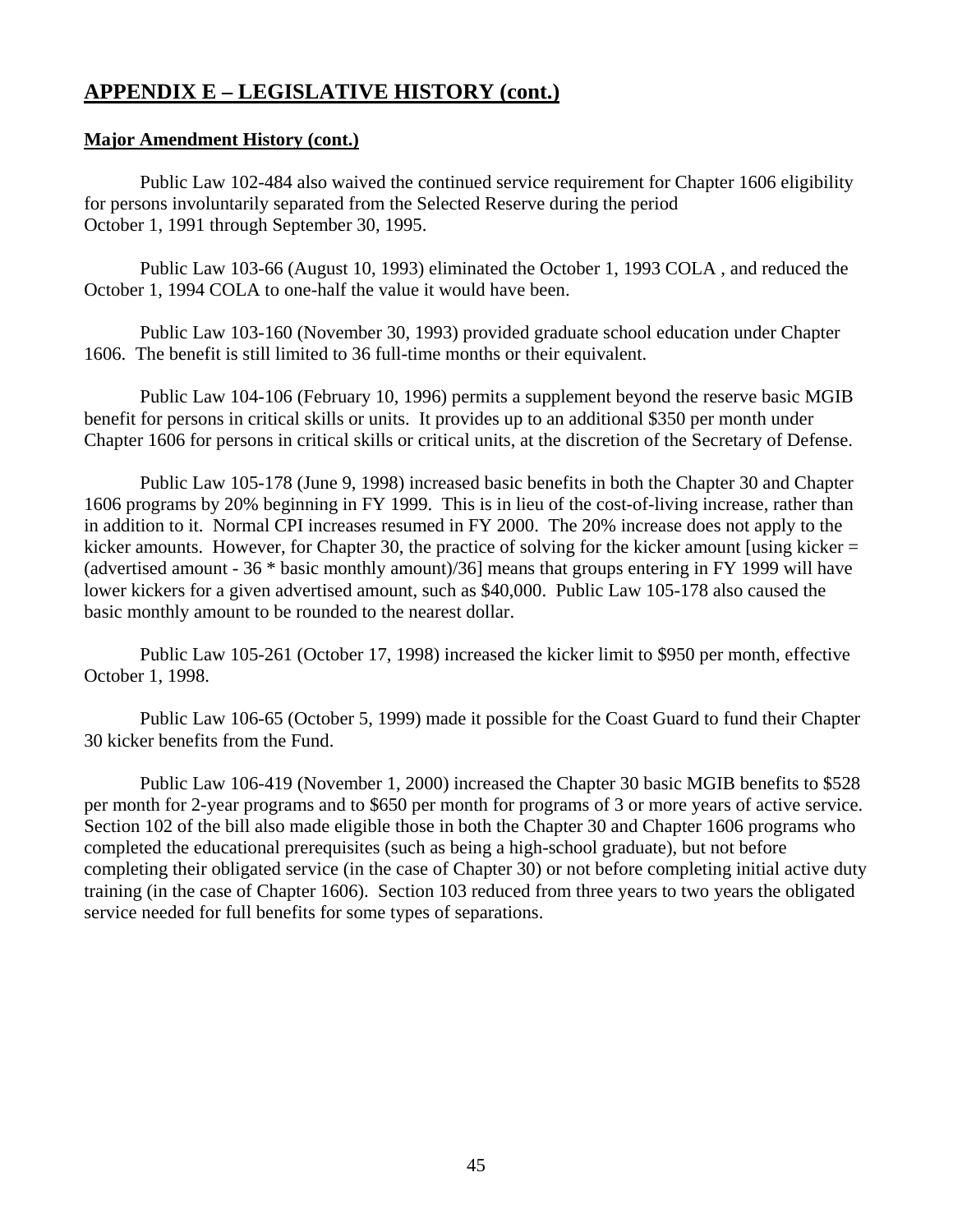## APPENDIX E – LEGISLATIVE HISTORY (cont.)

**Major Amendment History (cont.)**

Public Law 102-484 also waived the continued service requirement for Chapter 1606 eligibility for persons involuntarily separated from the Selected Reserve during the period October 1, 1991 through September 30, 1995.

Public Law 103-66 (August 10, 1993) eliminated the October 1, 1993 COLA , and reduced the October 1, 1994 COLA to one-half the value it would have been.

Public Law 103-160 (November 30, 1993) provided graduate school education under Chapter 1606. The benefit is still limited to 36 full-time months or their equivalent.

Public Law 104-106 (February 10, 1996) permits a supplement beyond the reserve basic MGIB benefit for persons in critical skills or units. It provides up to an additional $350 per month under Chapter 1606 for persons in critical skills or critical units, at the discretion of the Secretary of Defense.

Public Law 105-178 (June 9, 1998) increased basic benefits in both the Chapter 30 and Chapter 1606 programs by 20% beginning in FY 1999. This is in lieu of the cost-of-living increase, rather than in addition to it. Normal CPI increases resumed in FY 2000. The 20% increase does not apply to the kicker amounts. However, for Chapter 30, the practice of solving for the kicker amount [using kicker = (advertised amount - 36 * basic monthly amount)/36] means that groups entering in FY 1999 will have lower kickers for a given advertised amount, such as $40,000. Public Law 105-178 also caused the basic monthly amount to be rounded to the nearest dollar.

Public Law 105-261 (October 17, 1998) increased the kicker limit to $950 per month, effective October 1, 1998.

Public Law 106-65 (October 5, 1999) made it possible for the Coast Guard to fund their Chapter 30 kicker benefits from the Fund.

Public Law 106-419 (November 1, 2000) increased the Chapter 30 basic MGIB benefits to $528 per month for 2-year programs and to $650 per month for programs of 3 or more years of active service. Section 102 of the bill also made eligible those in both the Chapter 30 and Chapter 1606 programs who completed the educational prerequisites (such as being a high-school graduate), but not before completing their obligated service (in the case of Chapter 30) or not before completing initial active duty training (in the case of Chapter 1606). Section 103 reduced from three years to two years the obligated service needed for full benefits for some types of separations.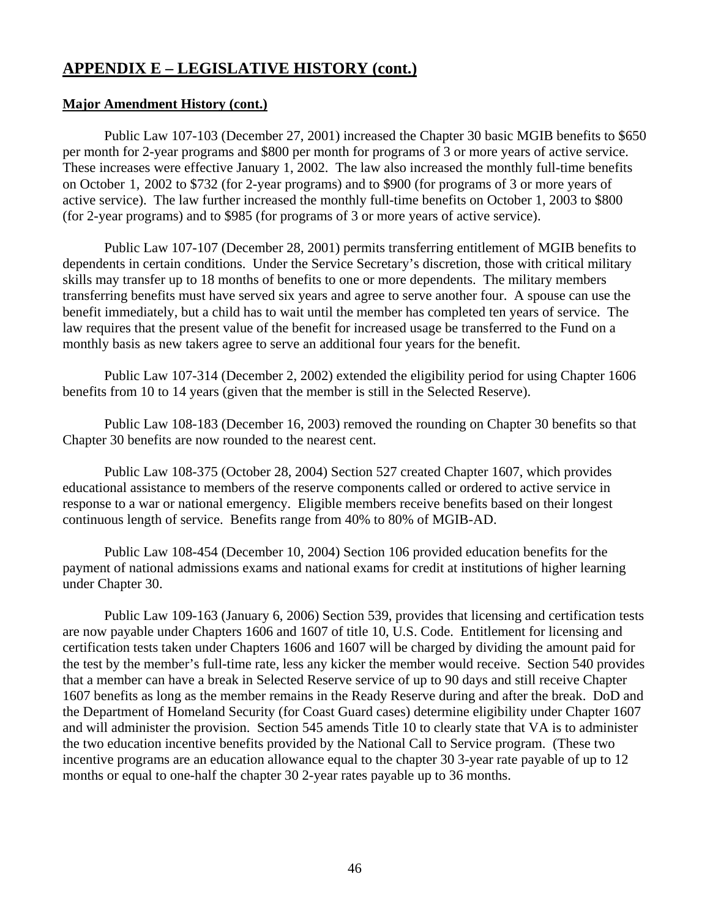## APPENDIX E – LEGISLATIVE HISTORY (cont.)

**Major Amendment History (cont.)**

Public Law 107-103 (December 27, 2001) increased the Chapter 30 basic MGIB benefits to $650 per month for 2-year programs and $800 per month for programs of 3 or more years of active service. These increases were effective January 1, 2002. The law also increased the monthly full-time benefits on October 1, 2002 to $732 (for 2-year programs) and to $900 (for programs of 3 or more years of active service). The law further increased the monthly full-time benefits on October 1, 2003 to $800 (for 2-year programs) and to $985 (for programs of 3 or more years of active service).

Public Law 107-107 (December 28, 2001) permits transferring entitlement of MGIB benefits to dependents in certain conditions. Under the Service Secretary's discretion, those with critical military skills may transfer up to 18 months of benefits to one or more dependents. The military members transferring benefits must have served six years and agree to serve another four. A spouse can use the benefit immediately, but a child has to wait until the member has completed ten years of service. The law requires that the present value of the benefit for increased usage be transferred to the Fund on a monthly basis as new takers agree to serve an additional four years for the benefit.

Public Law 107-314 (December 2, 2002) extended the eligibility period for using Chapter 1606 benefits from 10 to 14 years (given that the member is still in the Selected Reserve).

Public Law 108-183 (December 16, 2003) removed the rounding on Chapter 30 benefits so that Chapter 30 benefits are now rounded to the nearest cent.

Public Law 108-375 (October 28, 2004) Section 527 created Chapter 1607, which provides educational assistance to members of the reserve components called or ordered to active service in response to a war or national emergency. Eligible members receive benefits based on their longest continuous length of service. Benefits range from 40% to 80% of MGIB-AD.

Public Law 108-454 (December 10, 2004) Section 106 provided education benefits for the payment of national admissions exams and national exams for credit at institutions of higher learning under Chapter 30.

Public Law 109-163 (January 6, 2006) Section 539, provides that licensing and certification tests are now payable under Chapters 1606 and 1607 of title 10, U.S. Code. Entitlement for licensing and certification tests taken under Chapters 1606 and 1607 will be charged by dividing the amount paid for the test by the member's full-time rate, less any kicker the member would receive. Section 540 provides that a member can have a break in Selected Reserve service of up to 90 days and still receive Chapter 1607 benefits as long as the member remains in the Ready Reserve during and after the break. DoD and the Department of Homeland Security (for Coast Guard cases) determine eligibility under Chapter 1607 and will administer the provision. Section 545 amends Title 10 to clearly state that VA is to administer the two education incentive benefits provided by the National Call to Service program. (These two incentive programs are an education allowance equal to the chapter 30 3-year rate payable of up to 12 months or equal to one-half the chapter 30 2-year rates payable up to 36 months.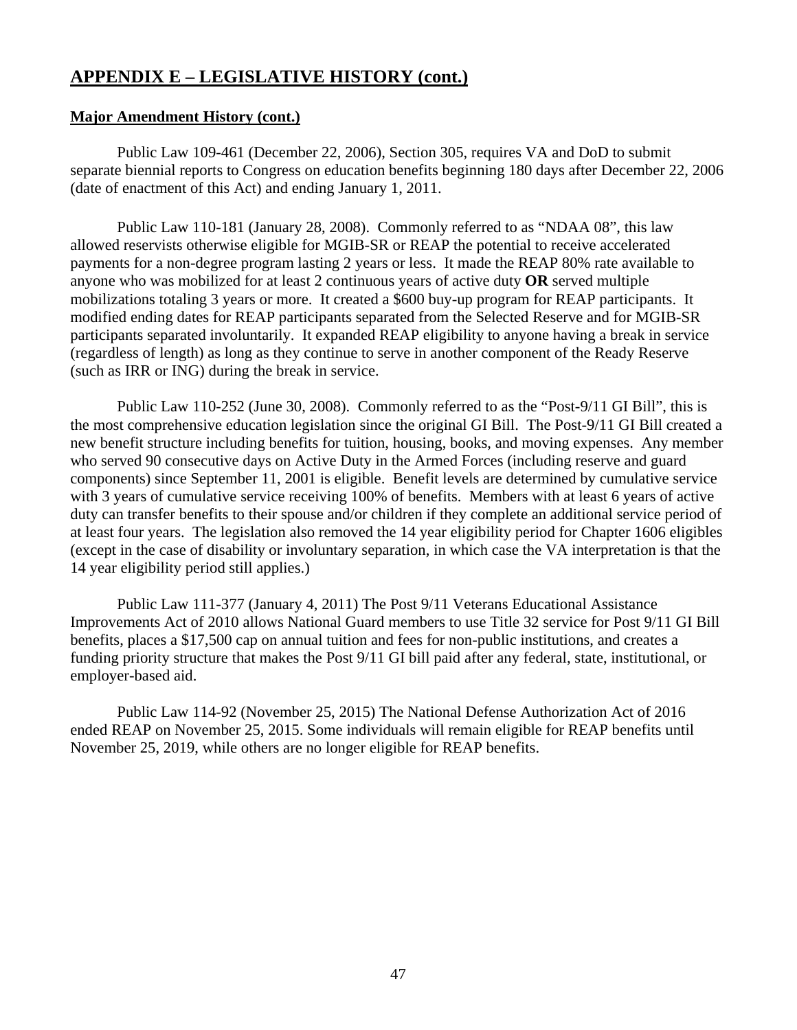## APPENDIX E – LEGISLATIVE HISTORY (cont.)

**Major Amendment History (cont.)**

Public Law 109-461 (December 22, 2006), Section 305, requires VA and DoD to submit separate biennial reports to Congress on education benefits beginning 180 days after December 22, 2006 (date of enactment of this Act) and ending January 1, 2011.

Public Law 110-181 (January 28, 2008). Commonly referred to as "NDAA 08", this law allowed reservists otherwise eligible for MGIB-SR or REAP the potential to receive accelerated payments for a non-degree program lasting 2 years or less. It made the REAP 80% rate available to anyone who was mobilized for at least 2 continuous years of active duty **OR** served multiple mobilizations totaling 3 years or more. It created a $600 buy-up program for REAP participants. It modified ending dates for REAP participants separated from the Selected Reserve and for MGIB-SR participants separated involuntarily. It expanded REAP eligibility to anyone having a break in service (regardless of length) as long as they continue to serve in another component of the Ready Reserve (such as IRR or ING) during the break in service.

Public Law 110-252 (June 30, 2008). Commonly referred to as the "Post-9/11 GI Bill", this is the most comprehensive education legislation since the original GI Bill. The Post-9/11 GI Bill created a new benefit structure including benefits for tuition, housing, books, and moving expenses. Any member who served 90 consecutive days on Active Duty in the Armed Forces (including reserve and guard components) since September 11, 2001 is eligible. Benefit levels are determined by cumulative service with 3 years of cumulative service receiving 100% of benefits. Members with at least 6 years of active duty can transfer benefits to their spouse and/or children if they complete an additional service period of at least four years. The legislation also removed the 14 year eligibility period for Chapter 1606 eligibles (except in the case of disability or involuntary separation, in which case the VA interpretation is that the 14 year eligibility period still applies.)

Public Law 111-377 (January 4, 2011) The Post 9/11 Veterans Educational Assistance Improvements Act of 2010 allows National Guard members to use Title 32 service for Post 9/11 GI Bill benefits, places a $17,500 cap on annual tuition and fees for non-public institutions, and creates a funding priority structure that makes the Post 9/11 GI bill paid after any federal, state, institutional, or employer-based aid.

Public Law 114-92 (November 25, 2015) The National Defense Authorization Act of 2016 ended REAP on November 25, 2015. Some individuals will remain eligible for REAP benefits until November 25, 2019, while others are no longer eligible for REAP benefits.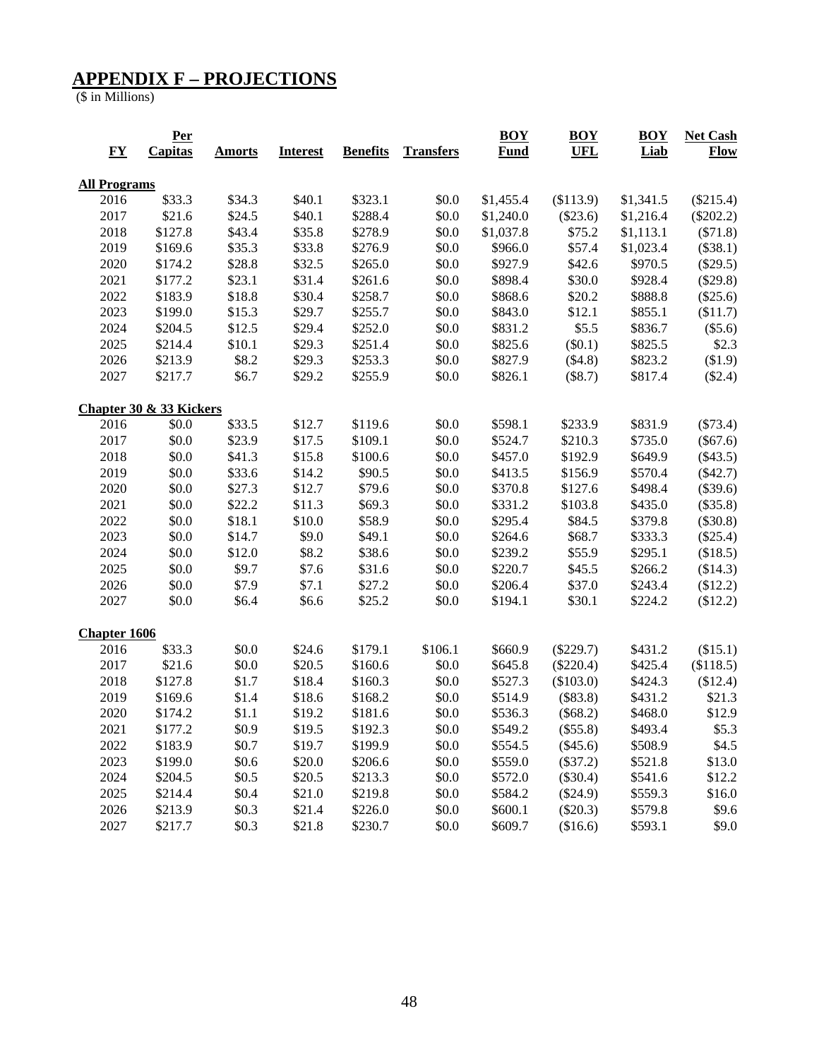## APPENDIX F – PROJECTIONS

($ in Millions)

| FY | Per Capitas | Amorts | Interest | Benefits | Transfers | BOY Fund | BOY UFL | BOY Liab | Net Cash Flow |
|---|---|---|---|---|---|---|---|---|---|
| **All Programs** | | | | | | | | | |
| 2016 | $33.3 | $34.3 | $40.1 | $323.1 | $0.0 | $1,455.4 | ($113.9) | $1,341.5 | ($215.4) |
| 2017 | $21.6 | $24.5 | $40.1 | $288.4 | $0.0 | $1,240.0 | ($23.6) | $1,216.4 | ($202.2) |
| 2018 | $127.8 | $43.4 | $35.8 | $278.9 | $0.0 | $1,037.8 | $75.2 | $1,113.1 | ($71.8) |
| 2019 | $169.6 | $35.3 | $33.8 | $276.9 | $0.0 | $966.0 | $57.4 | $1,023.4 | ($38.1) |
| 2020 | $174.2 | $28.8 | $32.5 | $265.0 | $0.0 | $927.9 | $42.6 | $970.5 | ($29.5) |
| 2021 | $177.2 | $23.1 | $31.4 | $261.6 | $0.0 | $898.4 | $30.0 | $928.4 | ($29.8) |
| 2022 | $183.9 | $18.8 | $30.4 | $258.7 | $0.0 | $868.6 | $20.2 | $888.8 | ($25.6) |
| 2023 | $199.0 | $15.3 | $29.7 | $255.7 | $0.0 | $843.0 | $12.1 | $855.1 | ($11.7) |
| 2024 | $204.5 | $12.5 | $29.4 | $252.0 | $0.0 | $831.2 | $5.5 | $836.7 | ($5.6) |
| 2025 | $214.4 | $10.1 | $29.3 | $251.4 | $0.0 | $825.6 | ($0.1) | $825.5 | $2.3 |
| 2026 | $213.9 | $8.2 | $29.3 | $253.3 | $0.0 | $827.9 | ($4.8) | $823.2 | ($1.9) |
| 2027 | $217.7 | $6.7 | $29.2 | $255.9 | $0.0 | $826.1 | ($8.7) | $817.4 | ($2.4) |
| **Chapter 30 & 33 Kickers** | | | | | | | | | |
| 2016 | $0.0 | $33.5 | $12.7 | $119.6 | $0.0 | $598.1 | $233.9 | $831.9 | ($73.4) |
| 2017 | $0.0 | $23.9 | $17.5 | $109.1 | $0.0 | $524.7 | $210.3 | $735.0 | ($67.6) |
| 2018 | $0.0 | $41.3 | $15.8 | $100.6 | $0.0 | $457.0 | $192.9 | $649.9 | ($43.5) |
| 2019 | $0.0 | $33.6 | $14.2 | $90.5 | $0.0 | $413.5 | $156.9 | $570.4 | ($42.7) |
| 2020 | $0.0 | $27.3 | $12.7 | $79.6 | $0.0 | $370.8 | $127.6 | $498.4 | ($39.6) |
| 2021 | $0.0 | $22.2 | $11.3 | $69.3 | $0.0 | $331.2 | $103.8 | $435.0 | ($35.8) |
| 2022 | $0.0 | $18.1 | $10.0 | $58.9 | $0.0 | $295.4 | $84.5 | $379.8 | ($30.8) |
| 2023 | $0.0 | $14.7 | $9.0 | $49.1 | $0.0 | $264.6 | $68.7 | $333.3 | ($25.4) |
| 2024 | $0.0 | $12.0 | $8.2 | $38.6 | $0.0 | $239.2 | $55.9 | $295.1 | ($18.5) |
| 2025 | $0.0 | $9.7 | $7.6 | $31.6 | $0.0 | $220.7 | $45.5 | $266.2 | ($14.3) |
| 2026 | $0.0 | $7.9 | $7.1 | $27.2 | $0.0 | $206.4 | $37.0 | $243.4 | ($12.2) |
| 2027 | $0.0 | $6.4 | $6.6 | $25.2 | $0.0 | $194.1 | $30.1 | $224.2 | ($12.2) |
| **Chapter 1606** | | | | | | | | | |
| 2016 | $33.3 | $0.0 | $24.6 | $179.1 | $106.1 | $660.9 | ($229.7) | $431.2 | ($15.1) |
| 2017 | $21.6 | $0.0 | $20.5 | $160.6 | $0.0 | $645.8 | ($220.4) | $425.4 | ($118.5) |
| 2018 | $127.8 | $1.7 | $18.4 | $160.3 | $0.0 | $527.3 | ($103.0) | $424.3 | ($12.4) |
| 2019 | $169.6 | $1.4 | $18.6 | $168.2 | $0.0 | $514.9 | ($83.8) | $431.2 | $21.3 |
| 2020 | $174.2 | $1.1 | $19.2 | $181.6 | $0.0 | $536.3 | ($68.2) | $468.0 | $12.9 |
| 2021 | $177.2 | $0.9 | $19.5 | $192.3 | $0.0 | $549.2 | ($55.8) | $493.4 | $5.3 |
| 2022 | $183.9 | $0.7 | $19.7 | $199.9 | $0.0 | $554.5 | ($45.6) | $508.9 | $4.5 |
| 2023 | $199.0 | $0.6 | $20.0 | $206.6 | $0.0 | $559.0 | ($37.2) | $521.8 | $13.0 |
| 2024 | $204.5 | $0.5 | $20.5 | $213.3 | $0.0 | $572.0 | ($30.4) | $541.6 | $12.2 |
| 2025 | $214.4 | $0.4 | $21.0 | $219.8 | $0.0 | $584.2 | ($24.9) | $559.3 | $16.0 |
| 2026 | $213.9 | $0.3 | $21.4 | $226.0 | $0.0 | $600.1 | ($20.3) | $579.8 | $9.6 |
| 2027 | $217.7 | $0.3 | $21.8 | $230.7 | $0.0 | $609.7 | ($16.6) | $593.1 | $9.0 |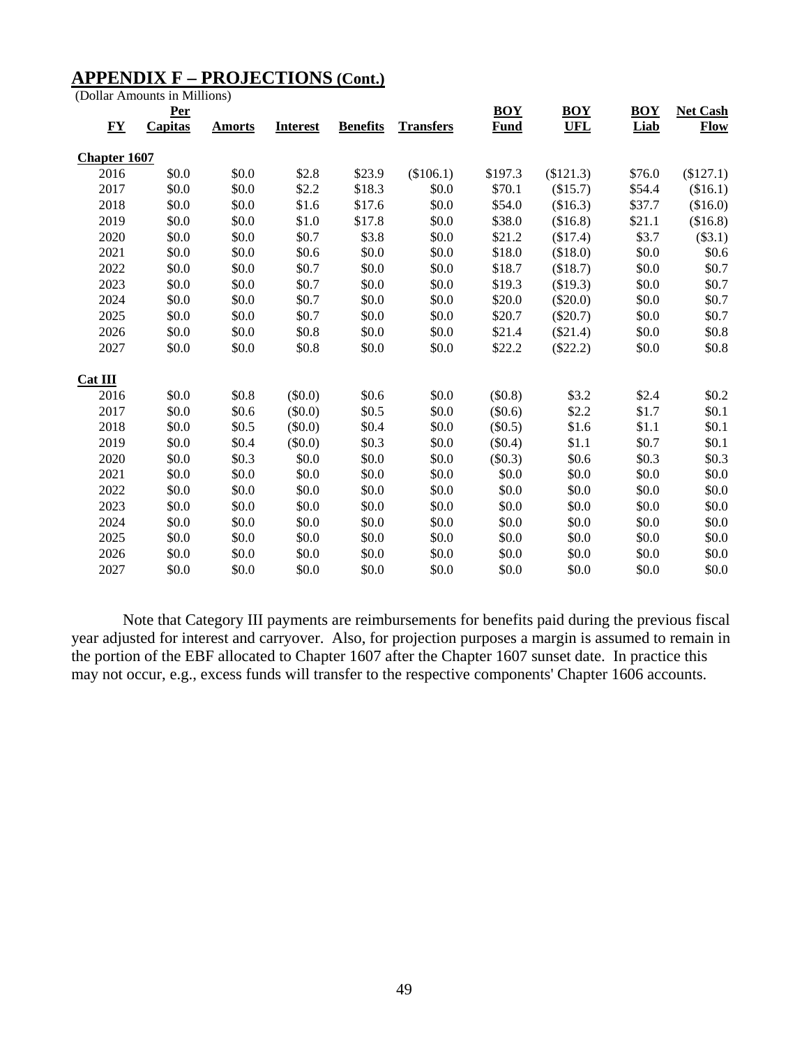## APPENDIX F – PROJECTIONS (Cont.)

(Dollar Amounts in Millions)

| FY | Per Capitas | Amorts | Interest | Benefits | Transfers | BOY Fund | BOY UFL | BOY Liab | Net Cash Flow |
|---|---|---|---|---|---|---|---|---|---|
| **Chapter 1607** | | | | | | | | | |
| 2016 | \$0.0 | \$0.0 | \$2.8 | \$23.9 | (\$106.1) | \$197.3 | (\$121.3) | \$76.0 | (\$127.1) |
| 2017 | \$0.0 | \$0.0 | \$2.2 | \$18.3 | \$0.0 | \$70.1 | (\$15.7) | \$54.4 | (\$16.1) |
| 2018 | \$0.0 | \$0.0 | \$1.6 | \$17.6 | \$0.0 | \$54.0 | (\$16.3) | \$37.7 | (\$16.0) |
| 2019 | \$0.0 | \$0.0 | \$1.0 | \$17.8 | \$0.0 | \$38.0 | (\$16.8) | \$21.1 | (\$16.8) |
| 2020 | \$0.0 | \$0.0 | \$0.7 | \$3.8 | \$0.0 | \$21.2 | (\$17.4) | \$3.7 | (\$3.1) |
| 2021 | \$0.0 | \$0.0 | \$0.6 | \$0.0 | \$0.0 | \$18.0 | (\$18.0) | \$0.0 | \$0.6 |
| 2022 | \$0.0 | \$0.0 | \$0.7 | \$0.0 | \$0.0 | \$18.7 | (\$18.7) | \$0.0 | \$0.7 |
| 2023 | \$0.0 | \$0.0 | \$0.7 | \$0.0 | \$0.0 | \$19.3 | (\$19.3) | \$0.0 | \$0.7 |
| 2024 | \$0.0 | \$0.0 | \$0.7 | \$0.0 | \$0.0 | \$20.0 | (\$20.0) | \$0.0 | \$0.7 |
| 2025 | \$0.0 | \$0.0 | \$0.7 | \$0.0 | \$0.0 | \$20.7 | (\$20.7) | \$0.0 | \$0.7 |
| 2026 | \$0.0 | \$0.0 | \$0.8 | \$0.0 | \$0.0 | \$21.4 | (\$21.4) | \$0.0 | \$0.8 |
| 2027 | \$0.0 | \$0.0 | \$0.8 | \$0.0 | \$0.0 | \$22.2 | (\$22.2) | \$0.0 | \$0.8 |
| **Cat III** | | | | | | | | | |
| 2016 | \$0.0 | \$0.8 | (\$0.0) | \$0.6 | \$0.0 | (\$0.8) | \$3.2 | \$2.4 | \$0.2 |
| 2017 | \$0.0 | \$0.6 | (\$0.0) | \$0.5 | \$0.0 | (\$0.6) | \$2.2 | \$1.7 | \$0.1 |
| 2018 | \$0.0 | \$0.5 | (\$0.0) | \$0.4 | \$0.0 | (\$0.5) | \$1.6 | \$1.1 | \$0.1 |
| 2019 | \$0.0 | \$0.4 | (\$0.0) | \$0.3 | \$0.0 | (\$0.4) | \$1.1 | \$0.7 | \$0.1 |
| 2020 | \$0.0 | \$0.3 | \$0.0 | \$0.0 | \$0.0 | (\$0.3) | \$0.6 | \$0.3 | \$0.3 |
| 2021 | \$0.0 | \$0.0 | \$0.0 | \$0.0 | \$0.0 | \$0.0 | \$0.0 | \$0.0 | \$0.0 |
| 2022 | \$0.0 | \$0.0 | \$0.0 | \$0.0 | \$0.0 | \$0.0 | \$0.0 | \$0.0 | \$0.0 |
| 2023 | \$0.0 | \$0.0 | \$0.0 | \$0.0 | \$0.0 | \$0.0 | \$0.0 | \$0.0 | \$0.0 |
| 2024 | \$0.0 | \$0.0 | \$0.0 | \$0.0 | \$0.0 | \$0.0 | \$0.0 | \$0.0 | \$0.0 |
| 2025 | \$0.0 | \$0.0 | \$0.0 | \$0.0 | \$0.0 | \$0.0 | \$0.0 | \$0.0 | \$0.0 |
| 2026 | \$0.0 | \$0.0 | \$0.0 | \$0.0 | \$0.0 | \$0.0 | \$0.0 | \$0.0 | \$0.0 |
| 2027 | \$0.0 | \$0.0 | \$0.0 | \$0.0 | \$0.0 | \$0.0 | \$0.0 | \$0.0 | \$0.0 |

Note that Category III payments are reimbursements for benefits paid during the previous fiscal year adjusted for interest and carryover. Also, for projection purposes a margin is assumed to remain in the portion of the EBF allocated to Chapter 1607 after the Chapter 1607 sunset date. In practice this may not occur, e.g., excess funds will transfer to the respective components' Chapter 1606 accounts.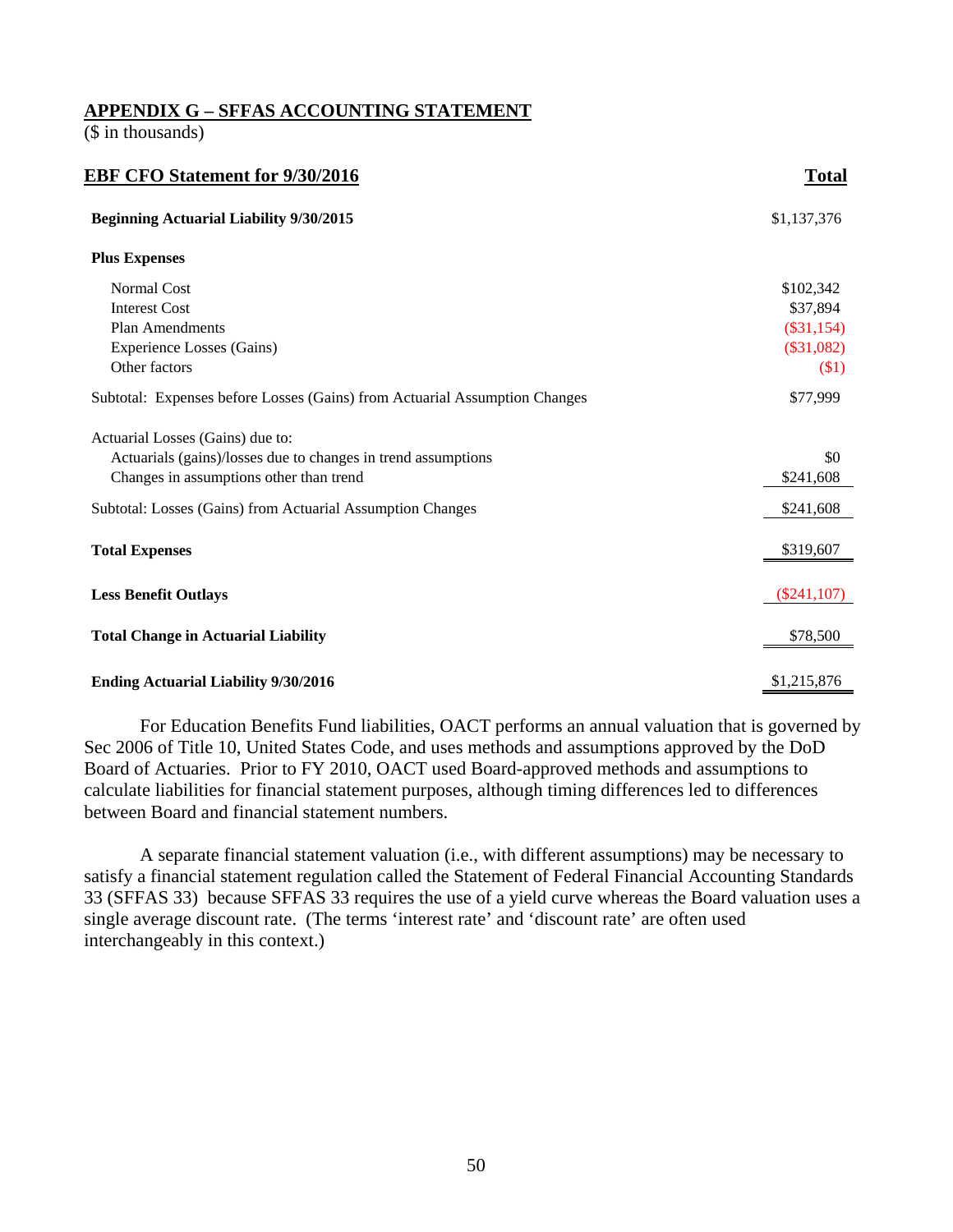## APPENDIX G – SFFAS ACCOUNTING STATEMENT

($ in thousands)

| EBF CFO Statement for 9/30/2016 | Total |
|---|---|
| **Beginning Actuarial Liability 9/30/2015** | $1,137,376 |
| **Plus Expenses** | |
| Normal Cost | $102,342 |
| Interest Cost | $37,894 |
| Plan Amendments | ($31,154) |
| Experience Losses (Gains) | ($31,082) |
| Other factors | ($1) |
| Subtotal: Expenses before Losses (Gains) from Actuarial Assumption Changes | $77,999 |
| Actuarial Losses (Gains) due to: | |
| Actuarials (gains)/losses due to changes in trend assumptions | $0 |
| Changes in assumptions other than trend | $241,608 |
| Subtotal: Losses (Gains) from Actuarial Assumption Changes | $241,608 |
| **Total Expenses** | $319,607 |
| **Less Benefit Outlays** | ($241,107) |
| **Total Change in Actuarial Liability** | $78,500 |
| **Ending Actuarial Liability 9/30/2016** | $1,215,876 |

For Education Benefits Fund liabilities, OACT performs an annual valuation that is governed by Sec 2006 of Title 10, United States Code, and uses methods and assumptions approved by the DoD Board of Actuaries. Prior to FY 2010, OACT used Board-approved methods and assumptions to calculate liabilities for financial statement purposes, although timing differences led to differences between Board and financial statement numbers.

A separate financial statement valuation (i.e., with different assumptions) may be necessary to satisfy a financial statement regulation called the Statement of Federal Financial Accounting Standards 33 (SFFAS 33) because SFFAS 33 requires the use of a yield curve whereas the Board valuation uses a single average discount rate. (The terms 'interest rate' and 'discount rate' are often used interchangeably in this context.)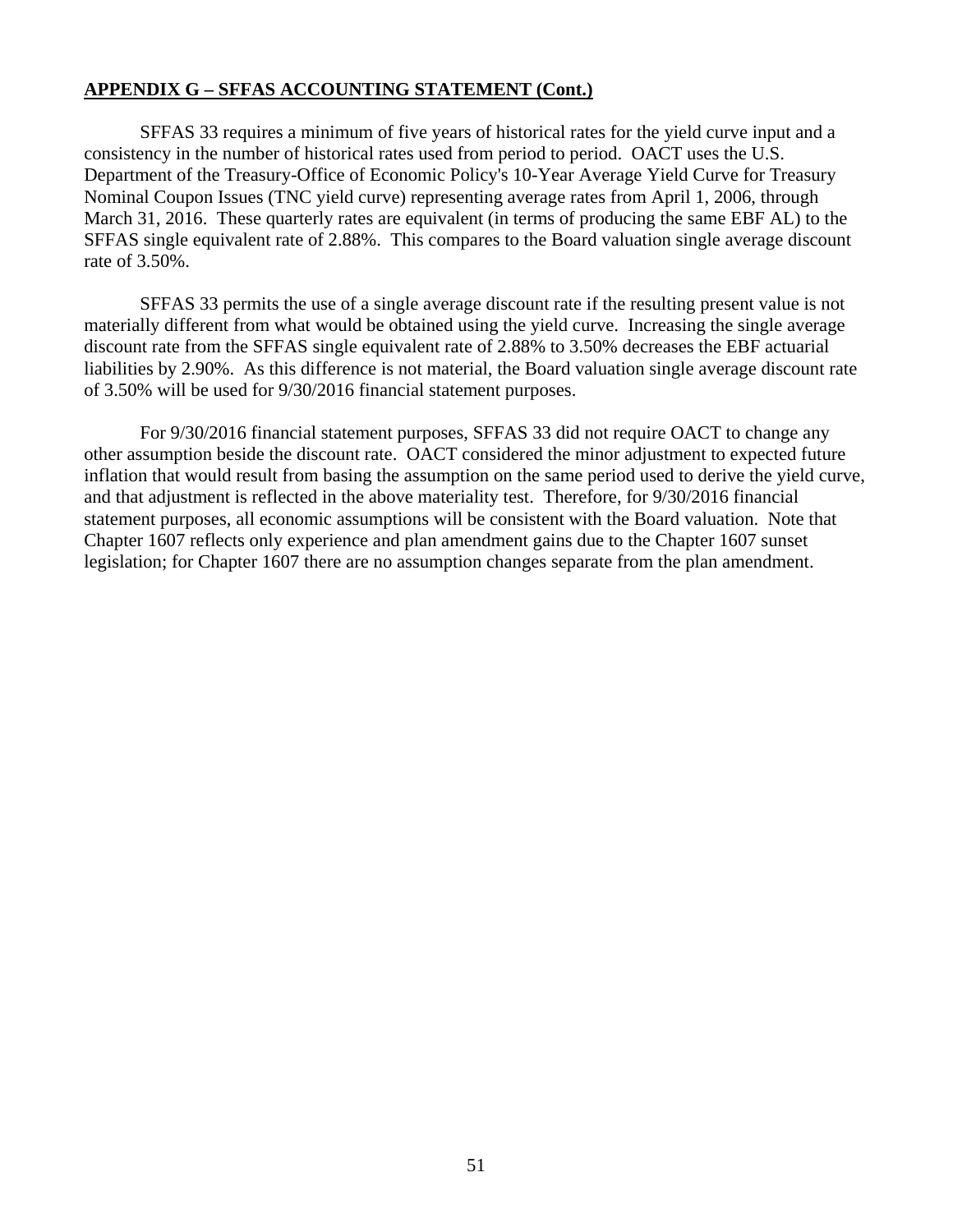**APPENDIX G – SFFAS ACCOUNTING STATEMENT (Cont.)**

SFFAS 33 requires a minimum of five years of historical rates for the yield curve input and a consistency in the number of historical rates used from period to period. OACT uses the U.S. Department of the Treasury-Office of Economic Policy's 10-Year Average Yield Curve for Treasury Nominal Coupon Issues (TNC yield curve) representing average rates from April 1, 2006, through March 31, 2016. These quarterly rates are equivalent (in terms of producing the same EBF AL) to the SFFAS single equivalent rate of 2.88%. This compares to the Board valuation single average discount rate of 3.50%.

SFFAS 33 permits the use of a single average discount rate if the resulting present value is not materially different from what would be obtained using the yield curve. Increasing the single average discount rate from the SFFAS single equivalent rate of 2.88% to 3.50% decreases the EBF actuarial liabilities by 2.90%. As this difference is not material, the Board valuation single average discount rate of 3.50% will be used for 9/30/2016 financial statement purposes.

For 9/30/2016 financial statement purposes, SFFAS 33 did not require OACT to change any other assumption beside the discount rate. OACT considered the minor adjustment to expected future inflation that would result from basing the assumption on the same period used to derive the yield curve, and that adjustment is reflected in the above materiality test. Therefore, for 9/30/2016 financial statement purposes, all economic assumptions will be consistent with the Board valuation. Note that Chapter 1607 reflects only experience and plan amendment gains due to the Chapter 1607 sunset legislation; for Chapter 1607 there are no assumption changes separate from the plan amendment.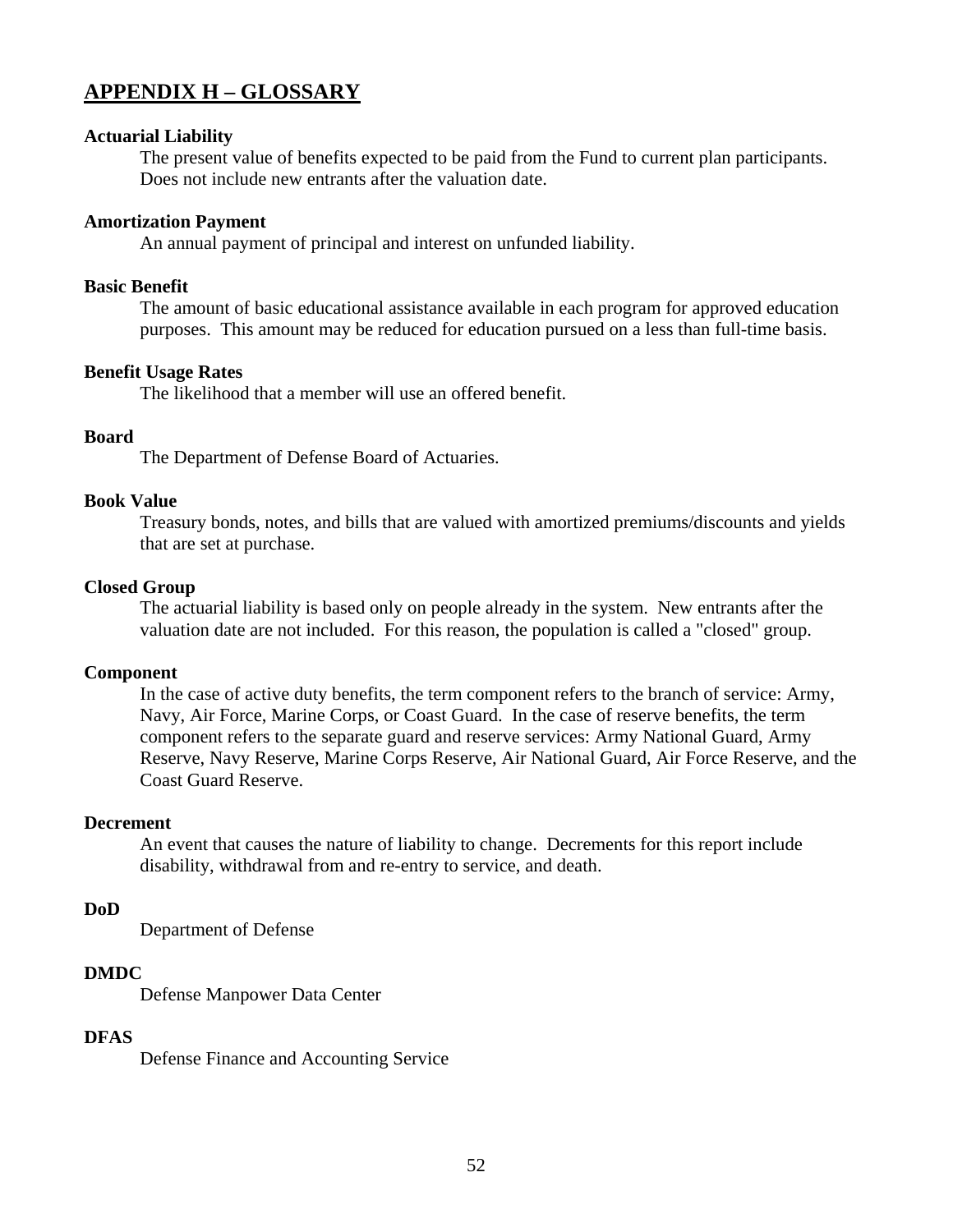## APPENDIX H – GLOSSARY

**Actuarial Liability**

The present value of benefits expected to be paid from the Fund to current plan participants. Does not include new entrants after the valuation date.

**Amortization Payment**

An annual payment of principal and interest on unfunded liability.

**Basic Benefit**

The amount of basic educational assistance available in each program for approved education purposes. This amount may be reduced for education pursued on a less than full-time basis.

**Benefit Usage Rates**

The likelihood that a member will use an offered benefit.

**Board**

The Department of Defense Board of Actuaries.

**Book Value**

Treasury bonds, notes, and bills that are valued with amortized premiums/discounts and yields that are set at purchase.

**Closed Group**

The actuarial liability is based only on people already in the system. New entrants after the valuation date are not included. For this reason, the population is called a "closed" group.

**Component**

In the case of active duty benefits, the term component refers to the branch of service: Army, Navy, Air Force, Marine Corps, or Coast Guard. In the case of reserve benefits, the term component refers to the separate guard and reserve services: Army National Guard, Army Reserve, Navy Reserve, Marine Corps Reserve, Air National Guard, Air Force Reserve, and the Coast Guard Reserve.

**Decrement**

An event that causes the nature of liability to change. Decrements for this report include disability, withdrawal from and re-entry to service, and death.

**DoD**

Department of Defense

**DMDC**

Defense Manpower Data Center

**DFAS**

Defense Finance and Accounting Service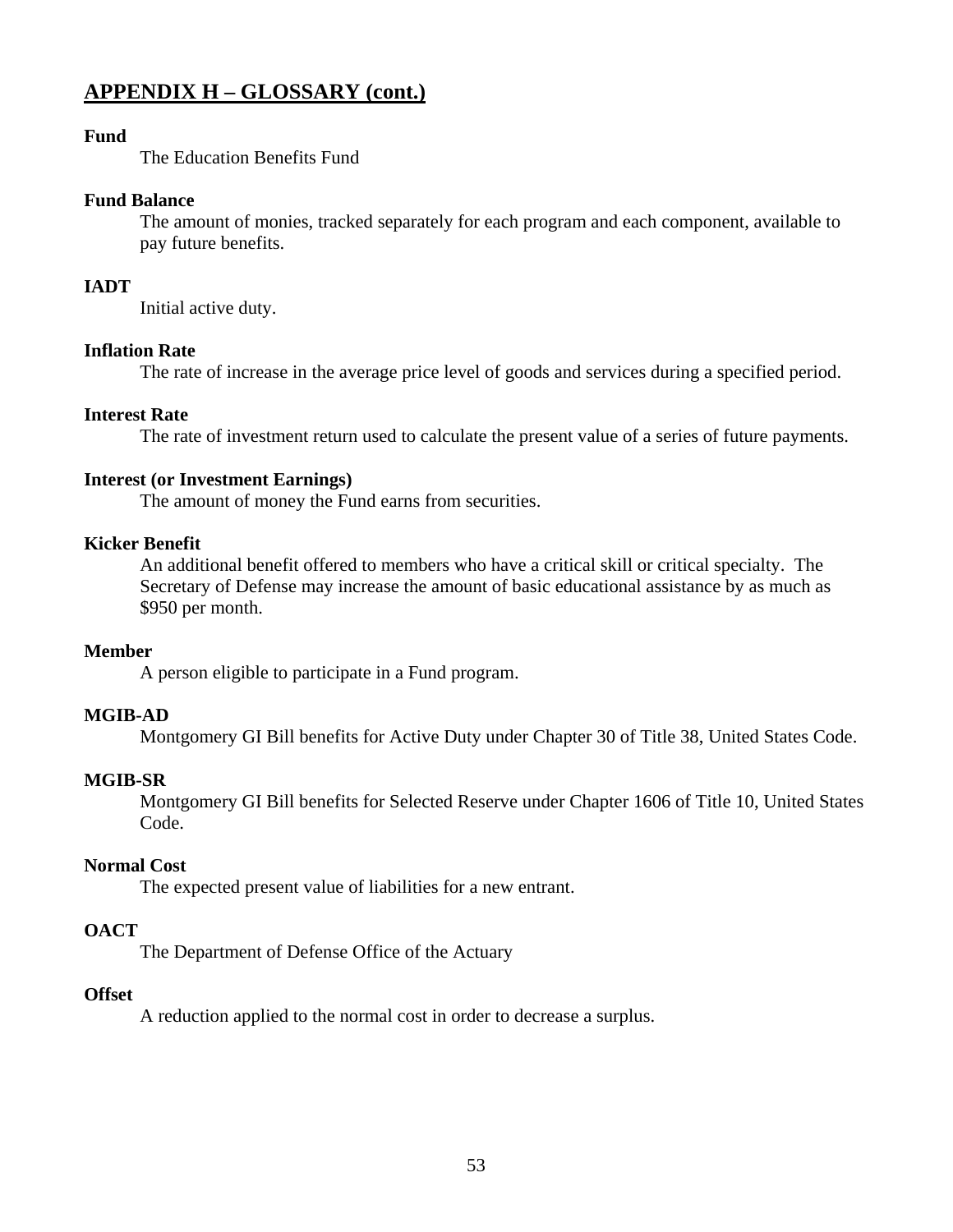## APPENDIX H – GLOSSARY (cont.)

**Fund**

The Education Benefits Fund

**Fund Balance**

The amount of monies, tracked separately for each program and each component, available to pay future benefits.

**IADT**

Initial active duty.

**Inflation Rate**

The rate of increase in the average price level of goods and services during a specified period.

**Interest Rate**

The rate of investment return used to calculate the present value of a series of future payments.

**Interest (or Investment Earnings)**

The amount of money the Fund earns from securities.

**Kicker Benefit**

An additional benefit offered to members who have a critical skill or critical specialty. The Secretary of Defense may increase the amount of basic educational assistance by as much as $950 per month.

**Member**

A person eligible to participate in a Fund program.

**MGIB-AD**

Montgomery GI Bill benefits for Active Duty under Chapter 30 of Title 38, United States Code.

**MGIB-SR**

Montgomery GI Bill benefits for Selected Reserve under Chapter 1606 of Title 10, United States Code.

**Normal Cost**

The expected present value of liabilities for a new entrant.

**OACT**

The Department of Defense Office of the Actuary

**Offset**

A reduction applied to the normal cost in order to decrease a surplus.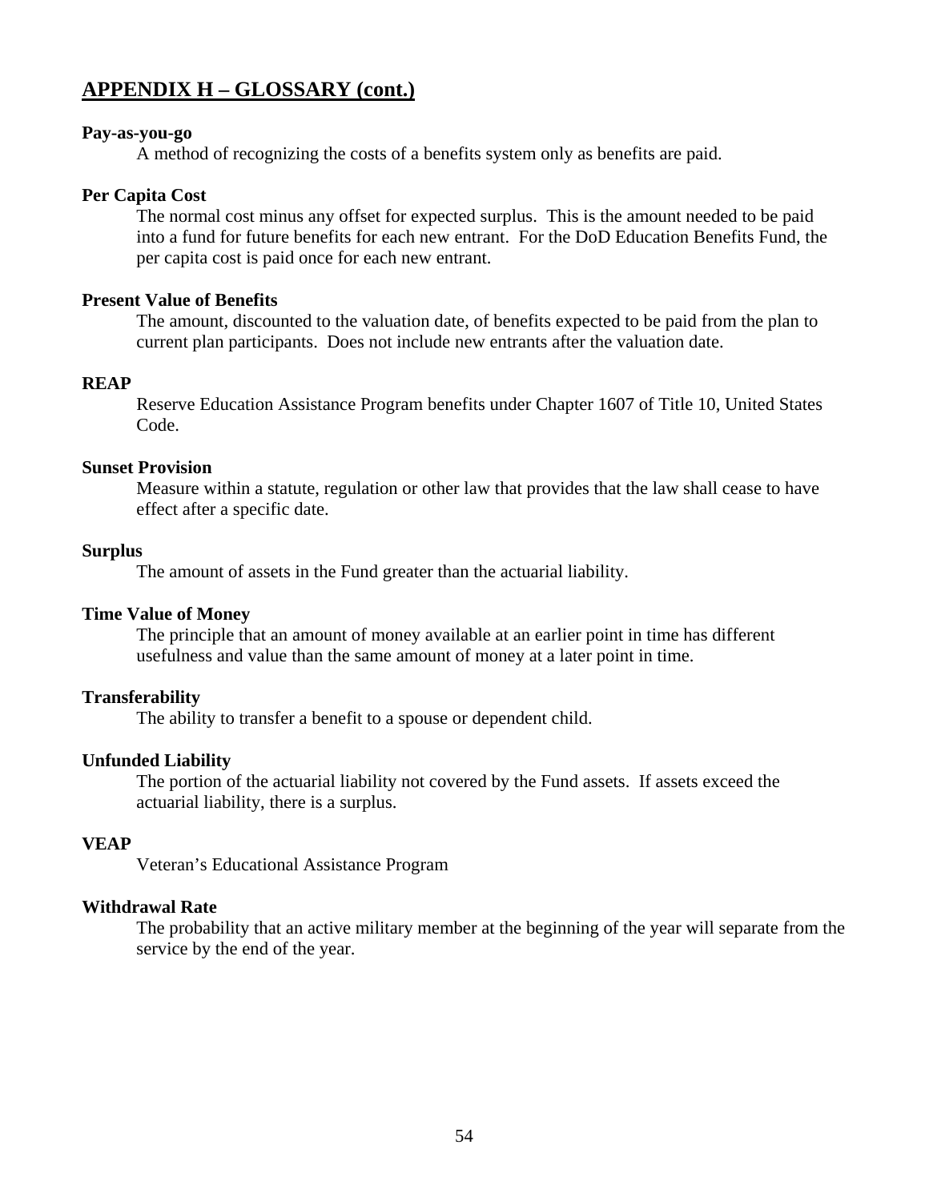## APPENDIX H – GLOSSARY (cont.)

**Pay-as-you-go**

A method of recognizing the costs of a benefits system only as benefits are paid.

**Per Capita Cost**

The normal cost minus any offset for expected surplus. This is the amount needed to be paid into a fund for future benefits for each new entrant. For the DoD Education Benefits Fund, the per capita cost is paid once for each new entrant.

**Present Value of Benefits**

The amount, discounted to the valuation date, of benefits expected to be paid from the plan to current plan participants. Does not include new entrants after the valuation date.

**REAP**

Reserve Education Assistance Program benefits under Chapter 1607 of Title 10, United States Code.

**Sunset Provision**

Measure within a statute, regulation or other law that provides that the law shall cease to have effect after a specific date.

**Surplus**

The amount of assets in the Fund greater than the actuarial liability.

**Time Value of Money**

The principle that an amount of money available at an earlier point in time has different usefulness and value than the same amount of money at a later point in time.

**Transferability**

The ability to transfer a benefit to a spouse or dependent child.

**Unfunded Liability**

The portion of the actuarial liability not covered by the Fund assets. If assets exceed the actuarial liability, there is a surplus.

**VEAP**

Veteran's Educational Assistance Program

**Withdrawal Rate**

The probability that an active military member at the beginning of the year will separate from the service by the end of the year.